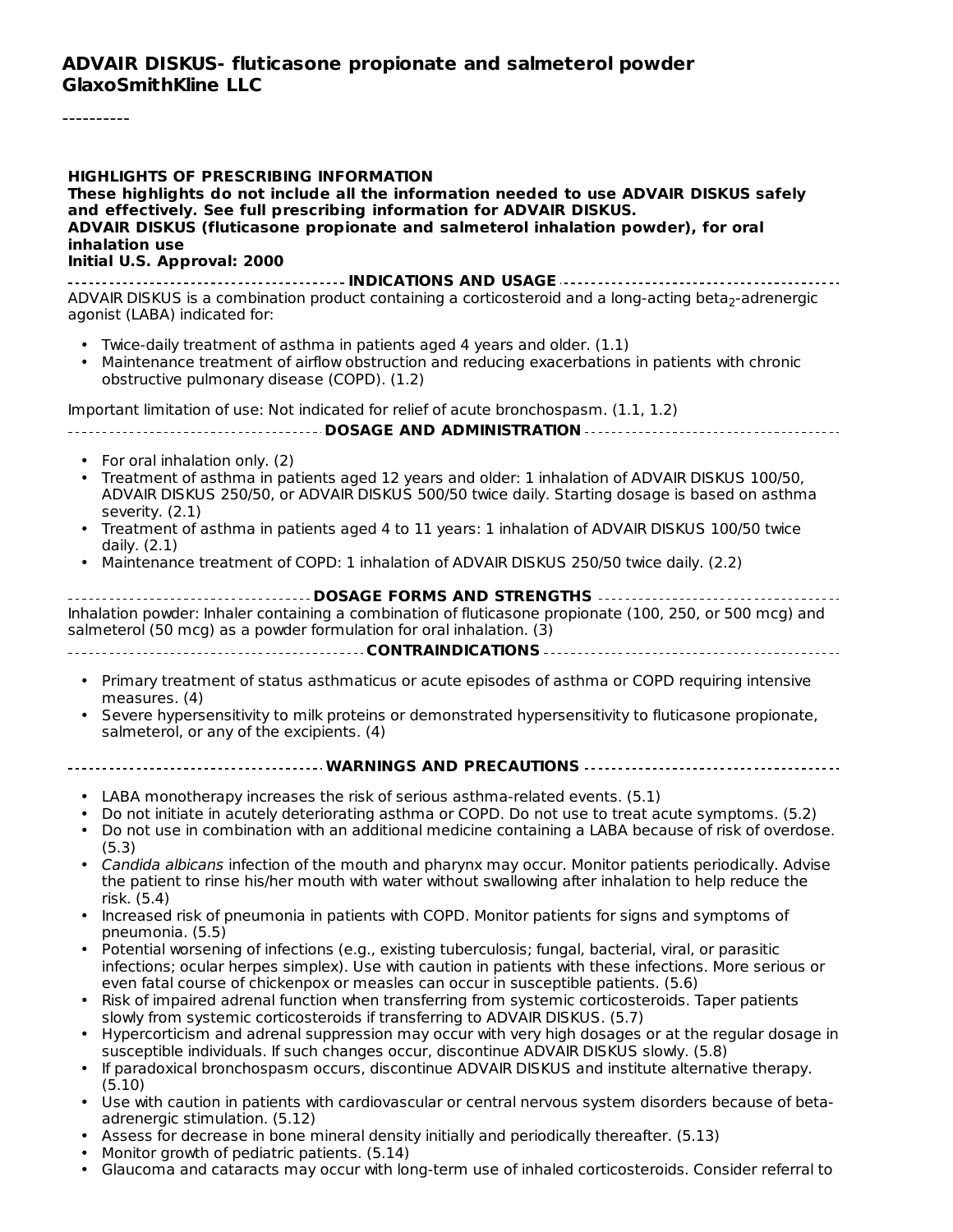# ADVAIR DISKUS- fluticasone propionate and salmeterol powder
# GlaxoSmithKline LLC

----------

**HIGHLIGHTS OF PRESCRIBING INFORMATION**
**These highlights do not include all the information needed to use ADVAIR DISKUS safely and effectively. See full prescribing information for ADVAIR DISKUS.**
**ADVAIR DISKUS (fluticasone propionate and salmeterol inhalation powder), for oral inhalation use**
**Initial U.S. Approval: 2000**

## INDICATIONS AND USAGE

ADVAIR DISKUS is a combination product containing a corticosteroid and a long-acting beta$_2$-adrenergic agonist (LABA) indicated for:

- Twice-daily treatment of asthma in patients aged 4 years and older. (1.1)
- Maintenance treatment of airflow obstruction and reducing exacerbations in patients with chronic obstructive pulmonary disease (COPD). (1.2)

Important limitation of use: Not indicated for relief of acute bronchospasm. (1.1, 1.2)

## DOSAGE AND ADMINISTRATION

- For oral inhalation only. (2)
- Treatment of asthma in patients aged 12 years and older: 1 inhalation of ADVAIR DISKUS 100/50, ADVAIR DISKUS 250/50, or ADVAIR DISKUS 500/50 twice daily. Starting dosage is based on asthma severity. (2.1)
- Treatment of asthma in patients aged 4 to 11 years: 1 inhalation of ADVAIR DISKUS 100/50 twice daily. (2.1)
- Maintenance treatment of COPD: 1 inhalation of ADVAIR DISKUS 250/50 twice daily. (2.2)

## DOSAGE FORMS AND STRENGTHS

Inhalation powder: Inhaler containing a combination of fluticasone propionate (100, 250, or 500 mcg) and salmeterol (50 mcg) as a powder formulation for oral inhalation. (3)

## CONTRAINDICATIONS

- Primary treatment of status asthmaticus or acute episodes of asthma or COPD requiring intensive measures. (4)
- Severe hypersensitivity to milk proteins or demonstrated hypersensitivity to fluticasone propionate, salmeterol, or any of the excipients. (4)

## WARNINGS AND PRECAUTIONS

- LABA monotherapy increases the risk of serious asthma-related events. (5.1)
- Do not initiate in acutely deteriorating asthma or COPD. Do not use to treat acute symptoms. (5.2)
- Do not use in combination with an additional medicine containing a LABA because of risk of overdose. (5.3)
- *Candida albicans* infection of the mouth and pharynx may occur. Monitor patients periodically. Advise the patient to rinse his/her mouth with water without swallowing after inhalation to help reduce the risk. (5.4)
- Increased risk of pneumonia in patients with COPD. Monitor patients for signs and symptoms of pneumonia. (5.5)
- Potential worsening of infections (e.g., existing tuberculosis; fungal, bacterial, viral, or parasitic infections; ocular herpes simplex). Use with caution in patients with these infections. More serious or even fatal course of chickenpox or measles can occur in susceptible patients. (5.6)
- Risk of impaired adrenal function when transferring from systemic corticosteroids. Taper patients slowly from systemic corticosteroids if transferring to ADVAIR DISKUS. (5.7)
- Hypercorticism and adrenal suppression may occur with very high dosages or at the regular dosage in susceptible individuals. If such changes occur, discontinue ADVAIR DISKUS slowly. (5.8)
- If paradoxical bronchospasm occurs, discontinue ADVAIR DISKUS and institute alternative therapy. (5.10)
- Use with caution in patients with cardiovascular or central nervous system disorders because of beta-adrenergic stimulation. (5.12)
- Assess for decrease in bone mineral density initially and periodically thereafter. (5.13)
- Monitor growth of pediatric patients. (5.14)
- Glaucoma and cataracts may occur with long-term use of inhaled corticosteroids. Consider referral to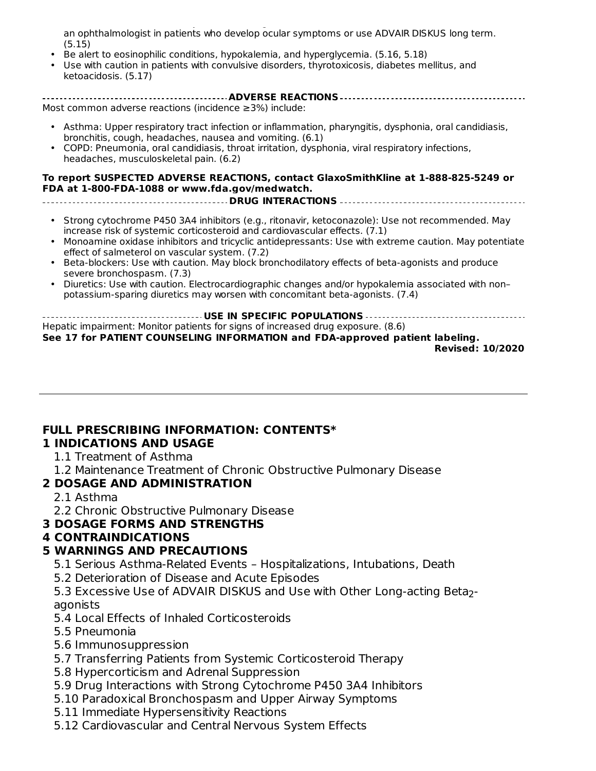an ophthalmologist in patients who develop ocular symptoms or use ADVAIR DISKUS long term. (5.15)

- Be alert to eosinophilic conditions, hypokalemia, and hyperglycemia. (5.16, 5.18)
- Use with caution in patients with convulsive disorders, thyrotoxicosis, diabetes mellitus, and ketoacidosis. (5.17)

**ADVERSE REACTIONS**

Most common adverse reactions (incidence ≥3%) include:

- Asthma: Upper respiratory tract infection or inflammation, pharyngitis, dysphonia, oral candidiasis, bronchitis, cough, headaches, nausea and vomiting. (6.1)
- COPD: Pneumonia, oral candidiasis, throat irritation, dysphonia, viral respiratory infections, headaches, musculoskeletal pain. (6.2)

**To report SUSPECTED ADVERSE REACTIONS, contact GlaxoSmithKline at 1-888-825-5249 or FDA at 1-800-FDA-1088 or www.fda.gov/medwatch.**

**DRUG INTERACTIONS**

- Strong cytochrome P450 3A4 inhibitors (e.g., ritonavir, ketoconazole): Use not recommended. May increase risk of systemic corticosteroid and cardiovascular effects. (7.1)
- Monoamine oxidase inhibitors and tricyclic antidepressants: Use with extreme caution. May potentiate effect of salmeterol on vascular system. (7.2)
- Beta-blockers: Use with caution. May block bronchodilatory effects of beta-agonists and produce severe bronchospasm. (7.3)
- Diuretics: Use with caution. Electrocardiographic changes and/or hypokalemia associated with non–potassium-sparing diuretics may worsen with concomitant beta-agonists. (7.4)

**USE IN SPECIFIC POPULATIONS**

Hepatic impairment: Monitor patients for signs of increased drug exposure. (8.6)

**See 17 for PATIENT COUNSELING INFORMATION and FDA-approved patient labeling.**

**Revised: 10/2020**

---

## FULL PRESCRIBING INFORMATION: CONTENTS*

**1 INDICATIONS AND USAGE**
- 1.1 Treatment of Asthma
- 1.2 Maintenance Treatment of Chronic Obstructive Pulmonary Disease

**2 DOSAGE AND ADMINISTRATION**
- 2.1 Asthma
- 2.2 Chronic Obstructive Pulmonary Disease

**3 DOSAGE FORMS AND STRENGTHS**

**4 CONTRAINDICATIONS**

**5 WARNINGS AND PRECAUTIONS**
- 5.1 Serious Asthma-Related Events – Hospitalizations, Intubations, Death
- 5.2 Deterioration of Disease and Acute Episodes
- 5.3 Excessive Use of ADVAIR DISKUS and Use with Other Long-acting Beta$_2$-agonists
- 5.4 Local Effects of Inhaled Corticosteroids
- 5.5 Pneumonia
- 5.6 Immunosuppression
- 5.7 Transferring Patients from Systemic Corticosteroid Therapy
- 5.8 Hypercorticism and Adrenal Suppression
- 5.9 Drug Interactions with Strong Cytochrome P450 3A4 Inhibitors
- 5.10 Paradoxical Bronchospasm and Upper Airway Symptoms
- 5.11 Immediate Hypersensitivity Reactions
- 5.12 Cardiovascular and Central Nervous System Effects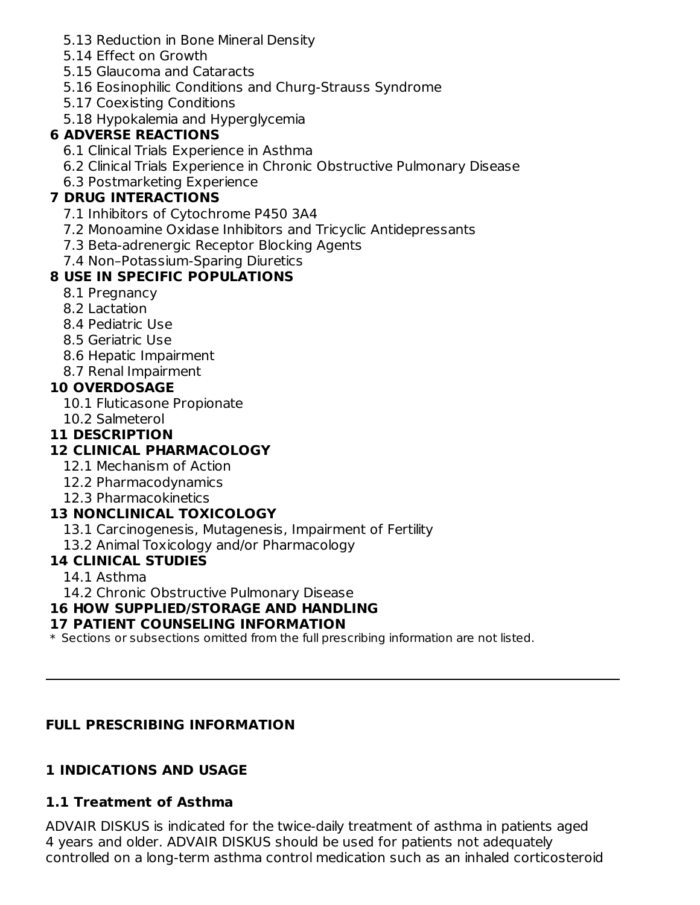5.13 Reduction in Bone Mineral Density
5.14 Effect on Growth
5.15 Glaucoma and Cataracts
5.16 Eosinophilic Conditions and Churg-Strauss Syndrome
5.17 Coexisting Conditions
5.18 Hypokalemia and Hyperglycemia

**6 ADVERSE REACTIONS**

6.1 Clinical Trials Experience in Asthma
6.2 Clinical Trials Experience in Chronic Obstructive Pulmonary Disease
6.3 Postmarketing Experience

**7 DRUG INTERACTIONS**

7.1 Inhibitors of Cytochrome P450 3A4
7.2 Monoamine Oxidase Inhibitors and Tricyclic Antidepressants
7.3 Beta-adrenergic Receptor Blocking Agents
7.4 Non–Potassium-Sparing Diuretics

**8 USE IN SPECIFIC POPULATIONS**

8.1 Pregnancy
8.2 Lactation
8.4 Pediatric Use
8.5 Geriatric Use
8.6 Hepatic Impairment
8.7 Renal Impairment

**10 OVERDOSAGE**

10.1 Fluticasone Propionate
10.2 Salmeterol

**11 DESCRIPTION**

**12 CLINICAL PHARMACOLOGY**

12.1 Mechanism of Action
12.2 Pharmacodynamics
12.3 Pharmacokinetics

**13 NONCLINICAL TOXICOLOGY**

13.1 Carcinogenesis, Mutagenesis, Impairment of Fertility
13.2 Animal Toxicology and/or Pharmacology

**14 CLINICAL STUDIES**

14.1 Asthma
14.2 Chronic Obstructive Pulmonary Disease

**16 HOW SUPPLIED/STORAGE AND HANDLING**

**17 PATIENT COUNSELING INFORMATION**

\* Sections or subsections omitted from the full prescribing information are not listed.

---

## FULL PRESCRIBING INFORMATION

## 1 INDICATIONS AND USAGE

### 1.1 Treatment of Asthma

ADVAIR DISKUS is indicated for the twice-daily treatment of asthma in patients aged 4 years and older. ADVAIR DISKUS should be used for patients not adequately controlled on a long-term asthma control medication such as an inhaled corticosteroid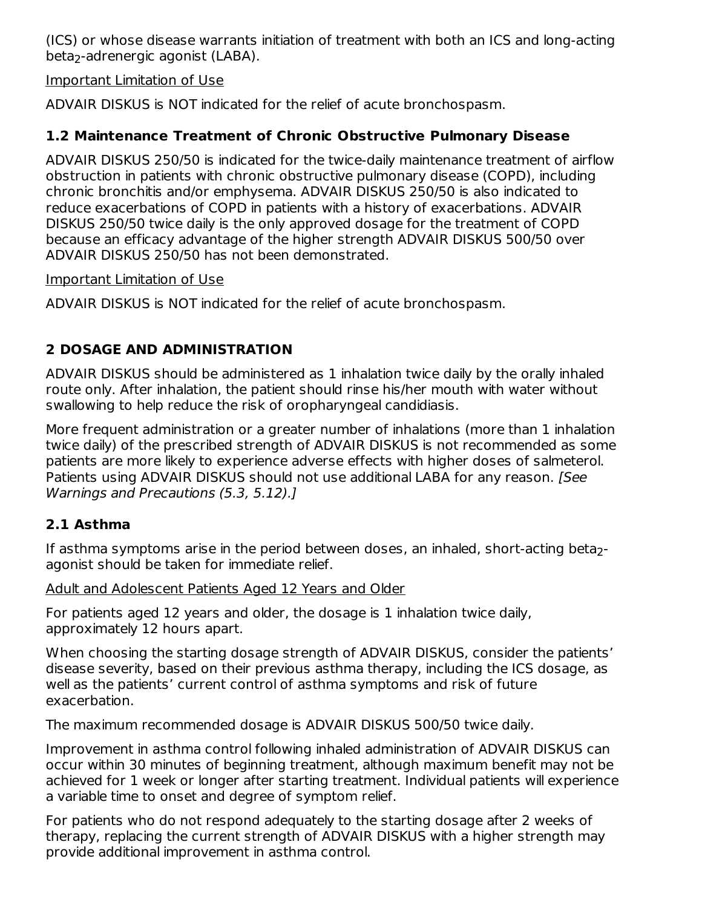(ICS) or whose disease warrants initiation of treatment with both an ICS and long-acting beta$_2$-adrenergic agonist (LABA).

Important Limitation of Use

ADVAIR DISKUS is NOT indicated for the relief of acute bronchospasm.

### 1.2 Maintenance Treatment of Chronic Obstructive Pulmonary Disease

ADVAIR DISKUS 250/50 is indicated for the twice-daily maintenance treatment of airflow obstruction in patients with chronic obstructive pulmonary disease (COPD), including chronic bronchitis and/or emphysema. ADVAIR DISKUS 250/50 is also indicated to reduce exacerbations of COPD in patients with a history of exacerbations. ADVAIR DISKUS 250/50 twice daily is the only approved dosage for the treatment of COPD because an efficacy advantage of the higher strength ADVAIR DISKUS 500/50 over ADVAIR DISKUS 250/50 has not been demonstrated.

Important Limitation of Use

ADVAIR DISKUS is NOT indicated for the relief of acute bronchospasm.

## 2 DOSAGE AND ADMINISTRATION

ADVAIR DISKUS should be administered as 1 inhalation twice daily by the orally inhaled route only. After inhalation, the patient should rinse his/her mouth with water without swallowing to help reduce the risk of oropharyngeal candidiasis.

More frequent administration or a greater number of inhalations (more than 1 inhalation twice daily) of the prescribed strength of ADVAIR DISKUS is not recommended as some patients are more likely to experience adverse effects with higher doses of salmeterol. Patients using ADVAIR DISKUS should not use additional LABA for any reason. *[See Warnings and Precautions (5.3, 5.12).]*

### 2.1 Asthma

If asthma symptoms arise in the period between doses, an inhaled, short-acting beta$_2$-agonist should be taken for immediate relief.

Adult and Adolescent Patients Aged 12 Years and Older

For patients aged 12 years and older, the dosage is 1 inhalation twice daily, approximately 12 hours apart.

When choosing the starting dosage strength of ADVAIR DISKUS, consider the patients' disease severity, based on their previous asthma therapy, including the ICS dosage, as well as the patients' current control of asthma symptoms and risk of future exacerbation.

The maximum recommended dosage is ADVAIR DISKUS 500/50 twice daily.

Improvement in asthma control following inhaled administration of ADVAIR DISKUS can occur within 30 minutes of beginning treatment, although maximum benefit may not be achieved for 1 week or longer after starting treatment. Individual patients will experience a variable time to onset and degree of symptom relief.

For patients who do not respond adequately to the starting dosage after 2 weeks of therapy, replacing the current strength of ADVAIR DISKUS with a higher strength may provide additional improvement in asthma control.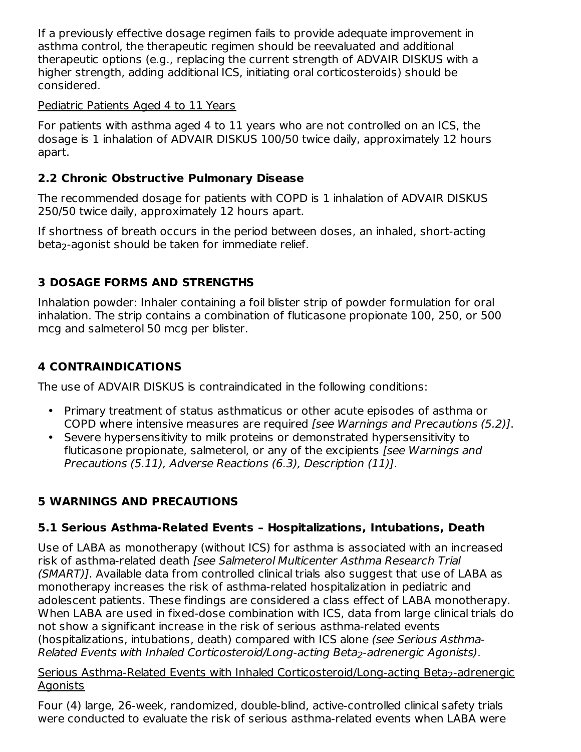If a previously effective dosage regimen fails to provide adequate improvement in asthma control, the therapeutic regimen should be reevaluated and additional therapeutic options (e.g., replacing the current strength of ADVAIR DISKUS with a higher strength, adding additional ICS, initiating oral corticosteroids) should be considered.

Pediatric Patients Aged 4 to 11 Years

For patients with asthma aged 4 to 11 years who are not controlled on an ICS, the dosage is 1 inhalation of ADVAIR DISKUS 100/50 twice daily, approximately 12 hours apart.

### 2.2 Chronic Obstructive Pulmonary Disease

The recommended dosage for patients with COPD is 1 inhalation of ADVAIR DISKUS 250/50 twice daily, approximately 12 hours apart.

If shortness of breath occurs in the period between doses, an inhaled, short-acting beta$_2$-agonist should be taken for immediate relief.

## 3 DOSAGE FORMS AND STRENGTHS

Inhalation powder: Inhaler containing a foil blister strip of powder formulation for oral inhalation. The strip contains a combination of fluticasone propionate 100, 250, or 500 mcg and salmeterol 50 mcg per blister.

## 4 CONTRAINDICATIONS

The use of ADVAIR DISKUS is contraindicated in the following conditions:

- Primary treatment of status asthmaticus or other acute episodes of asthma or COPD where intensive measures are required *[see Warnings and Precautions (5.2)]*.
- Severe hypersensitivity to milk proteins or demonstrated hypersensitivity to fluticasone propionate, salmeterol, or any of the excipients *[see Warnings and Precautions (5.11), Adverse Reactions (6.3), Description (11)]*.

## 5 WARNINGS AND PRECAUTIONS

### 5.1 Serious Asthma-Related Events – Hospitalizations, Intubations, Death

Use of LABA as monotherapy (without ICS) for asthma is associated with an increased risk of asthma-related death *[see Salmeterol Multicenter Asthma Research Trial (SMART)]*. Available data from controlled clinical trials also suggest that use of LABA as monotherapy increases the risk of asthma-related hospitalization in pediatric and adolescent patients. These findings are considered a class effect of LABA monotherapy. When LABA are used in fixed-dose combination with ICS, data from large clinical trials do not show a significant increase in the risk of serious asthma-related events (hospitalizations, intubations, death) compared with ICS alone *(see Serious Asthma-Related Events with Inhaled Corticosteroid/Long-acting Beta$_2$-adrenergic Agonists)*.

Serious Asthma-Related Events with Inhaled Corticosteroid/Long-acting Beta$_2$-adrenergic Agonists

Four (4) large, 26-week, randomized, double-blind, active-controlled clinical safety trials were conducted to evaluate the risk of serious asthma-related events when LABA were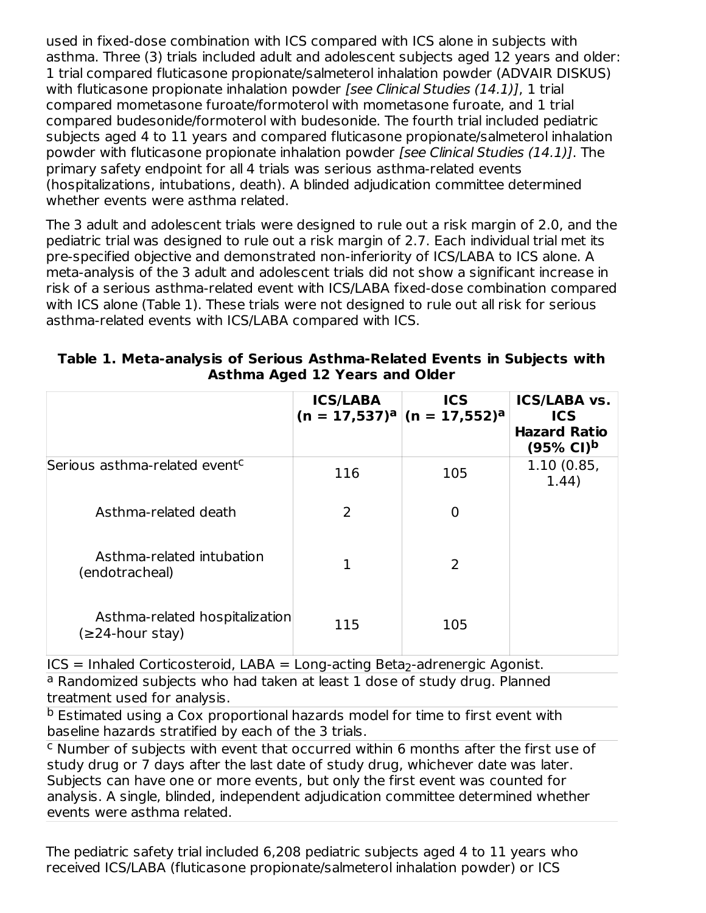used in fixed-dose combination with ICS compared with ICS alone in subjects with asthma. Three (3) trials included adult and adolescent subjects aged 12 years and older: 1 trial compared fluticasone propionate/salmeterol inhalation powder (ADVAIR DISKUS) with fluticasone propionate inhalation powder *[see Clinical Studies (14.1)]*, 1 trial compared mometasone furoate/formoterol with mometasone furoate, and 1 trial compared budesonide/formoterol with budesonide. The fourth trial included pediatric subjects aged 4 to 11 years and compared fluticasone propionate/salmeterol inhalation powder with fluticasone propionate inhalation powder *[see Clinical Studies (14.1)]*. The primary safety endpoint for all 4 trials was serious asthma-related events (hospitalizations, intubations, death). A blinded adjudication committee determined whether events were asthma related.

The 3 adult and adolescent trials were designed to rule out a risk margin of 2.0, and the pediatric trial was designed to rule out a risk margin of 2.7. Each individual trial met its pre-specified objective and demonstrated non-inferiority of ICS/LABA to ICS alone. A meta-analysis of the 3 adult and adolescent trials did not show a significant increase in risk of a serious asthma-related event with ICS/LABA fixed-dose combination compared with ICS alone (Table 1). These trials were not designed to rule out all risk for serious asthma-related events with ICS/LABA compared with ICS.

**Table 1. Meta-analysis of Serious Asthma-Related Events in Subjects with Asthma Aged 12 Years and Older**

| | ICS/LABA (n = 17,537)[a] | ICS (n = 17,552)[a] | ICS/LABA vs. ICS Hazard Ratio (95% CI)[b] |
|---|---|---|---|
| Serious asthma-related event[c] | 116 | 105 | 1.10 (0.85, 1.44) |
| Asthma-related death | 2 | 0 | |
| Asthma-related intubation (endotracheal) | 1 | 2 | |
| Asthma-related hospitalization (≥24-hour stay) | 115 | 105 | |

ICS = Inhaled Corticosteroid, LABA = Long-acting $Beta_2$-adrenergic Agonist.

[a] Randomized subjects who had taken at least 1 dose of study drug. Planned treatment used for analysis.

[b] Estimated using a Cox proportional hazards model for time to first event with baseline hazards stratified by each of the 3 trials.

[c] Number of subjects with event that occurred within 6 months after the first use of study drug or 7 days after the last date of study drug, whichever date was later. Subjects can have one or more events, but only the first event was counted for analysis. A single, blinded, independent adjudication committee determined whether events were asthma related.

The pediatric safety trial included 6,208 pediatric subjects aged 4 to 11 years who received ICS/LABA (fluticasone propionate/salmeterol inhalation powder) or ICS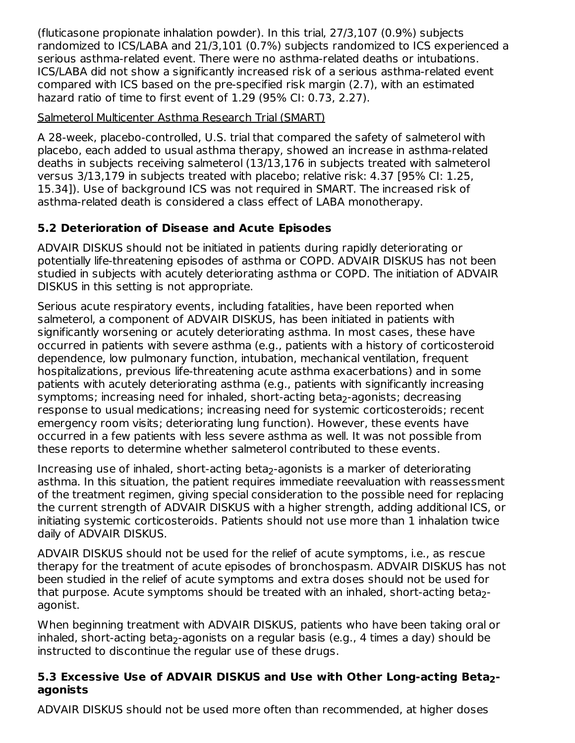(fluticasone propionate inhalation powder). In this trial, 27/3,107 (0.9%) subjects randomized to ICS/LABA and 21/3,101 (0.7%) subjects randomized to ICS experienced a serious asthma-related event. There were no asthma-related deaths or intubations. ICS/LABA did not show a significantly increased risk of a serious asthma-related event compared with ICS based on the pre-specified risk margin (2.7), with an estimated hazard ratio of time to first event of 1.29 (95% CI: 0.73, 2.27).

Salmeterol Multicenter Asthma Research Trial (SMART)

A 28-week, placebo-controlled, U.S. trial that compared the safety of salmeterol with placebo, each added to usual asthma therapy, showed an increase in asthma-related deaths in subjects receiving salmeterol (13/13,176 in subjects treated with salmeterol versus 3/13,179 in subjects treated with placebo; relative risk: 4.37 [95% CI: 1.25, 15.34]). Use of background ICS was not required in SMART. The increased risk of asthma-related death is considered a class effect of LABA monotherapy.

### 5.2 Deterioration of Disease and Acute Episodes

ADVAIR DISKUS should not be initiated in patients during rapidly deteriorating or potentially life-threatening episodes of asthma or COPD. ADVAIR DISKUS has not been studied in subjects with acutely deteriorating asthma or COPD. The initiation of ADVAIR DISKUS in this setting is not appropriate.

Serious acute respiratory events, including fatalities, have been reported when salmeterol, a component of ADVAIR DISKUS, has been initiated in patients with significantly worsening or acutely deteriorating asthma. In most cases, these have occurred in patients with severe asthma (e.g., patients with a history of corticosteroid dependence, low pulmonary function, intubation, mechanical ventilation, frequent hospitalizations, previous life-threatening acute asthma exacerbations) and in some patients with acutely deteriorating asthma (e.g., patients with significantly increasing symptoms; increasing need for inhaled, short-acting beta$_2$-agonists; decreasing response to usual medications; increasing need for systemic corticosteroids; recent emergency room visits; deteriorating lung function). However, these events have occurred in a few patients with less severe asthma as well. It was not possible from these reports to determine whether salmeterol contributed to these events.

Increasing use of inhaled, short-acting beta$_2$-agonists is a marker of deteriorating asthma. In this situation, the patient requires immediate reevaluation with reassessment of the treatment regimen, giving special consideration to the possible need for replacing the current strength of ADVAIR DISKUS with a higher strength, adding additional ICS, or initiating systemic corticosteroids. Patients should not use more than 1 inhalation twice daily of ADVAIR DISKUS.

ADVAIR DISKUS should not be used for the relief of acute symptoms, i.e., as rescue therapy for the treatment of acute episodes of bronchospasm. ADVAIR DISKUS has not been studied in the relief of acute symptoms and extra doses should not be used for that purpose. Acute symptoms should be treated with an inhaled, short-acting beta$_2$-agonist.

When beginning treatment with ADVAIR DISKUS, patients who have been taking oral or inhaled, short-acting beta$_2$-agonists on a regular basis (e.g., 4 times a day) should be instructed to discontinue the regular use of these drugs.

### 5.3 Excessive Use of ADVAIR DISKUS and Use with Other Long-acting Beta$_2$-agonists

ADVAIR DISKUS should not be used more often than recommended, at higher doses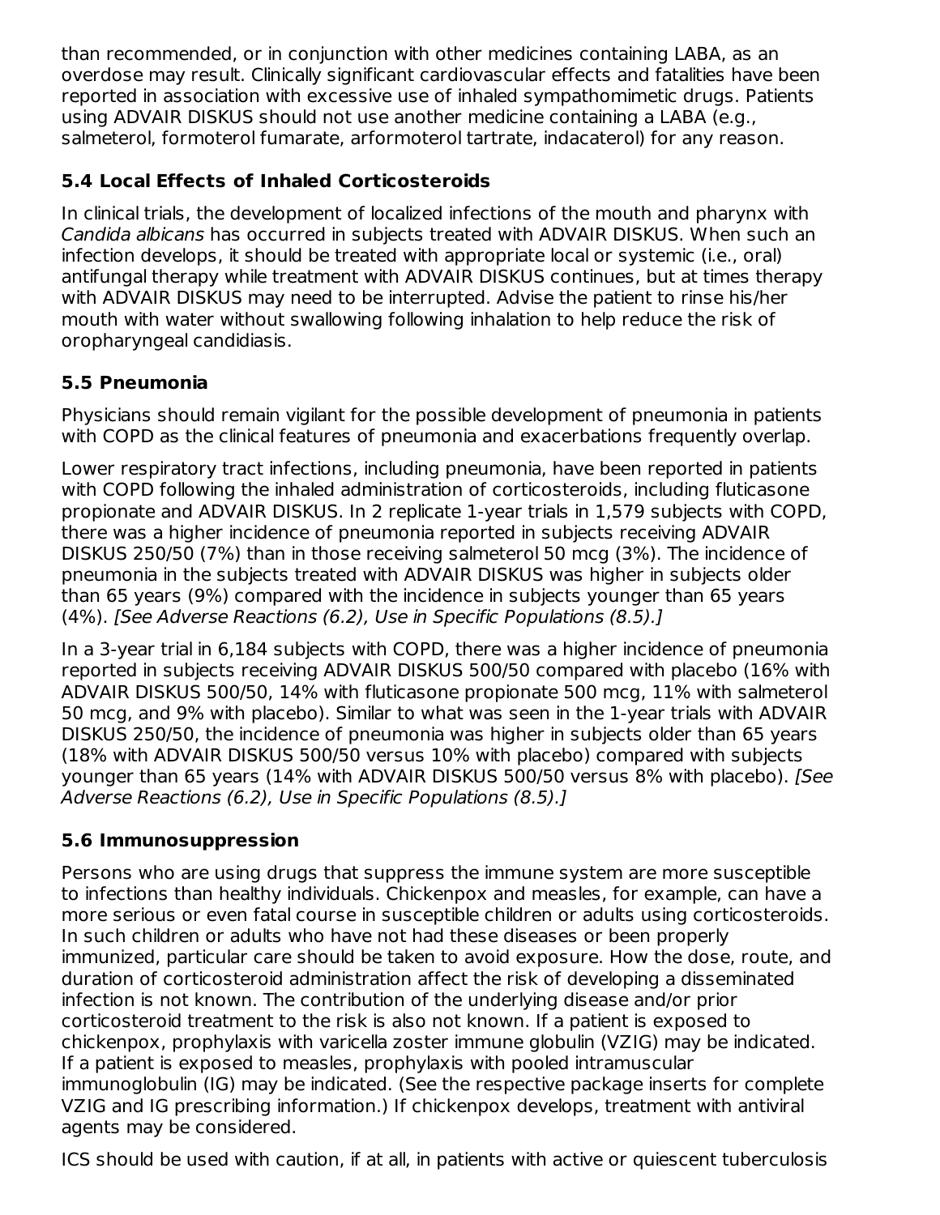than recommended, or in conjunction with other medicines containing LABA, as an overdose may result. Clinically significant cardiovascular effects and fatalities have been reported in association with excessive use of inhaled sympathomimetic drugs. Patients using ADVAIR DISKUS should not use another medicine containing a LABA (e.g., salmeterol, formoterol fumarate, arformoterol tartrate, indacaterol) for any reason.

### 5.4 Local Effects of Inhaled Corticosteroids

In clinical trials, the development of localized infections of the mouth and pharynx with *Candida albicans* has occurred in subjects treated with ADVAIR DISKUS. When such an infection develops, it should be treated with appropriate local or systemic (i.e., oral) antifungal therapy while treatment with ADVAIR DISKUS continues, but at times therapy with ADVAIR DISKUS may need to be interrupted. Advise the patient to rinse his/her mouth with water without swallowing following inhalation to help reduce the risk of oropharyngeal candidiasis.

### 5.5 Pneumonia

Physicians should remain vigilant for the possible development of pneumonia in patients with COPD as the clinical features of pneumonia and exacerbations frequently overlap.

Lower respiratory tract infections, including pneumonia, have been reported in patients with COPD following the inhaled administration of corticosteroids, including fluticasone propionate and ADVAIR DISKUS. In 2 replicate 1-year trials in 1,579 subjects with COPD, there was a higher incidence of pneumonia reported in subjects receiving ADVAIR DISKUS 250/50 (7%) than in those receiving salmeterol 50 mcg (3%). The incidence of pneumonia in the subjects treated with ADVAIR DISKUS was higher in subjects older than 65 years (9%) compared with the incidence in subjects younger than 65 years (4%). *[See Adverse Reactions (6.2), Use in Specific Populations (8.5).]*

In a 3-year trial in 6,184 subjects with COPD, there was a higher incidence of pneumonia reported in subjects receiving ADVAIR DISKUS 500/50 compared with placebo (16% with ADVAIR DISKUS 500/50, 14% with fluticasone propionate 500 mcg, 11% with salmeterol 50 mcg, and 9% with placebo). Similar to what was seen in the 1-year trials with ADVAIR DISKUS 250/50, the incidence of pneumonia was higher in subjects older than 65 years (18% with ADVAIR DISKUS 500/50 versus 10% with placebo) compared with subjects younger than 65 years (14% with ADVAIR DISKUS 500/50 versus 8% with placebo). *[See Adverse Reactions (6.2), Use in Specific Populations (8.5).]*

### 5.6 Immunosuppression

Persons who are using drugs that suppress the immune system are more susceptible to infections than healthy individuals. Chickenpox and measles, for example, can have a more serious or even fatal course in susceptible children or adults using corticosteroids. In such children or adults who have not had these diseases or been properly immunized, particular care should be taken to avoid exposure. How the dose, route, and duration of corticosteroid administration affect the risk of developing a disseminated infection is not known. The contribution of the underlying disease and/or prior corticosteroid treatment to the risk is also not known. If a patient is exposed to chickenpox, prophylaxis with varicella zoster immune globulin (VZIG) may be indicated. If a patient is exposed to measles, prophylaxis with pooled intramuscular immunoglobulin (IG) may be indicated. (See the respective package inserts for complete VZIG and IG prescribing information.) If chickenpox develops, treatment with antiviral agents may be considered.

ICS should be used with caution, if at all, in patients with active or quiescent tuberculosis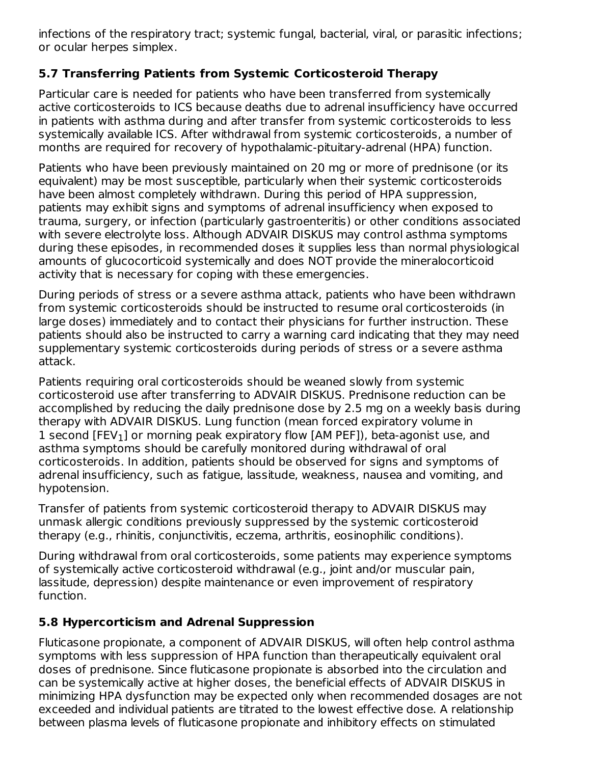infections of the respiratory tract; systemic fungal, bacterial, viral, or parasitic infections; or ocular herpes simplex.

### 5.7 Transferring Patients from Systemic Corticosteroid Therapy

Particular care is needed for patients who have been transferred from systemically active corticosteroids to ICS because deaths due to adrenal insufficiency have occurred in patients with asthma during and after transfer from systemic corticosteroids to less systemically available ICS. After withdrawal from systemic corticosteroids, a number of months are required for recovery of hypothalamic-pituitary-adrenal (HPA) function.

Patients who have been previously maintained on 20 mg or more of prednisone (or its equivalent) may be most susceptible, particularly when their systemic corticosteroids have been almost completely withdrawn. During this period of HPA suppression, patients may exhibit signs and symptoms of adrenal insufficiency when exposed to trauma, surgery, or infection (particularly gastroenteritis) or other conditions associated with severe electrolyte loss. Although ADVAIR DISKUS may control asthma symptoms during these episodes, in recommended doses it supplies less than normal physiological amounts of glucocorticoid systemically and does NOT provide the mineralocorticoid activity that is necessary for coping with these emergencies.

During periods of stress or a severe asthma attack, patients who have been withdrawn from systemic corticosteroids should be instructed to resume oral corticosteroids (in large doses) immediately and to contact their physicians for further instruction. These patients should also be instructed to carry a warning card indicating that they may need supplementary systemic corticosteroids during periods of stress or a severe asthma attack.

Patients requiring oral corticosteroids should be weaned slowly from systemic corticosteroid use after transferring to ADVAIR DISKUS. Prednisone reduction can be accomplished by reducing the daily prednisone dose by 2.5 mg on a weekly basis during therapy with ADVAIR DISKUS. Lung function (mean forced expiratory volume in 1 second [$FEV_1$] or morning peak expiratory flow [AM PEF]), beta-agonist use, and asthma symptoms should be carefully monitored during withdrawal of oral corticosteroids. In addition, patients should be observed for signs and symptoms of adrenal insufficiency, such as fatigue, lassitude, weakness, nausea and vomiting, and hypotension.

Transfer of patients from systemic corticosteroid therapy to ADVAIR DISKUS may unmask allergic conditions previously suppressed by the systemic corticosteroid therapy (e.g., rhinitis, conjunctivitis, eczema, arthritis, eosinophilic conditions).

During withdrawal from oral corticosteroids, some patients may experience symptoms of systemically active corticosteroid withdrawal (e.g., joint and/or muscular pain, lassitude, depression) despite maintenance or even improvement of respiratory function.

### 5.8 Hypercorticism and Adrenal Suppression

Fluticasone propionate, a component of ADVAIR DISKUS, will often help control asthma symptoms with less suppression of HPA function than therapeutically equivalent oral doses of prednisone. Since fluticasone propionate is absorbed into the circulation and can be systemically active at higher doses, the beneficial effects of ADVAIR DISKUS in minimizing HPA dysfunction may be expected only when recommended dosages are not exceeded and individual patients are titrated to the lowest effective dose. A relationship between plasma levels of fluticasone propionate and inhibitory effects on stimulated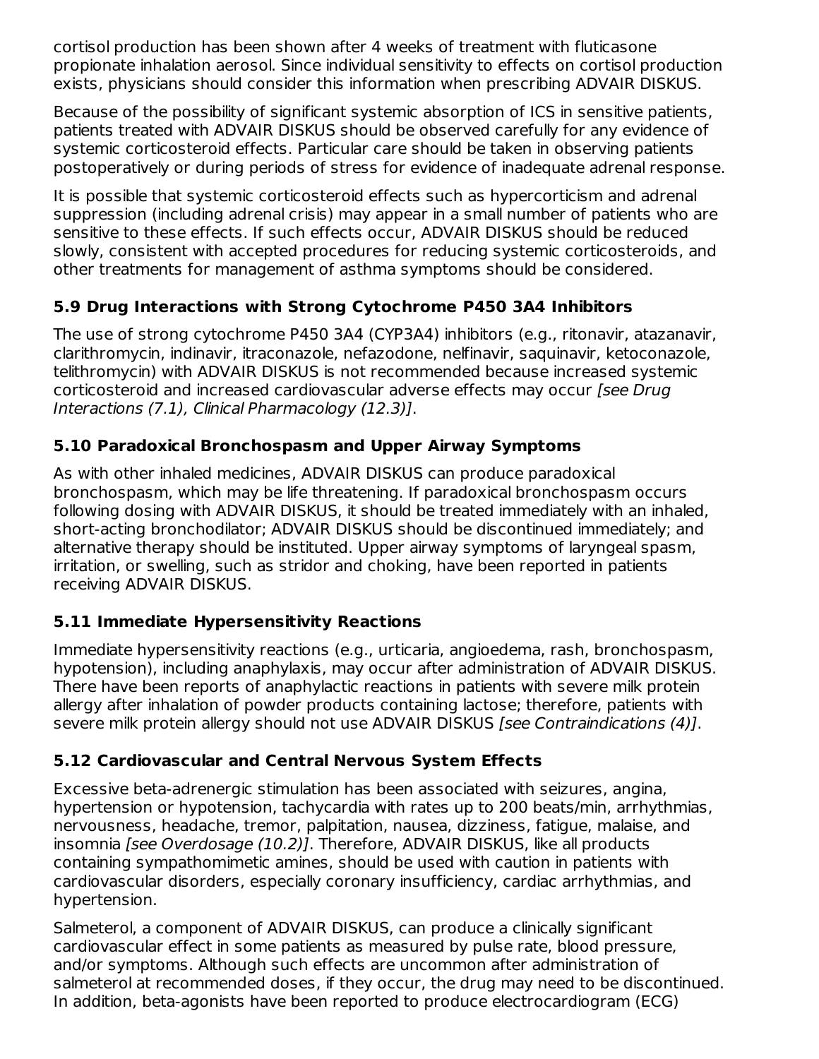cortisol production has been shown after 4 weeks of treatment with fluticasone propionate inhalation aerosol. Since individual sensitivity to effects on cortisol production exists, physicians should consider this information when prescribing ADVAIR DISKUS.

Because of the possibility of significant systemic absorption of ICS in sensitive patients, patients treated with ADVAIR DISKUS should be observed carefully for any evidence of systemic corticosteroid effects. Particular care should be taken in observing patients postoperatively or during periods of stress for evidence of inadequate adrenal response.

It is possible that systemic corticosteroid effects such as hypercorticism and adrenal suppression (including adrenal crisis) may appear in a small number of patients who are sensitive to these effects. If such effects occur, ADVAIR DISKUS should be reduced slowly, consistent with accepted procedures for reducing systemic corticosteroids, and other treatments for management of asthma symptoms should be considered.

### 5.9 Drug Interactions with Strong Cytochrome P450 3A4 Inhibitors

The use of strong cytochrome P450 3A4 (CYP3A4) inhibitors (e.g., ritonavir, atazanavir, clarithromycin, indinavir, itraconazole, nefazodone, nelfinavir, saquinavir, ketoconazole, telithromycin) with ADVAIR DISKUS is not recommended because increased systemic corticosteroid and increased cardiovascular adverse effects may occur *[see Drug Interactions (7.1), Clinical Pharmacology (12.3)]*.

### 5.10 Paradoxical Bronchospasm and Upper Airway Symptoms

As with other inhaled medicines, ADVAIR DISKUS can produce paradoxical bronchospasm, which may be life threatening. If paradoxical bronchospasm occurs following dosing with ADVAIR DISKUS, it should be treated immediately with an inhaled, short-acting bronchodilator; ADVAIR DISKUS should be discontinued immediately; and alternative therapy should be instituted. Upper airway symptoms of laryngeal spasm, irritation, or swelling, such as stridor and choking, have been reported in patients receiving ADVAIR DISKUS.

### 5.11 Immediate Hypersensitivity Reactions

Immediate hypersensitivity reactions (e.g., urticaria, angioedema, rash, bronchospasm, hypotension), including anaphylaxis, may occur after administration of ADVAIR DISKUS. There have been reports of anaphylactic reactions in patients with severe milk protein allergy after inhalation of powder products containing lactose; therefore, patients with severe milk protein allergy should not use ADVAIR DISKUS *[see Contraindications (4)]*.

### 5.12 Cardiovascular and Central Nervous System Effects

Excessive beta-adrenergic stimulation has been associated with seizures, angina, hypertension or hypotension, tachycardia with rates up to 200 beats/min, arrhythmias, nervousness, headache, tremor, palpitation, nausea, dizziness, fatigue, malaise, and insomnia *[see Overdosage (10.2)]*. Therefore, ADVAIR DISKUS, like all products containing sympathomimetic amines, should be used with caution in patients with cardiovascular disorders, especially coronary insufficiency, cardiac arrhythmias, and hypertension.

Salmeterol, a component of ADVAIR DISKUS, can produce a clinically significant cardiovascular effect in some patients as measured by pulse rate, blood pressure, and/or symptoms. Although such effects are uncommon after administration of salmeterol at recommended doses, if they occur, the drug may need to be discontinued. In addition, beta-agonists have been reported to produce electrocardiogram (ECG)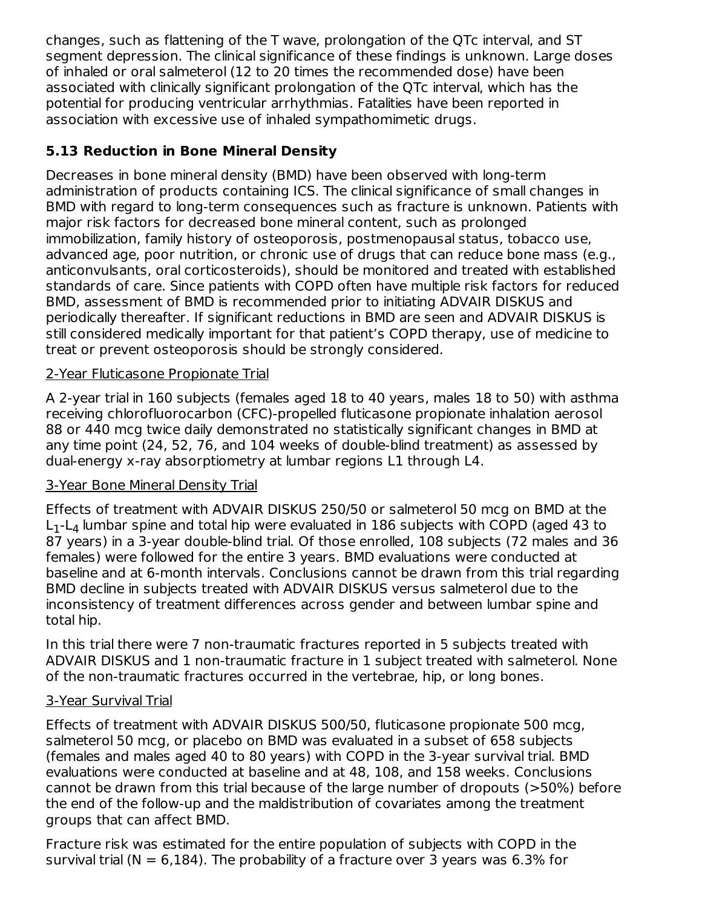changes, such as flattening of the T wave, prolongation of the QTc interval, and ST segment depression. The clinical significance of these findings is unknown. Large doses of inhaled or oral salmeterol (12 to 20 times the recommended dose) have been associated with clinically significant prolongation of the QTc interval, which has the potential for producing ventricular arrhythmias. Fatalities have been reported in association with excessive use of inhaled sympathomimetic drugs.

### 5.13 Reduction in Bone Mineral Density

Decreases in bone mineral density (BMD) have been observed with long-term administration of products containing ICS. The clinical significance of small changes in BMD with regard to long-term consequences such as fracture is unknown. Patients with major risk factors for decreased bone mineral content, such as prolonged immobilization, family history of osteoporosis, postmenopausal status, tobacco use, advanced age, poor nutrition, or chronic use of drugs that can reduce bone mass (e.g., anticonvulsants, oral corticosteroids), should be monitored and treated with established standards of care. Since patients with COPD often have multiple risk factors for reduced BMD, assessment of BMD is recommended prior to initiating ADVAIR DISKUS and periodically thereafter. If significant reductions in BMD are seen and ADVAIR DISKUS is still considered medically important for that patient's COPD therapy, use of medicine to treat or prevent osteoporosis should be strongly considered.

2-Year Fluticasone Propionate Trial

A 2-year trial in 160 subjects (females aged 18 to 40 years, males 18 to 50) with asthma receiving chlorofluorocarbon (CFC)-propelled fluticasone propionate inhalation aerosol 88 or 440 mcg twice daily demonstrated no statistically significant changes in BMD at any time point (24, 52, 76, and 104 weeks of double-blind treatment) as assessed by dual-energy x-ray absorptiometry at lumbar regions L1 through L4.

3-Year Bone Mineral Density Trial

Effects of treatment with ADVAIR DISKUS 250/50 or salmeterol 50 mcg on BMD at the $L_1$-$L_4$ lumbar spine and total hip were evaluated in 186 subjects with COPD (aged 43 to 87 years) in a 3-year double-blind trial. Of those enrolled, 108 subjects (72 males and 36 females) were followed for the entire 3 years. BMD evaluations were conducted at baseline and at 6-month intervals. Conclusions cannot be drawn from this trial regarding BMD decline in subjects treated with ADVAIR DISKUS versus salmeterol due to the inconsistency of treatment differences across gender and between lumbar spine and total hip.

In this trial there were 7 non-traumatic fractures reported in 5 subjects treated with ADVAIR DISKUS and 1 non-traumatic fracture in 1 subject treated with salmeterol. None of the non-traumatic fractures occurred in the vertebrae, hip, or long bones.

3-Year Survival Trial

Effects of treatment with ADVAIR DISKUS 500/50, fluticasone propionate 500 mcg, salmeterol 50 mcg, or placebo on BMD was evaluated in a subset of 658 subjects (females and males aged 40 to 80 years) with COPD in the 3-year survival trial. BMD evaluations were conducted at baseline and at 48, 108, and 158 weeks. Conclusions cannot be drawn from this trial because of the large number of dropouts (>50%) before the end of the follow-up and the maldistribution of covariates among the treatment groups that can affect BMD.

Fracture risk was estimated for the entire population of subjects with COPD in the survival trial (N = 6,184). The probability of a fracture over 3 years was 6.3% for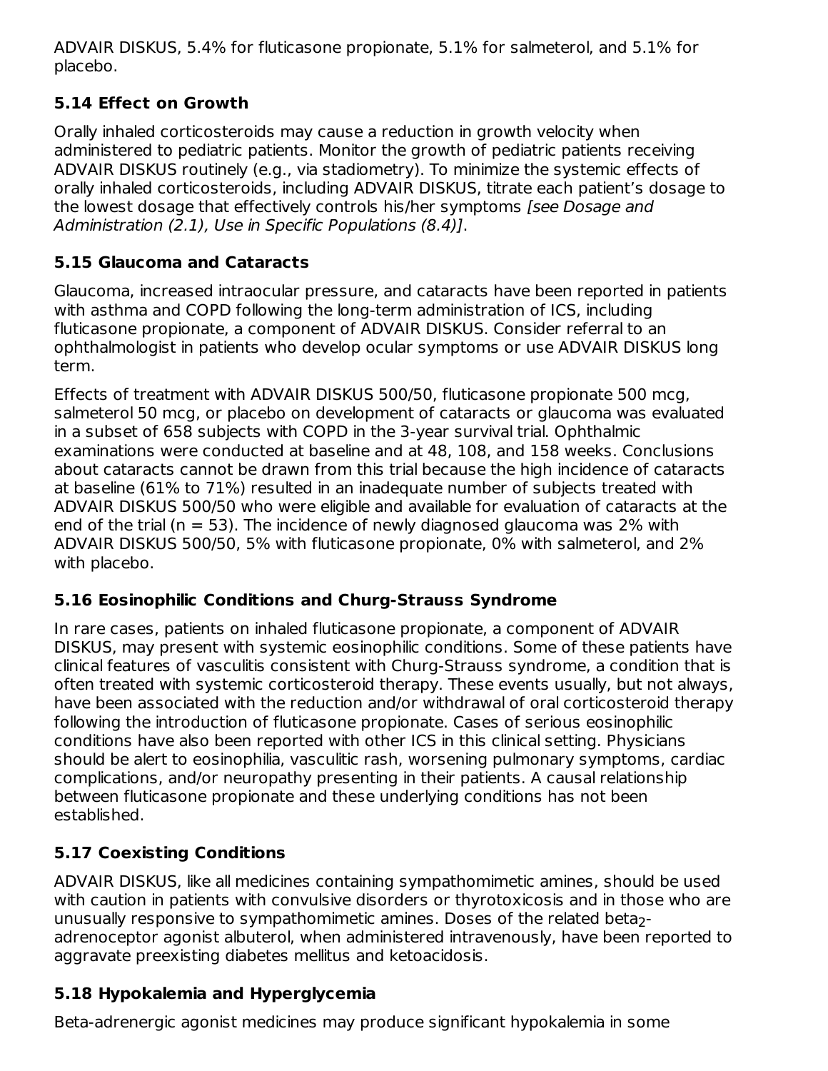ADVAIR DISKUS, 5.4% for fluticasone propionate, 5.1% for salmeterol, and 5.1% for placebo.

### 5.14 Effect on Growth

Orally inhaled corticosteroids may cause a reduction in growth velocity when administered to pediatric patients. Monitor the growth of pediatric patients receiving ADVAIR DISKUS routinely (e.g., via stadiometry). To minimize the systemic effects of orally inhaled corticosteroids, including ADVAIR DISKUS, titrate each patient's dosage to the lowest dosage that effectively controls his/her symptoms *[see Dosage and Administration (2.1), Use in Specific Populations (8.4)]*.

### 5.15 Glaucoma and Cataracts

Glaucoma, increased intraocular pressure, and cataracts have been reported in patients with asthma and COPD following the long-term administration of ICS, including fluticasone propionate, a component of ADVAIR DISKUS. Consider referral to an ophthalmologist in patients who develop ocular symptoms or use ADVAIR DISKUS long term.

Effects of treatment with ADVAIR DISKUS 500/50, fluticasone propionate 500 mcg, salmeterol 50 mcg, or placebo on development of cataracts or glaucoma was evaluated in a subset of 658 subjects with COPD in the 3-year survival trial. Ophthalmic examinations were conducted at baseline and at 48, 108, and 158 weeks. Conclusions about cataracts cannot be drawn from this trial because the high incidence of cataracts at baseline (61% to 71%) resulted in an inadequate number of subjects treated with ADVAIR DISKUS 500/50 who were eligible and available for evaluation of cataracts at the end of the trial (n = 53). The incidence of newly diagnosed glaucoma was 2% with ADVAIR DISKUS 500/50, 5% with fluticasone propionate, 0% with salmeterol, and 2% with placebo.

### 5.16 Eosinophilic Conditions and Churg-Strauss Syndrome

In rare cases, patients on inhaled fluticasone propionate, a component of ADVAIR DISKUS, may present with systemic eosinophilic conditions. Some of these patients have clinical features of vasculitis consistent with Churg-Strauss syndrome, a condition that is often treated with systemic corticosteroid therapy. These events usually, but not always, have been associated with the reduction and/or withdrawal of oral corticosteroid therapy following the introduction of fluticasone propionate. Cases of serious eosinophilic conditions have also been reported with other ICS in this clinical setting. Physicians should be alert to eosinophilia, vasculitic rash, worsening pulmonary symptoms, cardiac complications, and/or neuropathy presenting in their patients. A causal relationship between fluticasone propionate and these underlying conditions has not been established.

### 5.17 Coexisting Conditions

ADVAIR DISKUS, like all medicines containing sympathomimetic amines, should be used with caution in patients with convulsive disorders or thyrotoxicosis and in those who are unusually responsive to sympathomimetic amines. Doses of the related beta$_2$-adrenoceptor agonist albuterol, when administered intravenously, have been reported to aggravate preexisting diabetes mellitus and ketoacidosis.

### 5.18 Hypokalemia and Hyperglycemia

Beta-adrenergic agonist medicines may produce significant hypokalemia in some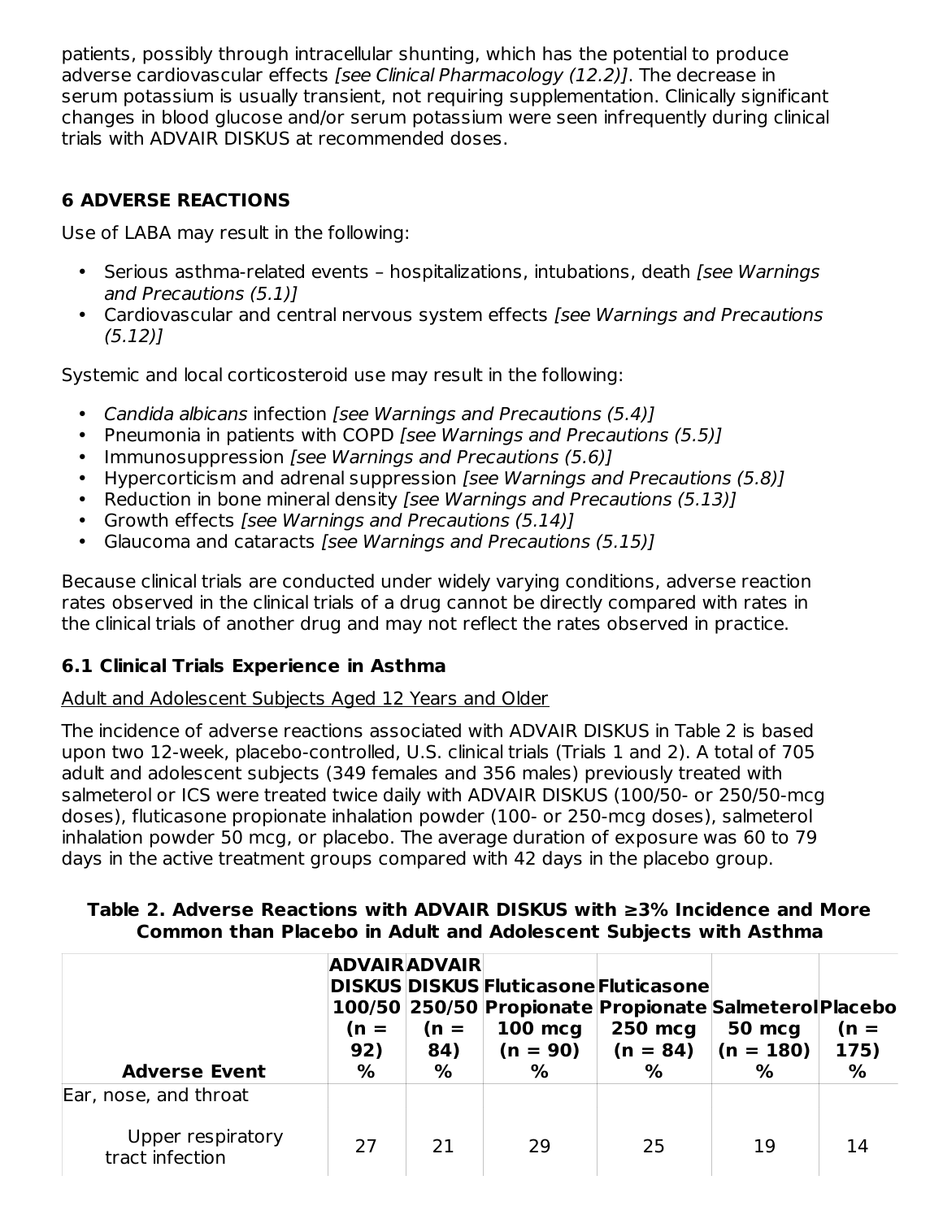patients, possibly through intracellular shunting, which has the potential to produce adverse cardiovascular effects *[see Clinical Pharmacology (12.2)]*. The decrease in serum potassium is usually transient, not requiring supplementation. Clinically significant changes in blood glucose and/or serum potassium were seen infrequently during clinical trials with ADVAIR DISKUS at recommended doses.

## 6 ADVERSE REACTIONS

Use of LABA may result in the following:

- Serious asthma-related events – hospitalizations, intubations, death *[see Warnings and Precautions (5.1)]*
- Cardiovascular and central nervous system effects *[see Warnings and Precautions (5.12)]*

Systemic and local corticosteroid use may result in the following:

- *Candida albicans* infection *[see Warnings and Precautions (5.4)]*
- Pneumonia in patients with COPD *[see Warnings and Precautions (5.5)]*
- Immunosuppression *[see Warnings and Precautions (5.6)]*
- Hypercorticism and adrenal suppression *[see Warnings and Precautions (5.8)]*
- Reduction in bone mineral density *[see Warnings and Precautions (5.13)]*
- Growth effects *[see Warnings and Precautions (5.14)]*
- Glaucoma and cataracts *[see Warnings and Precautions (5.15)]*

Because clinical trials are conducted under widely varying conditions, adverse reaction rates observed in the clinical trials of a drug cannot be directly compared with rates in the clinical trials of another drug and may not reflect the rates observed in practice.

### 6.1 Clinical Trials Experience in Asthma

Adult and Adolescent Subjects Aged 12 Years and Older

The incidence of adverse reactions associated with ADVAIR DISKUS in Table 2 is based upon two 12-week, placebo-controlled, U.S. clinical trials (Trials 1 and 2). A total of 705 adult and adolescent subjects (349 females and 356 males) previously treated with salmeterol or ICS were treated twice daily with ADVAIR DISKUS (100/50- or 250/50-mcg doses), fluticasone propionate inhalation powder (100- or 250-mcg doses), salmeterol inhalation powder 50 mcg, or placebo. The average duration of exposure was 60 to 79 days in the active treatment groups compared with 42 days in the placebo group.

**Table 2. Adverse Reactions with ADVAIR DISKUS with ≥3% Incidence and More Common than Placebo in Adult and Adolescent Subjects with Asthma**

| Adverse Event | ADVAIR DISKUS 100/50 (n = 92) % | ADVAIR DISKUS 250/50 (n = 84) % | Fluticasone Propionate 100 mcg (n = 90) % | Fluticasone Propionate 250 mcg (n = 84) % | Salmeterol 50 mcg (n = 180) % | Placebo (n = 175) % |
|---|---|---|---|---|---|---|
| Ear, nose, and throat | | | | | | |
| Upper respiratory tract infection | 27 | 21 | 29 | 25 | 19 | 14 |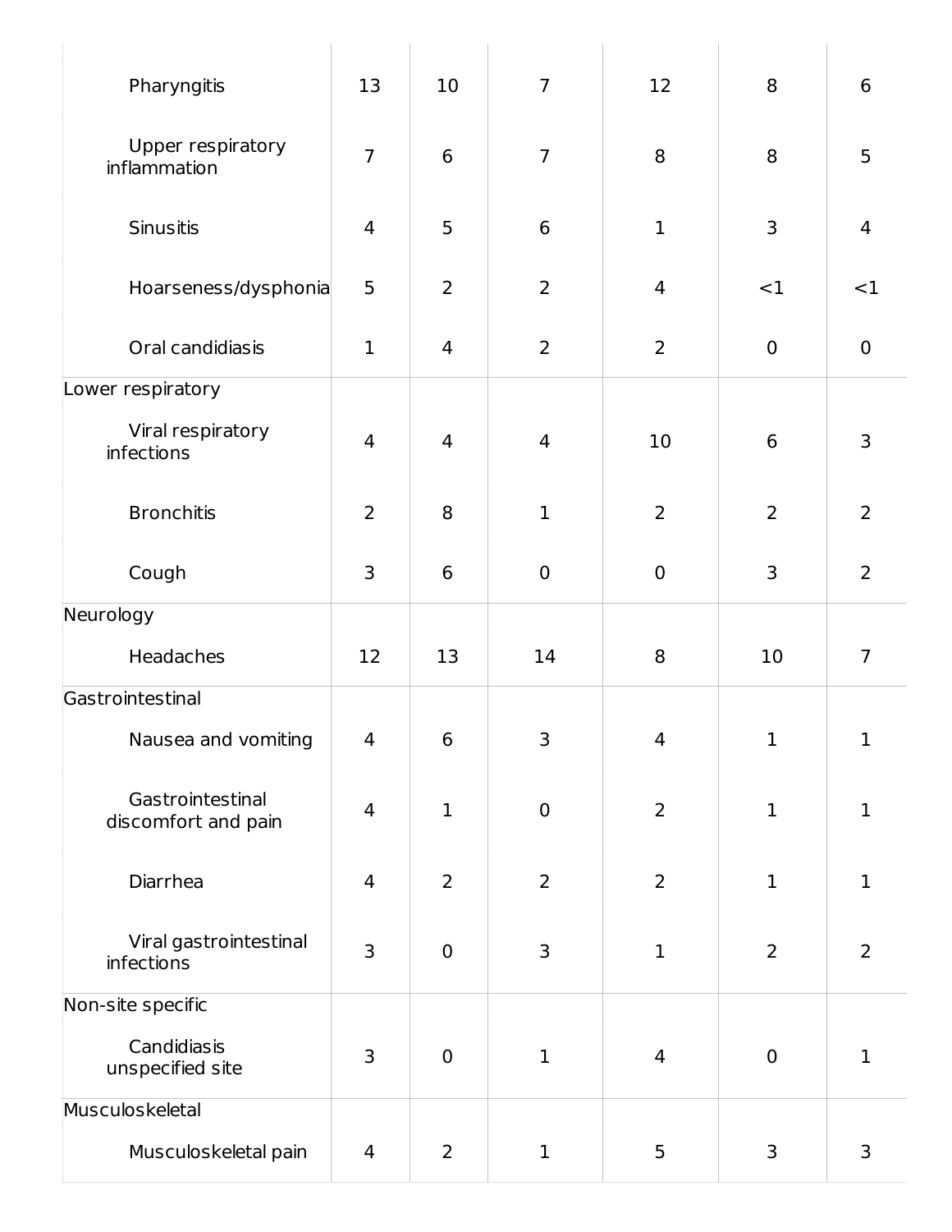| | | | | | | |
|---|---|---|---|---|---|---|
| Pharyngitis | 13 | 10 | 7 | 12 | 8 | 6 |
| Upper respiratory inflammation | 7 | 6 | 7 | 8 | 8 | 5 |
| Sinusitis | 4 | 5 | 6 | 1 | 3 | 4 |
| Hoarseness/dysphonia | 5 | 2 | 2 | 4 | <1 | <1 |
| Oral candidiasis | 1 | 4 | 2 | 2 | 0 | 0 |
| Lower respiratory | | | | | | |
| Viral respiratory infections | 4 | 4 | 4 | 10 | 6 | 3 |
| Bronchitis | 2 | 8 | 1 | 2 | 2 | 2 |
| Cough | 3 | 6 | 0 | 0 | 3 | 2 |
| Neurology | | | | | | |
| Headaches | 12 | 13 | 14 | 8 | 10 | 7 |
| Gastrointestinal | | | | | | |
| Nausea and vomiting | 4 | 6 | 3 | 4 | 1 | 1 |
| Gastrointestinal discomfort and pain | 4 | 1 | 0 | 2 | 1 | 1 |
| Diarrhea | 4 | 2 | 2 | 2 | 1 | 1 |
| Viral gastrointestinal infections | 3 | 0 | 3 | 1 | 2 | 2 |
| Non-site specific | | | | | | |
| Candidiasis unspecified site | 3 | 0 | 1 | 4 | 0 | 1 |
| Musculoskeletal | | | | | | |
| Musculoskeletal pain | 4 | 2 | 1 | 5 | 3 | 3 |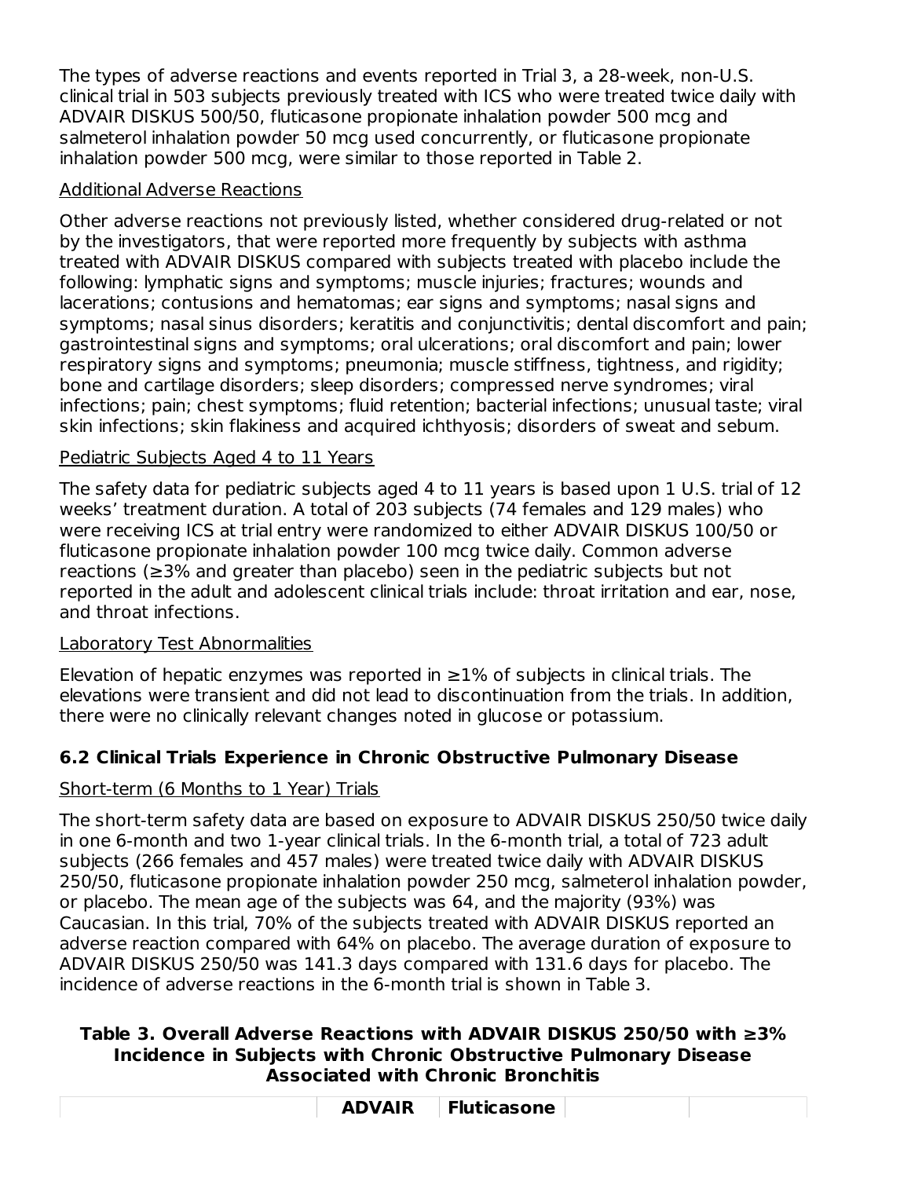The types of adverse reactions and events reported in Trial 3, a 28-week, non-U.S. clinical trial in 503 subjects previously treated with ICS who were treated twice daily with ADVAIR DISKUS 500/50, fluticasone propionate inhalation powder 500 mcg and salmeterol inhalation powder 50 mcg used concurrently, or fluticasone propionate inhalation powder 500 mcg, were similar to those reported in Table 2.

Additional Adverse Reactions

Other adverse reactions not previously listed, whether considered drug-related or not by the investigators, that were reported more frequently by subjects with asthma treated with ADVAIR DISKUS compared with subjects treated with placebo include the following: lymphatic signs and symptoms; muscle injuries; fractures; wounds and lacerations; contusions and hematomas; ear signs and symptoms; nasal signs and symptoms; nasal sinus disorders; keratitis and conjunctivitis; dental discomfort and pain; gastrointestinal signs and symptoms; oral ulcerations; oral discomfort and pain; lower respiratory signs and symptoms; pneumonia; muscle stiffness, tightness, and rigidity; bone and cartilage disorders; sleep disorders; compressed nerve syndromes; viral infections; pain; chest symptoms; fluid retention; bacterial infections; unusual taste; viral skin infections; skin flakiness and acquired ichthyosis; disorders of sweat and sebum.

Pediatric Subjects Aged 4 to 11 Years

The safety data for pediatric subjects aged 4 to 11 years is based upon 1 U.S. trial of 12 weeks' treatment duration. A total of 203 subjects (74 females and 129 males) who were receiving ICS at trial entry were randomized to either ADVAIR DISKUS 100/50 or fluticasone propionate inhalation powder 100 mcg twice daily. Common adverse reactions (≥3% and greater than placebo) seen in the pediatric subjects but not reported in the adult and adolescent clinical trials include: throat irritation and ear, nose, and throat infections.

Laboratory Test Abnormalities

Elevation of hepatic enzymes was reported in ≥1% of subjects in clinical trials. The elevations were transient and did not lead to discontinuation from the trials. In addition, there were no clinically relevant changes noted in glucose or potassium.

## 6.2 Clinical Trials Experience in Chronic Obstructive Pulmonary Disease

Short-term (6 Months to 1 Year) Trials

The short-term safety data are based on exposure to ADVAIR DISKUS 250/50 twice daily in one 6-month and two 1-year clinical trials. In the 6-month trial, a total of 723 adult subjects (266 females and 457 males) were treated twice daily with ADVAIR DISKUS 250/50, fluticasone propionate inhalation powder 250 mcg, salmeterol inhalation powder, or placebo. The mean age of the subjects was 64, and the majority (93%) was Caucasian. In this trial, 70% of the subjects treated with ADVAIR DISKUS reported an adverse reaction compared with 64% on placebo. The average duration of exposure to ADVAIR DISKUS 250/50 was 141.3 days compared with 131.6 days for placebo. The incidence of adverse reactions in the 6-month trial is shown in Table 3.

**Table 3. Overall Adverse Reactions with ADVAIR DISKUS 250/50 with ≥3% Incidence in Subjects with Chronic Obstructive Pulmonary Disease Associated with Chronic Bronchitis**

| | ADVAIR | Fluticasone | | |
|---|---|---|---|---|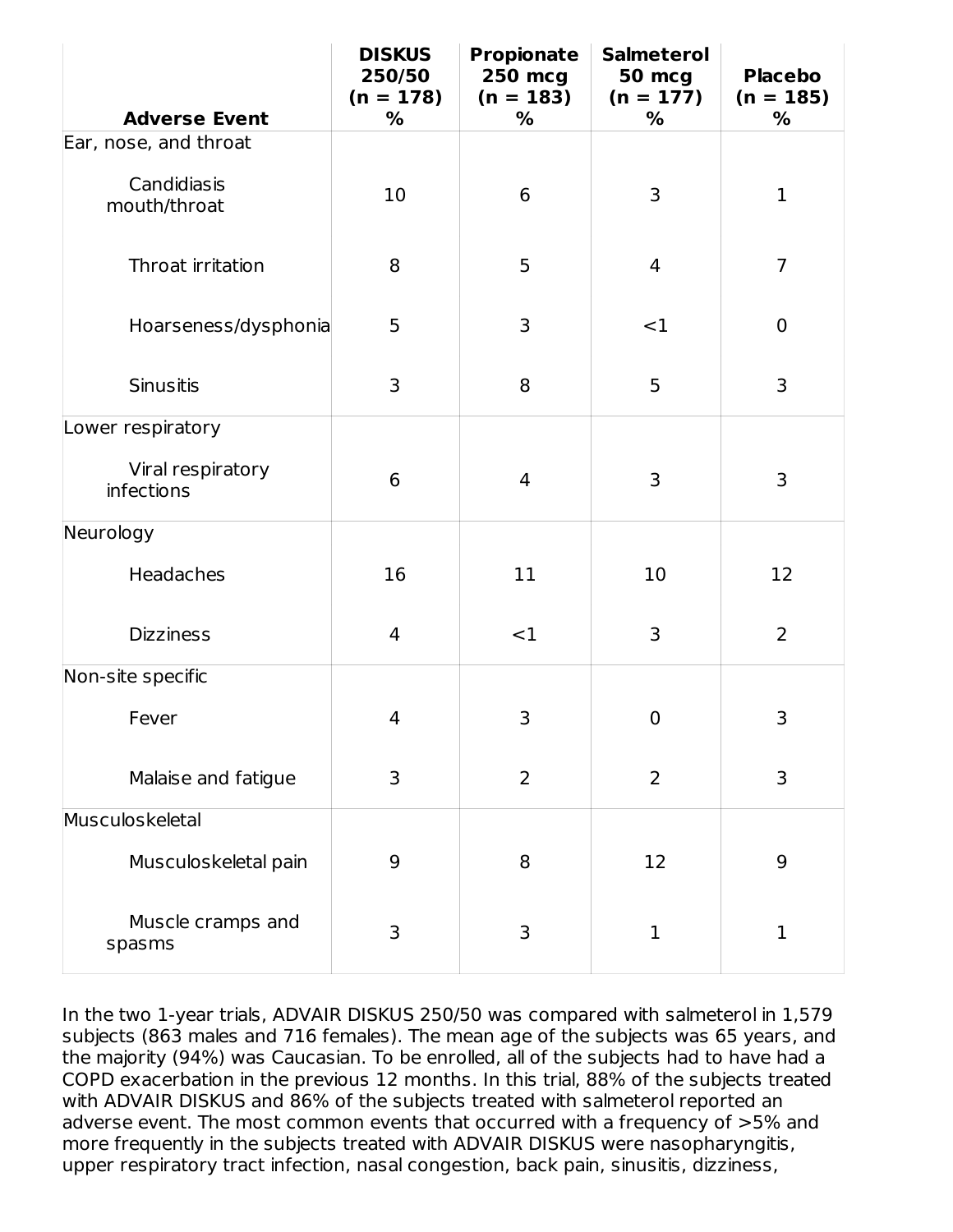| Adverse Event | DISKUS 250/50 (n = 178) % | Propionate 250 mcg (n = 183) % | Salmeterol 50 mcg (n = 177) % | Placebo (n = 185) % |
| --- | --- | --- | --- | --- |
| Ear, nose, and throat | | | | |
| Candidiasis mouth/throat | 10 | 6 | 3 | 1 |
| Throat irritation | 8 | 5 | 4 | 7 |
| Hoarseness/dysphonia | 5 | 3 | <1 | 0 |
| Sinusitis | 3 | 8 | 5 | 3 |
| Lower respiratory | | | | |
| Viral respiratory infections | 6 | 4 | 3 | 3 |
| Neurology | | | | |
| Headaches | 16 | 11 | 10 | 12 |
| Dizziness | 4 | <1 | 3 | 2 |
| Non-site specific | | | | |
| Fever | 4 | 3 | 0 | 3 |
| Malaise and fatigue | 3 | 2 | 2 | 3 |
| Musculoskeletal | | | | |
| Musculoskeletal pain | 9 | 8 | 12 | 9 |
| Muscle cramps and spasms | 3 | 3 | 1 | 1 |

In the two 1-year trials, ADVAIR DISKUS 250/50 was compared with salmeterol in 1,579 subjects (863 males and 716 females). The mean age of the subjects was 65 years, and the majority (94%) was Caucasian. To be enrolled, all of the subjects had to have had a COPD exacerbation in the previous 12 months. In this trial, 88% of the subjects treated with ADVAIR DISKUS and 86% of the subjects treated with salmeterol reported an adverse event. The most common events that occurred with a frequency of >5% and more frequently in the subjects treated with ADVAIR DISKUS were nasopharyngitis, upper respiratory tract infection, nasal congestion, back pain, sinusitis, dizziness,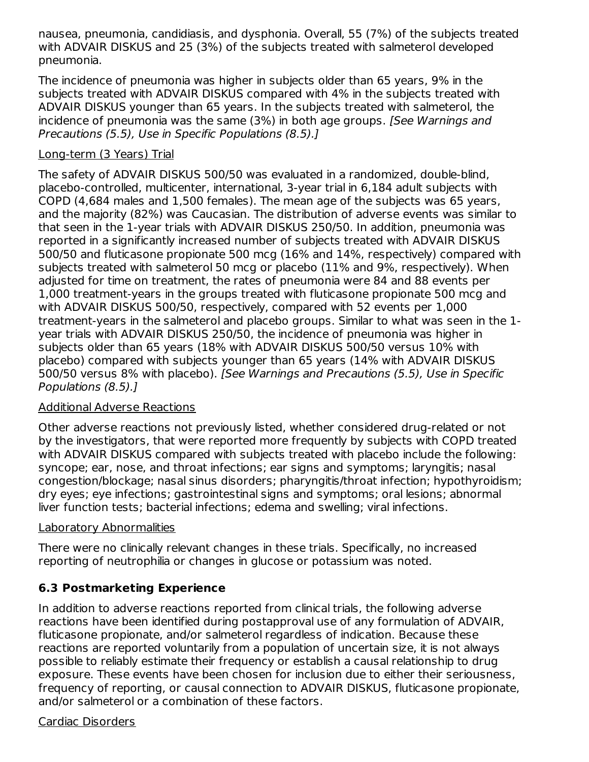nausea, pneumonia, candidiasis, and dysphonia. Overall, 55 (7%) of the subjects treated with ADVAIR DISKUS and 25 (3%) of the subjects treated with salmeterol developed pneumonia.

The incidence of pneumonia was higher in subjects older than 65 years, 9% in the subjects treated with ADVAIR DISKUS compared with 4% in the subjects treated with ADVAIR DISKUS younger than 65 years. In the subjects treated with salmeterol, the incidence of pneumonia was the same (3%) in both age groups. *[See Warnings and Precautions (5.5), Use in Specific Populations (8.5).]*

Long-term (3 Years) Trial

The safety of ADVAIR DISKUS 500/50 was evaluated in a randomized, double-blind, placebo-controlled, multicenter, international, 3-year trial in 6,184 adult subjects with COPD (4,684 males and 1,500 females). The mean age of the subjects was 65 years, and the majority (82%) was Caucasian. The distribution of adverse events was similar to that seen in the 1-year trials with ADVAIR DISKUS 250/50. In addition, pneumonia was reported in a significantly increased number of subjects treated with ADVAIR DISKUS 500/50 and fluticasone propionate 500 mcg (16% and 14%, respectively) compared with subjects treated with salmeterol 50 mcg or placebo (11% and 9%, respectively). When adjusted for time on treatment, the rates of pneumonia were 84 and 88 events per 1,000 treatment-years in the groups treated with fluticasone propionate 500 mcg and with ADVAIR DISKUS 500/50, respectively, compared with 52 events per 1,000 treatment-years in the salmeterol and placebo groups. Similar to what was seen in the 1-year trials with ADVAIR DISKUS 250/50, the incidence of pneumonia was higher in subjects older than 65 years (18% with ADVAIR DISKUS 500/50 versus 10% with placebo) compared with subjects younger than 65 years (14% with ADVAIR DISKUS 500/50 versus 8% with placebo). *[See Warnings and Precautions (5.5), Use in Specific Populations (8.5).]*

Additional Adverse Reactions

Other adverse reactions not previously listed, whether considered drug-related or not by the investigators, that were reported more frequently by subjects with COPD treated with ADVAIR DISKUS compared with subjects treated with placebo include the following: syncope; ear, nose, and throat infections; ear signs and symptoms; laryngitis; nasal congestion/blockage; nasal sinus disorders; pharyngitis/throat infection; hypothyroidism; dry eyes; eye infections; gastrointestinal signs and symptoms; oral lesions; abnormal liver function tests; bacterial infections; edema and swelling; viral infections.

Laboratory Abnormalities

There were no clinically relevant changes in these trials. Specifically, no increased reporting of neutrophilia or changes in glucose or potassium was noted.

### 6.3 Postmarketing Experience

In addition to adverse reactions reported from clinical trials, the following adverse reactions have been identified during postapproval use of any formulation of ADVAIR, fluticasone propionate, and/or salmeterol regardless of indication. Because these reactions are reported voluntarily from a population of uncertain size, it is not always possible to reliably estimate their frequency or establish a causal relationship to drug exposure. These events have been chosen for inclusion due to either their seriousness, frequency of reporting, or causal connection to ADVAIR DISKUS, fluticasone propionate, and/or salmeterol or a combination of these factors.

Cardiac Disorders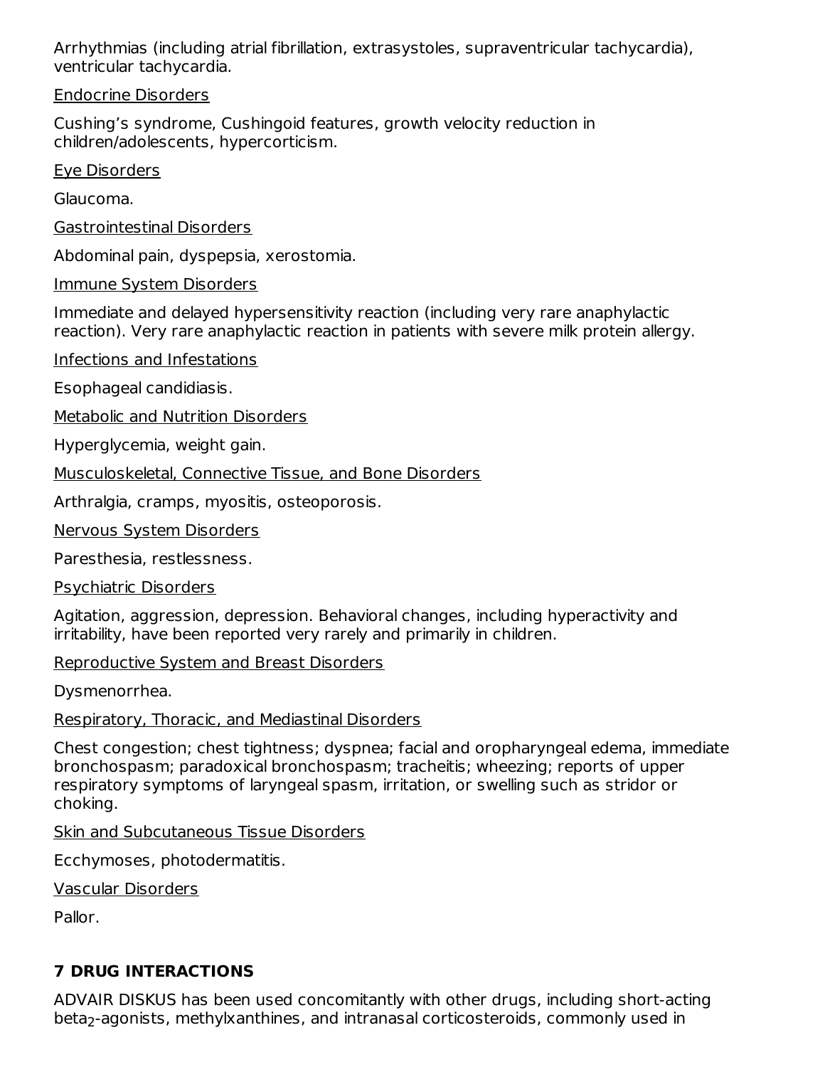Arrhythmias (including atrial fibrillation, extrasystoles, supraventricular tachycardia), ventricular tachycardia.

Endocrine Disorders

Cushing's syndrome, Cushingoid features, growth velocity reduction in children/adolescents, hypercorticism.

Eye Disorders

Glaucoma.

Gastrointestinal Disorders

Abdominal pain, dyspepsia, xerostomia.

Immune System Disorders

Immediate and delayed hypersensitivity reaction (including very rare anaphylactic reaction). Very rare anaphylactic reaction in patients with severe milk protein allergy.

Infections and Infestations

Esophageal candidiasis.

Metabolic and Nutrition Disorders

Hyperglycemia, weight gain.

Musculoskeletal, Connective Tissue, and Bone Disorders

Arthralgia, cramps, myositis, osteoporosis.

Nervous System Disorders

Paresthesia, restlessness.

Psychiatric Disorders

Agitation, aggression, depression. Behavioral changes, including hyperactivity and irritability, have been reported very rarely and primarily in children.

Reproductive System and Breast Disorders

Dysmenorrhea.

Respiratory, Thoracic, and Mediastinal Disorders

Chest congestion; chest tightness; dyspnea; facial and oropharyngeal edema, immediate bronchospasm; paradoxical bronchospasm; tracheitis; wheezing; reports of upper respiratory symptoms of laryngeal spasm, irritation, or swelling such as stridor or choking.

Skin and Subcutaneous Tissue Disorders

Ecchymoses, photodermatitis.

Vascular Disorders

Pallor.

## 7 DRUG INTERACTIONS

ADVAIR DISKUS has been used concomitantly with other drugs, including short-acting $beta_2$-agonists, methylxanthines, and intranasal corticosteroids, commonly used in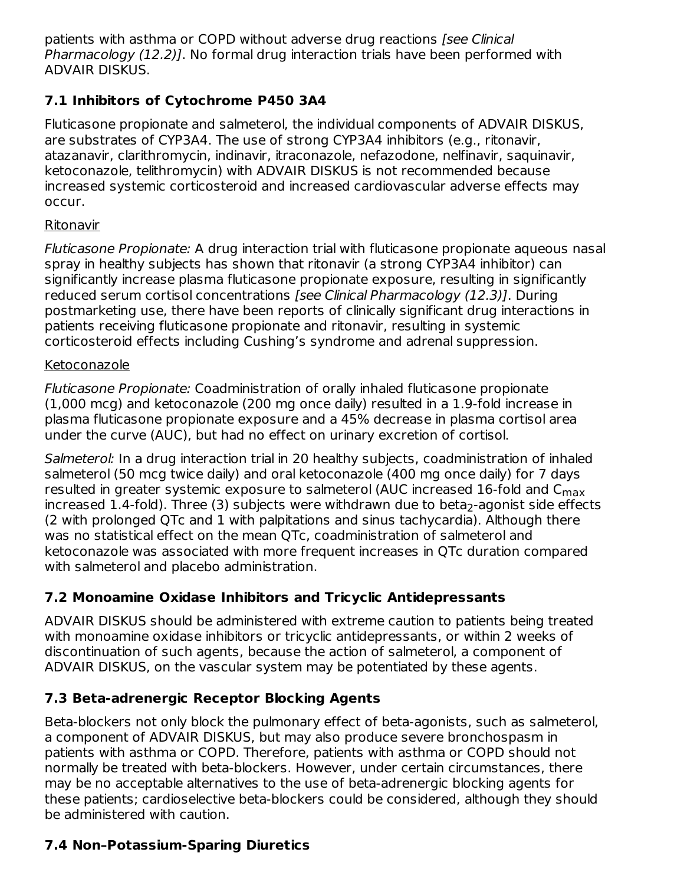patients with asthma or COPD without adverse drug reactions *[see Clinical Pharmacology (12.2)]*. No formal drug interaction trials have been performed with ADVAIR DISKUS.

### 7.1 Inhibitors of Cytochrome P450 3A4

Fluticasone propionate and salmeterol, the individual components of ADVAIR DISKUS, are substrates of CYP3A4. The use of strong CYP3A4 inhibitors (e.g., ritonavir, atazanavir, clarithromycin, indinavir, itraconazole, nefazodone, nelfinavir, saquinavir, ketoconazole, telithromycin) with ADVAIR DISKUS is not recommended because increased systemic corticosteroid and increased cardiovascular adverse effects may occur.

Ritonavir

*Fluticasone Propionate:* A drug interaction trial with fluticasone propionate aqueous nasal spray in healthy subjects has shown that ritonavir (a strong CYP3A4 inhibitor) can significantly increase plasma fluticasone propionate exposure, resulting in significantly reduced serum cortisol concentrations *[see Clinical Pharmacology (12.3)]*. During postmarketing use, there have been reports of clinically significant drug interactions in patients receiving fluticasone propionate and ritonavir, resulting in systemic corticosteroid effects including Cushing's syndrome and adrenal suppression.

Ketoconazole

*Fluticasone Propionate:* Coadministration of orally inhaled fluticasone propionate (1,000 mcg) and ketoconazole (200 mg once daily) resulted in a 1.9-fold increase in plasma fluticasone propionate exposure and a 45% decrease in plasma cortisol area under the curve (AUC), but had no effect on urinary excretion of cortisol.

*Salmeterol:* In a drug interaction trial in 20 healthy subjects, coadministration of inhaled salmeterol (50 mcg twice daily) and oral ketoconazole (400 mg once daily) for 7 days resulted in greater systemic exposure to salmeterol (AUC increased 16-fold and $C_{max}$ increased 1.4-fold). Three (3) subjects were withdrawn due to beta$_2$-agonist side effects (2 with prolonged QTc and 1 with palpitations and sinus tachycardia). Although there was no statistical effect on the mean QTc, coadministration of salmeterol and ketoconazole was associated with more frequent increases in QTc duration compared with salmeterol and placebo administration.

### 7.2 Monoamine Oxidase Inhibitors and Tricyclic Antidepressants

ADVAIR DISKUS should be administered with extreme caution to patients being treated with monoamine oxidase inhibitors or tricyclic antidepressants, or within 2 weeks of discontinuation of such agents, because the action of salmeterol, a component of ADVAIR DISKUS, on the vascular system may be potentiated by these agents.

### 7.3 Beta-adrenergic Receptor Blocking Agents

Beta-blockers not only block the pulmonary effect of beta-agonists, such as salmeterol, a component of ADVAIR DISKUS, but may also produce severe bronchospasm in patients with asthma or COPD. Therefore, patients with asthma or COPD should not normally be treated with beta-blockers. However, under certain circumstances, there may be no acceptable alternatives to the use of beta-adrenergic blocking agents for these patients; cardioselective beta-blockers could be considered, although they should be administered with caution.

### 7.4 Non–Potassium-Sparing Diuretics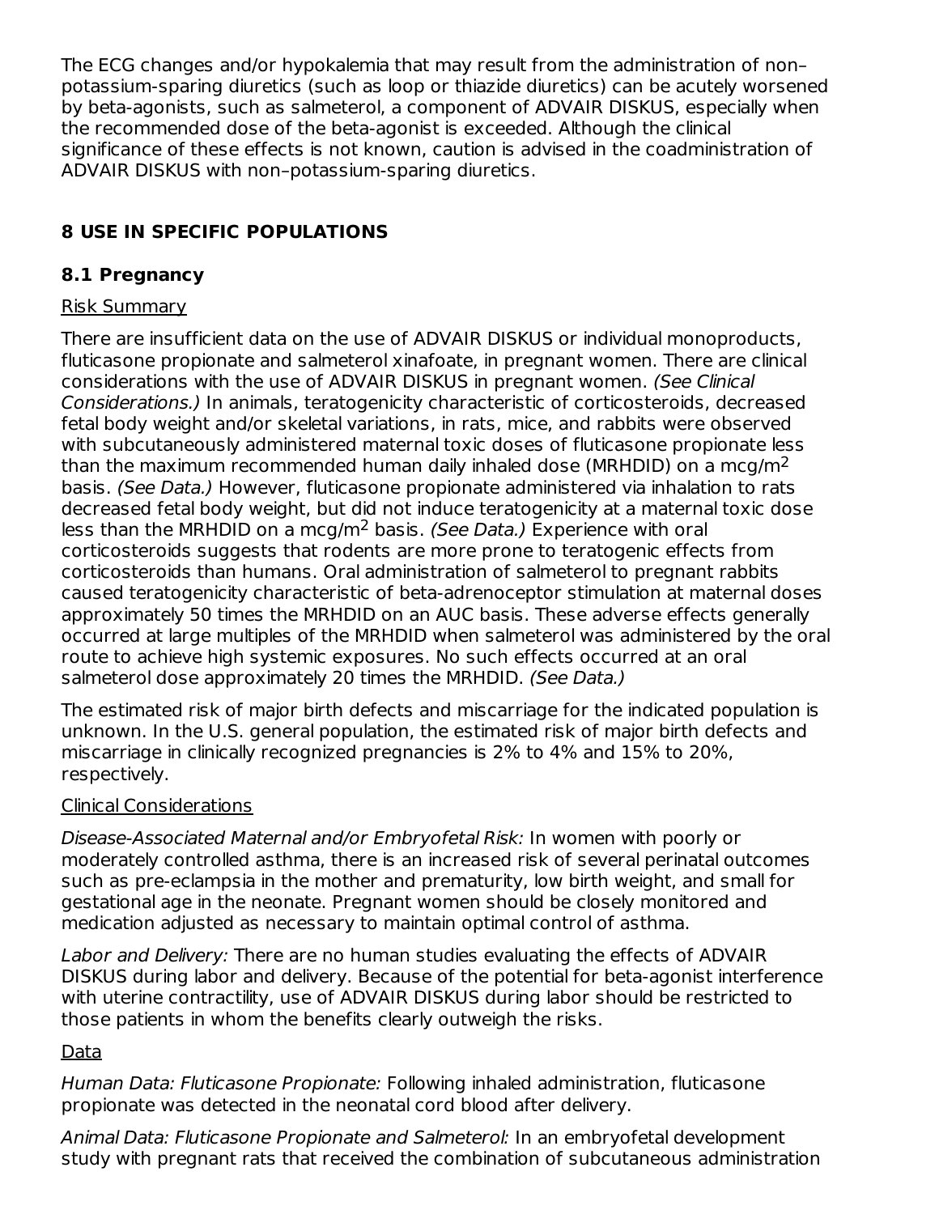The ECG changes and/or hypokalemia that may result from the administration of non–potassium-sparing diuretics (such as loop or thiazide diuretics) can be acutely worsened by beta-agonists, such as salmeterol, a component of ADVAIR DISKUS, especially when the recommended dose of the beta-agonist is exceeded. Although the clinical significance of these effects is not known, caution is advised in the coadministration of ADVAIR DISKUS with non–potassium-sparing diuretics.

## 8 USE IN SPECIFIC POPULATIONS

### 8.1 Pregnancy

Risk Summary

There are insufficient data on the use of ADVAIR DISKUS or individual monoproducts, fluticasone propionate and salmeterol xinafoate, in pregnant women. There are clinical considerations with the use of ADVAIR DISKUS in pregnant women. *(See Clinical Considerations.)* In animals, teratogenicity characteristic of corticosteroids, decreased fetal body weight and/or skeletal variations, in rats, mice, and rabbits were observed with subcutaneously administered maternal toxic doses of fluticasone propionate less than the maximum recommended human daily inhaled dose (MRHDID) on a mcg/$m^2$ basis. *(See Data.)* However, fluticasone propionate administered via inhalation to rats decreased fetal body weight, but did not induce teratogenicity at a maternal toxic dose less than the MRHDID on a mcg/$m^2$ basis. *(See Data.)* Experience with oral corticosteroids suggests that rodents are more prone to teratogenic effects from corticosteroids than humans. Oral administration of salmeterol to pregnant rabbits caused teratogenicity characteristic of beta-adrenoceptor stimulation at maternal doses approximately 50 times the MRHDID on an AUC basis. These adverse effects generally occurred at large multiples of the MRHDID when salmeterol was administered by the oral route to achieve high systemic exposures. No such effects occurred at an oral salmeterol dose approximately 20 times the MRHDID. *(See Data.)*

The estimated risk of major birth defects and miscarriage for the indicated population is unknown. In the U.S. general population, the estimated risk of major birth defects and miscarriage in clinically recognized pregnancies is 2% to 4% and 15% to 20%, respectively.

Clinical Considerations

*Disease-Associated Maternal and/or Embryofetal Risk:* In women with poorly or moderately controlled asthma, there is an increased risk of several perinatal outcomes such as pre-eclampsia in the mother and prematurity, low birth weight, and small for gestational age in the neonate. Pregnant women should be closely monitored and medication adjusted as necessary to maintain optimal control of asthma.

*Labor and Delivery:* There are no human studies evaluating the effects of ADVAIR DISKUS during labor and delivery. Because of the potential for beta-agonist interference with uterine contractility, use of ADVAIR DISKUS during labor should be restricted to those patients in whom the benefits clearly outweigh the risks.

Data

*Human Data: Fluticasone Propionate:* Following inhaled administration, fluticasone propionate was detected in the neonatal cord blood after delivery.

*Animal Data: Fluticasone Propionate and Salmeterol:* In an embryofetal development study with pregnant rats that received the combination of subcutaneous administration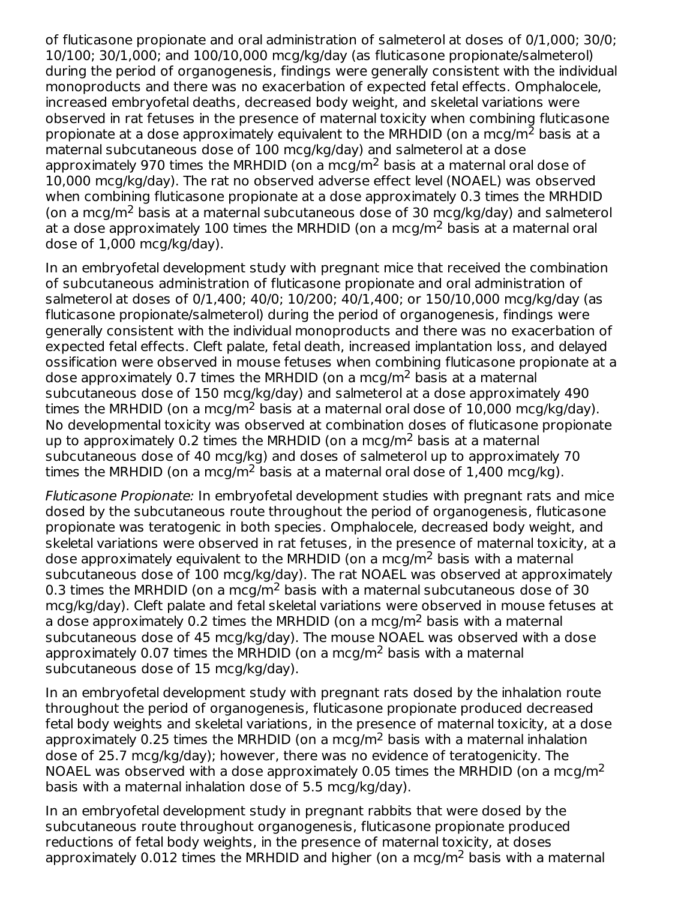of fluticasone propionate and oral administration of salmeterol at doses of 0/1,000; 30/0; 10/100; 30/1,000; and 100/10,000 mcg/kg/day (as fluticasone propionate/salmeterol) during the period of organogenesis, findings were generally consistent with the individual monoproducts and there was no exacerbation of expected fetal effects. Omphalocele, increased embryofetal deaths, decreased body weight, and skeletal variations were observed in rat fetuses in the presence of maternal toxicity when combining fluticasone propionate at a dose approximately equivalent to the MRHDID (on a mcg/$m^2$ basis at a maternal subcutaneous dose of 100 mcg/kg/day) and salmeterol at a dose approximately 970 times the MRHDID (on a mcg/$m^2$ basis at a maternal oral dose of 10,000 mcg/kg/day). The rat no observed adverse effect level (NOAEL) was observed when combining fluticasone propionate at a dose approximately 0.3 times the MRHDID (on a mcg/$m^2$ basis at a maternal subcutaneous dose of 30 mcg/kg/day) and salmeterol at a dose approximately 100 times the MRHDID (on a mcg/$m^2$ basis at a maternal oral dose of 1,000 mcg/kg/day).

In an embryofetal development study with pregnant mice that received the combination of subcutaneous administration of fluticasone propionate and oral administration of salmeterol at doses of 0/1,400; 40/0; 10/200; 40/1,400; or 150/10,000 mcg/kg/day (as fluticasone propionate/salmeterol) during the period of organogenesis, findings were generally consistent with the individual monoproducts and there was no exacerbation of expected fetal effects. Cleft palate, fetal death, increased implantation loss, and delayed ossification were observed in mouse fetuses when combining fluticasone propionate at a dose approximately 0.7 times the MRHDID (on a mcg/$m^2$ basis at a maternal subcutaneous dose of 150 mcg/kg/day) and salmeterol at a dose approximately 490 times the MRHDID (on a mcg/$m^2$ basis at a maternal oral dose of 10,000 mcg/kg/day). No developmental toxicity was observed at combination doses of fluticasone propionate up to approximately 0.2 times the MRHDID (on a mcg/$m^2$ basis at a maternal subcutaneous dose of 40 mcg/kg) and doses of salmeterol up to approximately 70 times the MRHDID (on a mcg/$m^2$ basis at a maternal oral dose of 1,400 mcg/kg).

*Fluticasone Propionate:* In embryofetal development studies with pregnant rats and mice dosed by the subcutaneous route throughout the period of organogenesis, fluticasone propionate was teratogenic in both species. Omphalocele, decreased body weight, and skeletal variations were observed in rat fetuses, in the presence of maternal toxicity, at a dose approximately equivalent to the MRHDID (on a mcg/$m^2$ basis with a maternal subcutaneous dose of 100 mcg/kg/day). The rat NOAEL was observed at approximately 0.3 times the MRHDID (on a mcg/$m^2$ basis with a maternal subcutaneous dose of 30 mcg/kg/day). Cleft palate and fetal skeletal variations were observed in mouse fetuses at a dose approximately 0.2 times the MRHDID (on a mcg/$m^2$ basis with a maternal subcutaneous dose of 45 mcg/kg/day). The mouse NOAEL was observed with a dose approximately 0.07 times the MRHDID (on a mcg/$m^2$ basis with a maternal subcutaneous dose of 15 mcg/kg/day).

In an embryofetal development study with pregnant rats dosed by the inhalation route throughout the period of organogenesis, fluticasone propionate produced decreased fetal body weights and skeletal variations, in the presence of maternal toxicity, at a dose approximately 0.25 times the MRHDID (on a mcg/$m^2$ basis with a maternal inhalation dose of 25.7 mcg/kg/day); however, there was no evidence of teratogenicity. The NOAEL was observed with a dose approximately 0.05 times the MRHDID (on a mcg/$m^2$ basis with a maternal inhalation dose of 5.5 mcg/kg/day).

In an embryofetal development study in pregnant rabbits that were dosed by the subcutaneous route throughout organogenesis, fluticasone propionate produced reductions of fetal body weights, in the presence of maternal toxicity, at doses approximately 0.012 times the MRHDID and higher (on a mcg/$m^2$ basis with a maternal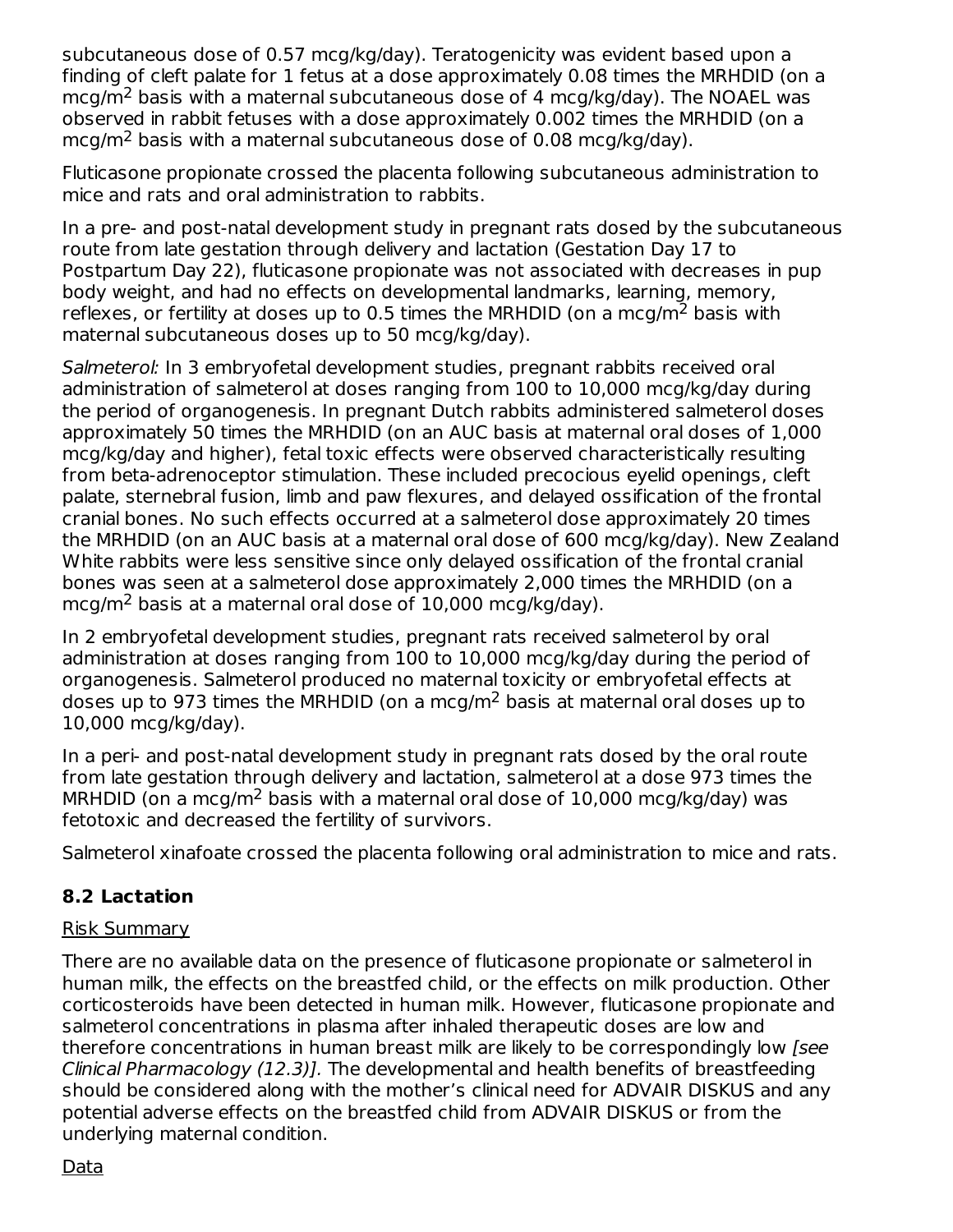subcutaneous dose of 0.57 mcg/kg/day). Teratogenicity was evident based upon a finding of cleft palate for 1 fetus at a dose approximately 0.08 times the MRHDID (on a mcg/$m^2$ basis with a maternal subcutaneous dose of 4 mcg/kg/day). The NOAEL was observed in rabbit fetuses with a dose approximately 0.002 times the MRHDID (on a mcg/$m^2$ basis with a maternal subcutaneous dose of 0.08 mcg/kg/day).

Fluticasone propionate crossed the placenta following subcutaneous administration to mice and rats and oral administration to rabbits.

In a pre- and post-natal development study in pregnant rats dosed by the subcutaneous route from late gestation through delivery and lactation (Gestation Day 17 to Postpartum Day 22), fluticasone propionate was not associated with decreases in pup body weight, and had no effects on developmental landmarks, learning, memory, reflexes, or fertility at doses up to 0.5 times the MRHDID (on a mcg/$m^2$ basis with maternal subcutaneous doses up to 50 mcg/kg/day).

*Salmeterol:* In 3 embryofetal development studies, pregnant rabbits received oral administration of salmeterol at doses ranging from 100 to 10,000 mcg/kg/day during the period of organogenesis. In pregnant Dutch rabbits administered salmeterol doses approximately 50 times the MRHDID (on an AUC basis at maternal oral doses of 1,000 mcg/kg/day and higher), fetal toxic effects were observed characteristically resulting from beta-adrenoceptor stimulation. These included precocious eyelid openings, cleft palate, sternebral fusion, limb and paw flexures, and delayed ossification of the frontal cranial bones. No such effects occurred at a salmeterol dose approximately 20 times the MRHDID (on an AUC basis at a maternal oral dose of 600 mcg/kg/day). New Zealand White rabbits were less sensitive since only delayed ossification of the frontal cranial bones was seen at a salmeterol dose approximately 2,000 times the MRHDID (on a mcg/$m^2$ basis at a maternal oral dose of 10,000 mcg/kg/day).

In 2 embryofetal development studies, pregnant rats received salmeterol by oral administration at doses ranging from 100 to 10,000 mcg/kg/day during the period of organogenesis. Salmeterol produced no maternal toxicity or embryofetal effects at doses up to 973 times the MRHDID (on a mcg/$m^2$ basis at maternal oral doses up to 10,000 mcg/kg/day).

In a peri- and post-natal development study in pregnant rats dosed by the oral route from late gestation through delivery and lactation, salmeterol at a dose 973 times the MRHDID (on a mcg/$m^2$ basis with a maternal oral dose of 10,000 mcg/kg/day) was fetotoxic and decreased the fertility of survivors.

Salmeterol xinafoate crossed the placenta following oral administration to mice and rats.

## 8.2 Lactation

Risk Summary

There are no available data on the presence of fluticasone propionate or salmeterol in human milk, the effects on the breastfed child, or the effects on milk production. Other corticosteroids have been detected in human milk. However, fluticasone propionate and salmeterol concentrations in plasma after inhaled therapeutic doses are low and therefore concentrations in human breast milk are likely to be correspondingly low *[see Clinical Pharmacology (12.3)]*. The developmental and health benefits of breastfeeding should be considered along with the mother's clinical need for ADVAIR DISKUS and any potential adverse effects on the breastfed child from ADVAIR DISKUS or from the underlying maternal condition.

Data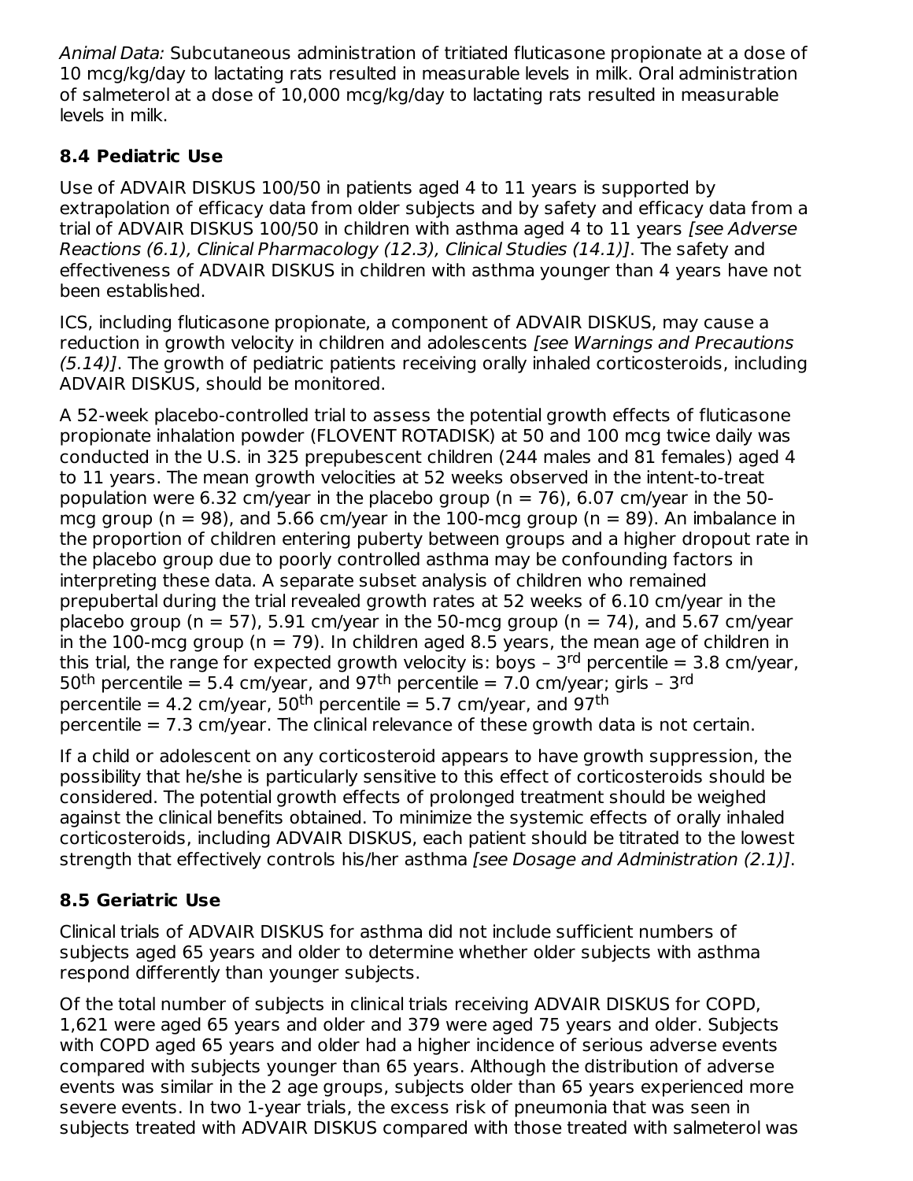*Animal Data:* Subcutaneous administration of tritiated fluticasone propionate at a dose of 10 mcg/kg/day to lactating rats resulted in measurable levels in milk. Oral administration of salmeterol at a dose of 10,000 mcg/kg/day to lactating rats resulted in measurable levels in milk.

### 8.4 Pediatric Use

Use of ADVAIR DISKUS 100/50 in patients aged 4 to 11 years is supported by extrapolation of efficacy data from older subjects and by safety and efficacy data from a trial of ADVAIR DISKUS 100/50 in children with asthma aged 4 to 11 years *[see Adverse Reactions (6.1), Clinical Pharmacology (12.3), Clinical Studies (14.1)]*. The safety and effectiveness of ADVAIR DISKUS in children with asthma younger than 4 years have not been established.

ICS, including fluticasone propionate, a component of ADVAIR DISKUS, may cause a reduction in growth velocity in children and adolescents *[see Warnings and Precautions (5.14)]*. The growth of pediatric patients receiving orally inhaled corticosteroids, including ADVAIR DISKUS, should be monitored.

A 52-week placebo-controlled trial to assess the potential growth effects of fluticasone propionate inhalation powder (FLOVENT ROTADISK) at 50 and 100 mcg twice daily was conducted in the U.S. in 325 prepubescent children (244 males and 81 females) aged 4 to 11 years. The mean growth velocities at 52 weeks observed in the intent-to-treat population were 6.32 cm/year in the placebo group (n = 76), 6.07 cm/year in the 50-mcg group (n = 98), and 5.66 cm/year in the 100-mcg group (n = 89). An imbalance in the proportion of children entering puberty between groups and a higher dropout rate in the placebo group due to poorly controlled asthma may be confounding factors in interpreting these data. A separate subset analysis of children who remained prepubertal during the trial revealed growth rates at 52 weeks of 6.10 cm/year in the placebo group (n = 57), 5.91 cm/year in the 50-mcg group (n = 74), and 5.67 cm/year in the 100-mcg group (n = 79). In children aged 8.5 years, the mean age of children in this trial, the range for expected growth velocity is: boys – 3rd percentile = 3.8 cm/year, 50th percentile = 5.4 cm/year, and 97th percentile = 7.0 cm/year; girls – 3rd percentile = 4.2 cm/year, 50th percentile = 5.7 cm/year, and 97th percentile = 7.3 cm/year. The clinical relevance of these growth data is not certain.

If a child or adolescent on any corticosteroid appears to have growth suppression, the possibility that he/she is particularly sensitive to this effect of corticosteroids should be considered. The potential growth effects of prolonged treatment should be weighed against the clinical benefits obtained. To minimize the systemic effects of orally inhaled corticosteroids, including ADVAIR DISKUS, each patient should be titrated to the lowest strength that effectively controls his/her asthma *[see Dosage and Administration (2.1)]*.

### 8.5 Geriatric Use

Clinical trials of ADVAIR DISKUS for asthma did not include sufficient numbers of subjects aged 65 years and older to determine whether older subjects with asthma respond differently than younger subjects.

Of the total number of subjects in clinical trials receiving ADVAIR DISKUS for COPD, 1,621 were aged 65 years and older and 379 were aged 75 years and older. Subjects with COPD aged 65 years and older had a higher incidence of serious adverse events compared with subjects younger than 65 years. Although the distribution of adverse events was similar in the 2 age groups, subjects older than 65 years experienced more severe events. In two 1-year trials, the excess risk of pneumonia that was seen in subjects treated with ADVAIR DISKUS compared with those treated with salmeterol was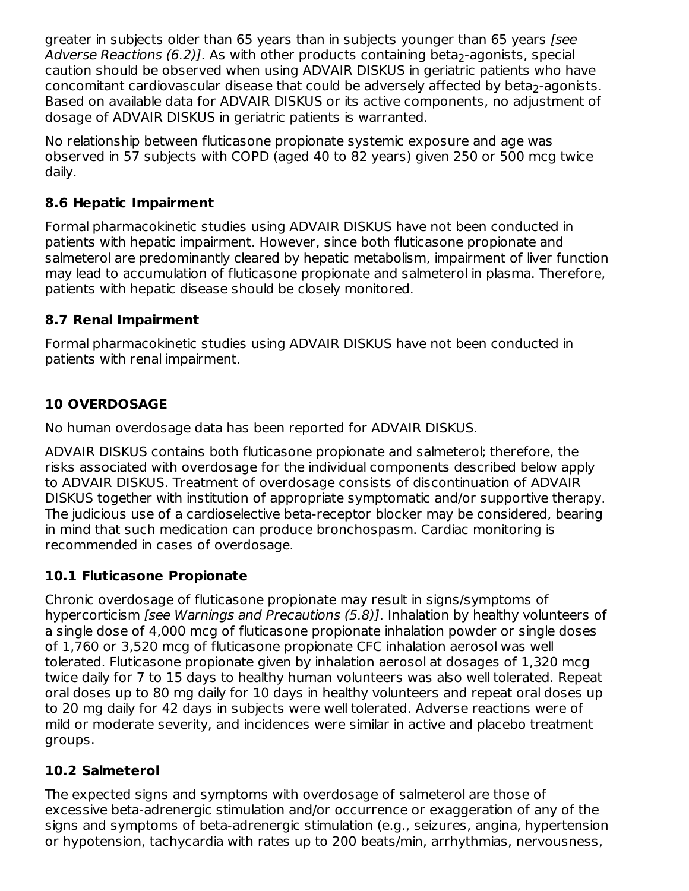greater in subjects older than 65 years than in subjects younger than 65 years *[see Adverse Reactions (6.2)]*. As with other products containing beta$_2$-agonists, special caution should be observed when using ADVAIR DISKUS in geriatric patients who have concomitant cardiovascular disease that could be adversely affected by beta$_2$-agonists. Based on available data for ADVAIR DISKUS or its active components, no adjustment of dosage of ADVAIR DISKUS in geriatric patients is warranted.

No relationship between fluticasone propionate systemic exposure and age was observed in 57 subjects with COPD (aged 40 to 82 years) given 250 or 500 mcg twice daily.

### 8.6 Hepatic Impairment

Formal pharmacokinetic studies using ADVAIR DISKUS have not been conducted in patients with hepatic impairment. However, since both fluticasone propionate and salmeterol are predominantly cleared by hepatic metabolism, impairment of liver function may lead to accumulation of fluticasone propionate and salmeterol in plasma. Therefore, patients with hepatic disease should be closely monitored.

### 8.7 Renal Impairment

Formal pharmacokinetic studies using ADVAIR DISKUS have not been conducted in patients with renal impairment.

## 10 OVERDOSAGE

No human overdosage data has been reported for ADVAIR DISKUS.

ADVAIR DISKUS contains both fluticasone propionate and salmeterol; therefore, the risks associated with overdosage for the individual components described below apply to ADVAIR DISKUS. Treatment of overdosage consists of discontinuation of ADVAIR DISKUS together with institution of appropriate symptomatic and/or supportive therapy. The judicious use of a cardioselective beta-receptor blocker may be considered, bearing in mind that such medication can produce bronchospasm. Cardiac monitoring is recommended in cases of overdosage.

### 10.1 Fluticasone Propionate

Chronic overdosage of fluticasone propionate may result in signs/symptoms of hypercorticism *[see Warnings and Precautions (5.8)]*. Inhalation by healthy volunteers of a single dose of 4,000 mcg of fluticasone propionate inhalation powder or single doses of 1,760 or 3,520 mcg of fluticasone propionate CFC inhalation aerosol was well tolerated. Fluticasone propionate given by inhalation aerosol at dosages of 1,320 mcg twice daily for 7 to 15 days to healthy human volunteers was also well tolerated. Repeat oral doses up to 80 mg daily for 10 days in healthy volunteers and repeat oral doses up to 20 mg daily for 42 days in subjects were well tolerated. Adverse reactions were of mild or moderate severity, and incidences were similar in active and placebo treatment groups.

### 10.2 Salmeterol

The expected signs and symptoms with overdosage of salmeterol are those of excessive beta-adrenergic stimulation and/or occurrence or exaggeration of any of the signs and symptoms of beta-adrenergic stimulation (e.g., seizures, angina, hypertension or hypotension, tachycardia with rates up to 200 beats/min, arrhythmias, nervousness,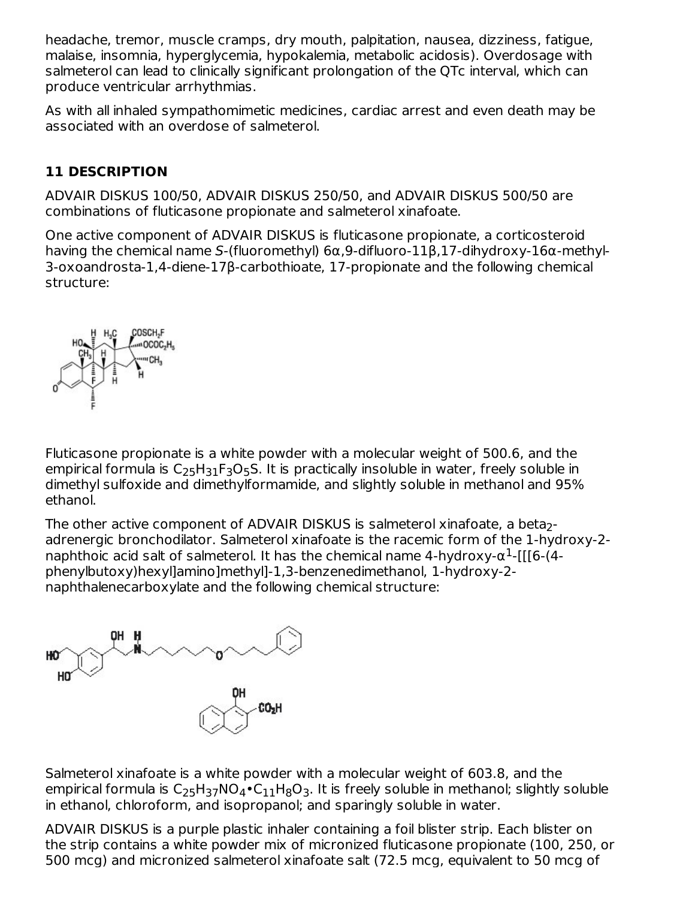headache, tremor, muscle cramps, dry mouth, palpitation, nausea, dizziness, fatigue, malaise, insomnia, hyperglycemia, hypokalemia, metabolic acidosis). Overdosage with salmeterol can lead to clinically significant prolongation of the QTc interval, which can produce ventricular arrhythmias.

As with all inhaled sympathomimetic medicines, cardiac arrest and even death may be associated with an overdose of salmeterol.

## 11 DESCRIPTION

ADVAIR DISKUS 100/50, ADVAIR DISKUS 250/50, and ADVAIR DISKUS 500/50 are combinations of fluticasone propionate and salmeterol xinafoate.

One active component of ADVAIR DISKUS is fluticasone propionate, a corticosteroid having the chemical name *S*-(fluoromethyl) 6α,9-difluoro-11β,17-dihydroxy-16α-methyl-3-oxoandrosta-1,4-diene-17β-carbothioate, 17-propionate and the following chemical structure:

Fluticasone propionate is a white powder with a molecular weight of 500.6, and the empirical formula is $C_{25}H_{31}F_3O_5S$. It is practically insoluble in water, freely soluble in dimethyl sulfoxide and dimethylformamide, and slightly soluble in methanol and 95% ethanol.

The other active component of ADVAIR DISKUS is salmeterol xinafoate, a beta$_2$-adrenergic bronchodilator. Salmeterol xinafoate is the racemic form of the 1-hydroxy-2-naphthoic acid salt of salmeterol. It has the chemical name 4-hydroxy-$\alpha^1$-[[[6-(4-phenylbutoxy)hexyl]amino]methyl]-1,3-benzenedimethanol, 1-hydroxy-2-naphthalenecarboxylate and the following chemical structure:

Salmeterol xinafoate is a white powder with a molecular weight of 603.8, and the empirical formula is $C_{25}H_{37}NO_4 \bullet C_{11}H_8O_3$. It is freely soluble in methanol; slightly soluble in ethanol, chloroform, and isopropanol; and sparingly soluble in water.

ADVAIR DISKUS is a purple plastic inhaler containing a foil blister strip. Each blister on the strip contains a white powder mix of micronized fluticasone propionate (100, 250, or 500 mcg) and micronized salmeterol xinafoate salt (72.5 mcg, equivalent to 50 mcg of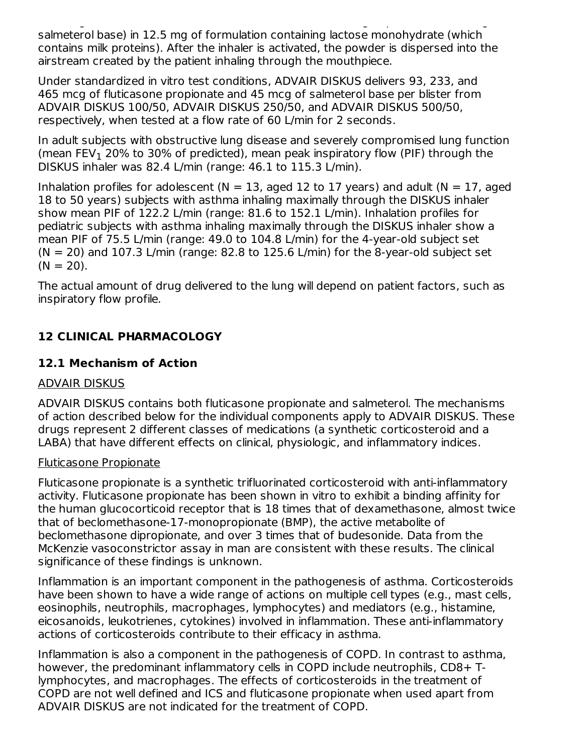salmeterol base) in 12.5 mg of formulation containing lactose monohydrate (which contains milk proteins). After the inhaler is activated, the powder is dispersed into the airstream created by the patient inhaling through the mouthpiece.

Under standardized in vitro test conditions, ADVAIR DISKUS delivers 93, 233, and 465 mcg of fluticasone propionate and 45 mcg of salmeterol base per blister from ADVAIR DISKUS 100/50, ADVAIR DISKUS 250/50, and ADVAIR DISKUS 500/50, respectively, when tested at a flow rate of 60 L/min for 2 seconds.

In adult subjects with obstructive lung disease and severely compromised lung function (mean $FEV_1$ 20% to 30% of predicted), mean peak inspiratory flow (PIF) through the DISKUS inhaler was 82.4 L/min (range: 46.1 to 115.3 L/min).

Inhalation profiles for adolescent (N = 13, aged 12 to 17 years) and adult (N = 17, aged 18 to 50 years) subjects with asthma inhaling maximally through the DISKUS inhaler show mean PIF of 122.2 L/min (range: 81.6 to 152.1 L/min). Inhalation profiles for pediatric subjects with asthma inhaling maximally through the DISKUS inhaler show a mean PIF of 75.5 L/min (range: 49.0 to 104.8 L/min) for the 4-year-old subject set (N = 20) and 107.3 L/min (range: 82.8 to 125.6 L/min) for the 8-year-old subject set (N = 20).

The actual amount of drug delivered to the lung will depend on patient factors, such as inspiratory flow profile.

## 12 CLINICAL PHARMACOLOGY

### 12.1 Mechanism of Action

ADVAIR DISKUS

ADVAIR DISKUS contains both fluticasone propionate and salmeterol. The mechanisms of action described below for the individual components apply to ADVAIR DISKUS. These drugs represent 2 different classes of medications (a synthetic corticosteroid and a LABA) that have different effects on clinical, physiologic, and inflammatory indices.

Fluticasone Propionate

Fluticasone propionate is a synthetic trifluorinated corticosteroid with anti-inflammatory activity. Fluticasone propionate has been shown in vitro to exhibit a binding affinity for the human glucocorticoid receptor that is 18 times that of dexamethasone, almost twice that of beclomethasone-17-monopropionate (BMP), the active metabolite of beclomethasone dipropionate, and over 3 times that of budesonide. Data from the McKenzie vasoconstrictor assay in man are consistent with these results. The clinical significance of these findings is unknown.

Inflammation is an important component in the pathogenesis of asthma. Corticosteroids have been shown to have a wide range of actions on multiple cell types (e.g., mast cells, eosinophils, neutrophils, macrophages, lymphocytes) and mediators (e.g., histamine, eicosanoids, leukotrienes, cytokines) involved in inflammation. These anti-inflammatory actions of corticosteroids contribute to their efficacy in asthma.

Inflammation is also a component in the pathogenesis of COPD. In contrast to asthma, however, the predominant inflammatory cells in COPD include neutrophils, CD8+ T-lymphocytes, and macrophages. The effects of corticosteroids in the treatment of COPD are not well defined and ICS and fluticasone propionate when used apart from ADVAIR DISKUS are not indicated for the treatment of COPD.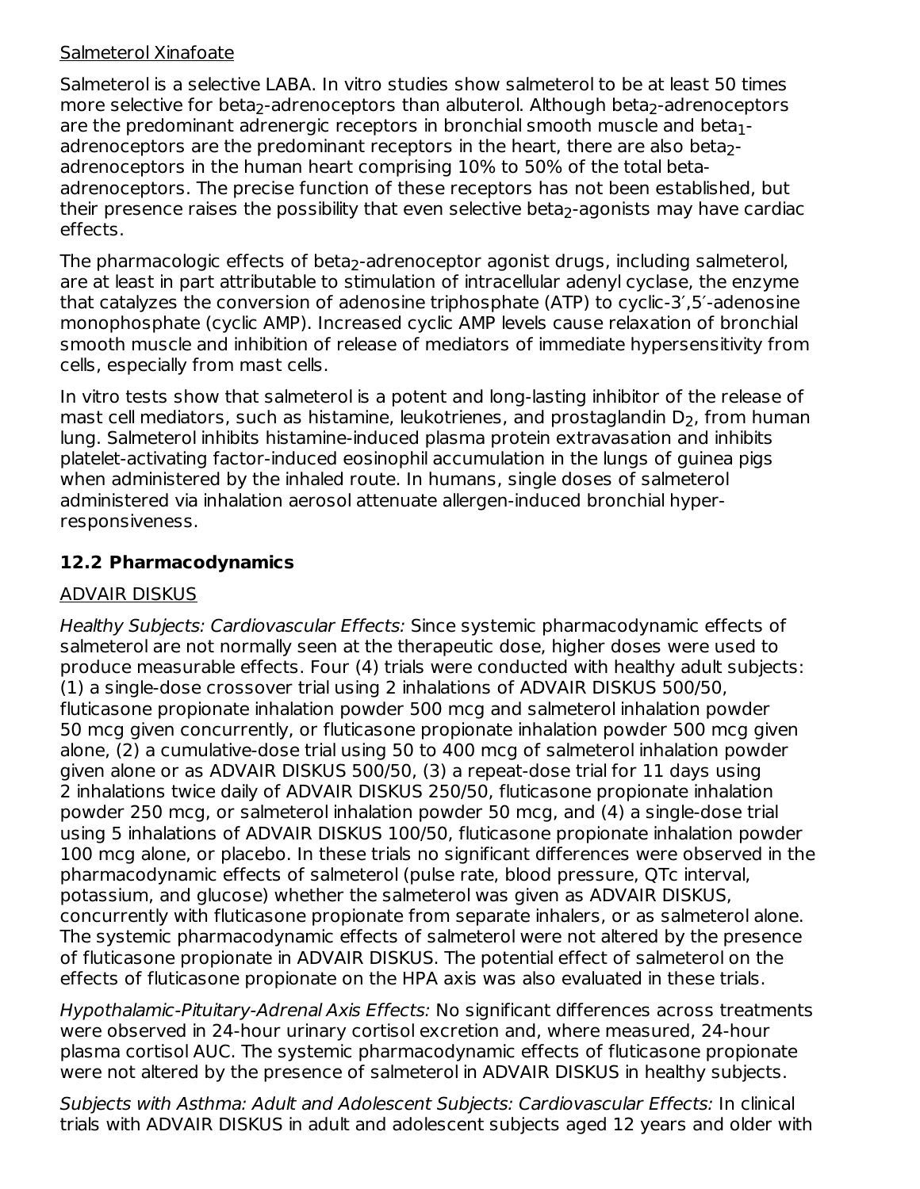Salmeterol Xinafoate

Salmeterol is a selective LABA. In vitro studies show salmeterol to be at least 50 times more selective for beta$_2$-adrenoceptors than albuterol. Although beta$_2$-adrenoceptors are the predominant adrenergic receptors in bronchial smooth muscle and beta$_1$-adrenoceptors are the predominant receptors in the heart, there are also beta$_2$-adrenoceptors in the human heart comprising 10% to 50% of the total beta-adrenoceptors. The precise function of these receptors has not been established, but their presence raises the possibility that even selective beta$_2$-agonists may have cardiac effects.

The pharmacologic effects of beta$_2$-adrenoceptor agonist drugs, including salmeterol, are at least in part attributable to stimulation of intracellular adenyl cyclase, the enzyme that catalyzes the conversion of adenosine triphosphate (ATP) to cyclic-3′,5′-adenosine monophosphate (cyclic AMP). Increased cyclic AMP levels cause relaxation of bronchial smooth muscle and inhibition of release of mediators of immediate hypersensitivity from cells, especially from mast cells.

In vitro tests show that salmeterol is a potent and long-lasting inhibitor of the release of mast cell mediators, such as histamine, leukotrienes, and prostaglandin $D_2$, from human lung. Salmeterol inhibits histamine-induced plasma protein extravasation and inhibits platelet-activating factor-induced eosinophil accumulation in the lungs of guinea pigs when administered by the inhaled route. In humans, single doses of salmeterol administered via inhalation aerosol attenuate allergen-induced bronchial hyper-responsiveness.

## 12.2 Pharmacodynamics

ADVAIR DISKUS

*Healthy Subjects: Cardiovascular Effects:* Since systemic pharmacodynamic effects of salmeterol are not normally seen at the therapeutic dose, higher doses were used to produce measurable effects. Four (4) trials were conducted with healthy adult subjects: (1) a single-dose crossover trial using 2 inhalations of ADVAIR DISKUS 500/50, fluticasone propionate inhalation powder 500 mcg and salmeterol inhalation powder 50 mcg given concurrently, or fluticasone propionate inhalation powder 500 mcg given alone, (2) a cumulative-dose trial using 50 to 400 mcg of salmeterol inhalation powder given alone or as ADVAIR DISKUS 500/50, (3) a repeat-dose trial for 11 days using 2 inhalations twice daily of ADVAIR DISKUS 250/50, fluticasone propionate inhalation powder 250 mcg, or salmeterol inhalation powder 50 mcg, and (4) a single-dose trial using 5 inhalations of ADVAIR DISKUS 100/50, fluticasone propionate inhalation powder 100 mcg alone, or placebo. In these trials no significant differences were observed in the pharmacodynamic effects of salmeterol (pulse rate, blood pressure, QTc interval, potassium, and glucose) whether the salmeterol was given as ADVAIR DISKUS, concurrently with fluticasone propionate from separate inhalers, or as salmeterol alone. The systemic pharmacodynamic effects of salmeterol were not altered by the presence of fluticasone propionate in ADVAIR DISKUS. The potential effect of salmeterol on the effects of fluticasone propionate on the HPA axis was also evaluated in these trials.

*Hypothalamic-Pituitary-Adrenal Axis Effects:* No significant differences across treatments were observed in 24-hour urinary cortisol excretion and, where measured, 24-hour plasma cortisol AUC. The systemic pharmacodynamic effects of fluticasone propionate were not altered by the presence of salmeterol in ADVAIR DISKUS in healthy subjects.

*Subjects with Asthma: Adult and Adolescent Subjects: Cardiovascular Effects:* In clinical trials with ADVAIR DISKUS in adult and adolescent subjects aged 12 years and older with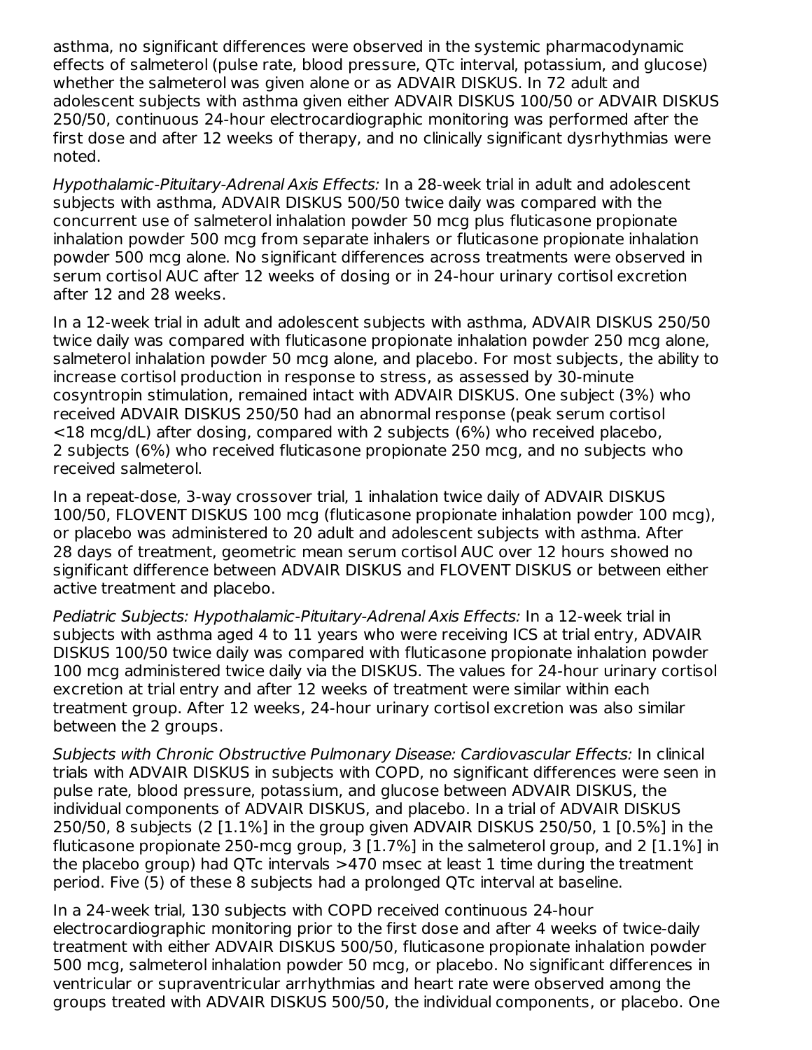asthma, no significant differences were observed in the systemic pharmacodynamic effects of salmeterol (pulse rate, blood pressure, QTc interval, potassium, and glucose) whether the salmeterol was given alone or as ADVAIR DISKUS. In 72 adult and adolescent subjects with asthma given either ADVAIR DISKUS 100/50 or ADVAIR DISKUS 250/50, continuous 24-hour electrocardiographic monitoring was performed after the first dose and after 12 weeks of therapy, and no clinically significant dysrhythmias were noted.

*Hypothalamic-Pituitary-Adrenal Axis Effects:* In a 28-week trial in adult and adolescent subjects with asthma, ADVAIR DISKUS 500/50 twice daily was compared with the concurrent use of salmeterol inhalation powder 50 mcg plus fluticasone propionate inhalation powder 500 mcg from separate inhalers or fluticasone propionate inhalation powder 500 mcg alone. No significant differences across treatments were observed in serum cortisol AUC after 12 weeks of dosing or in 24-hour urinary cortisol excretion after 12 and 28 weeks.

In a 12-week trial in adult and adolescent subjects with asthma, ADVAIR DISKUS 250/50 twice daily was compared with fluticasone propionate inhalation powder 250 mcg alone, salmeterol inhalation powder 50 mcg alone, and placebo. For most subjects, the ability to increase cortisol production in response to stress, as assessed by 30-minute cosyntropin stimulation, remained intact with ADVAIR DISKUS. One subject (3%) who received ADVAIR DISKUS 250/50 had an abnormal response (peak serum cortisol <18 mcg/dL) after dosing, compared with 2 subjects (6%) who received placebo, 2 subjects (6%) who received fluticasone propionate 250 mcg, and no subjects who received salmeterol.

In a repeat-dose, 3-way crossover trial, 1 inhalation twice daily of ADVAIR DISKUS 100/50, FLOVENT DISKUS 100 mcg (fluticasone propionate inhalation powder 100 mcg), or placebo was administered to 20 adult and adolescent subjects with asthma. After 28 days of treatment, geometric mean serum cortisol AUC over 12 hours showed no significant difference between ADVAIR DISKUS and FLOVENT DISKUS or between either active treatment and placebo.

*Pediatric Subjects: Hypothalamic-Pituitary-Adrenal Axis Effects:* In a 12-week trial in subjects with asthma aged 4 to 11 years who were receiving ICS at trial entry, ADVAIR DISKUS 100/50 twice daily was compared with fluticasone propionate inhalation powder 100 mcg administered twice daily via the DISKUS. The values for 24-hour urinary cortisol excretion at trial entry and after 12 weeks of treatment were similar within each treatment group. After 12 weeks, 24-hour urinary cortisol excretion was also similar between the 2 groups.

*Subjects with Chronic Obstructive Pulmonary Disease: Cardiovascular Effects:* In clinical trials with ADVAIR DISKUS in subjects with COPD, no significant differences were seen in pulse rate, blood pressure, potassium, and glucose between ADVAIR DISKUS, the individual components of ADVAIR DISKUS, and placebo. In a trial of ADVAIR DISKUS 250/50, 8 subjects (2 [1.1%] in the group given ADVAIR DISKUS 250/50, 1 [0.5%] in the fluticasone propionate 250-mcg group, 3 [1.7%] in the salmeterol group, and 2 [1.1%] in the placebo group) had QTc intervals >470 msec at least 1 time during the treatment period. Five (5) of these 8 subjects had a prolonged QTc interval at baseline.

In a 24-week trial, 130 subjects with COPD received continuous 24-hour electrocardiographic monitoring prior to the first dose and after 4 weeks of twice-daily treatment with either ADVAIR DISKUS 500/50, fluticasone propionate inhalation powder 500 mcg, salmeterol inhalation powder 50 mcg, or placebo. No significant differences in ventricular or supraventricular arrhythmias and heart rate were observed among the groups treated with ADVAIR DISKUS 500/50, the individual components, or placebo. One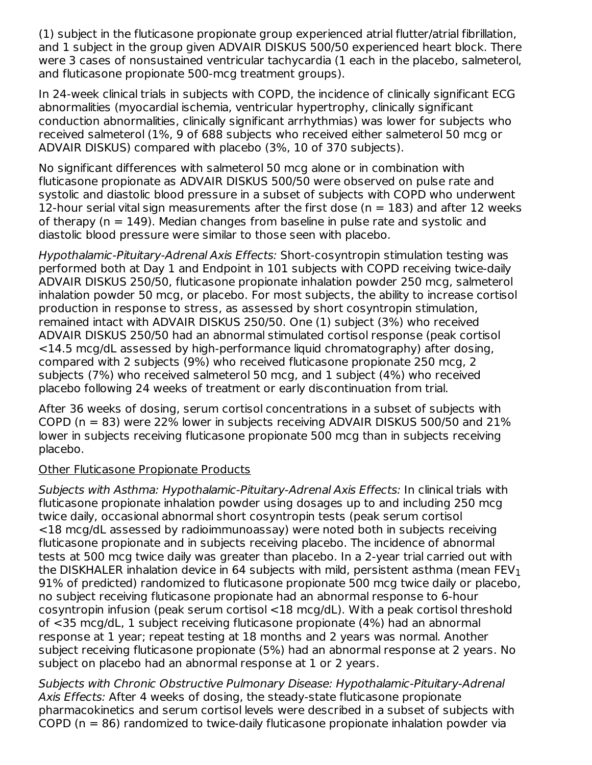(1) subject in the fluticasone propionate group experienced atrial flutter/atrial fibrillation, and 1 subject in the group given ADVAIR DISKUS 500/50 experienced heart block. There were 3 cases of nonsustained ventricular tachycardia (1 each in the placebo, salmeterol, and fluticasone propionate 500-mcg treatment groups).

In 24-week clinical trials in subjects with COPD, the incidence of clinically significant ECG abnormalities (myocardial ischemia, ventricular hypertrophy, clinically significant conduction abnormalities, clinically significant arrhythmias) was lower for subjects who received salmeterol (1%, 9 of 688 subjects who received either salmeterol 50 mcg or ADVAIR DISKUS) compared with placebo (3%, 10 of 370 subjects).

No significant differences with salmeterol 50 mcg alone or in combination with fluticasone propionate as ADVAIR DISKUS 500/50 were observed on pulse rate and systolic and diastolic blood pressure in a subset of subjects with COPD who underwent 12-hour serial vital sign measurements after the first dose (n = 183) and after 12 weeks of therapy (n = 149). Median changes from baseline in pulse rate and systolic and diastolic blood pressure were similar to those seen with placebo.

*Hypothalamic-Pituitary-Adrenal Axis Effects:* Short-cosyntropin stimulation testing was performed both at Day 1 and Endpoint in 101 subjects with COPD receiving twice-daily ADVAIR DISKUS 250/50, fluticasone propionate inhalation powder 250 mcg, salmeterol inhalation powder 50 mcg, or placebo. For most subjects, the ability to increase cortisol production in response to stress, as assessed by short cosyntropin stimulation, remained intact with ADVAIR DISKUS 250/50. One (1) subject (3%) who received ADVAIR DISKUS 250/50 had an abnormal stimulated cortisol response (peak cortisol <14.5 mcg/dL assessed by high-performance liquid chromatography) after dosing, compared with 2 subjects (9%) who received fluticasone propionate 250 mcg, 2 subjects (7%) who received salmeterol 50 mcg, and 1 subject (4%) who received placebo following 24 weeks of treatment or early discontinuation from trial.

After 36 weeks of dosing, serum cortisol concentrations in a subset of subjects with COPD (n = 83) were 22% lower in subjects receiving ADVAIR DISKUS 500/50 and 21% lower in subjects receiving fluticasone propionate 500 mcg than in subjects receiving placebo.

Other Fluticasone Propionate Products

*Subjects with Asthma: Hypothalamic-Pituitary-Adrenal Axis Effects:* In clinical trials with fluticasone propionate inhalation powder using dosages up to and including 250 mcg twice daily, occasional abnormal short cosyntropin tests (peak serum cortisol <18 mcg/dL assessed by radioimmunoassay) were noted both in subjects receiving fluticasone propionate and in subjects receiving placebo. The incidence of abnormal tests at 500 mcg twice daily was greater than placebo. In a 2-year trial carried out with the DISKHALER inhalation device in 64 subjects with mild, persistent asthma (mean $FEV_1$ 91% of predicted) randomized to fluticasone propionate 500 mcg twice daily or placebo, no subject receiving fluticasone propionate had an abnormal response to 6-hour cosyntropin infusion (peak serum cortisol <18 mcg/dL). With a peak cortisol threshold of <35 mcg/dL, 1 subject receiving fluticasone propionate (4%) had an abnormal response at 1 year; repeat testing at 18 months and 2 years was normal. Another subject receiving fluticasone propionate (5%) had an abnormal response at 2 years. No subject on placebo had an abnormal response at 1 or 2 years.

*Subjects with Chronic Obstructive Pulmonary Disease: Hypothalamic-Pituitary-Adrenal Axis Effects:* After 4 weeks of dosing, the steady-state fluticasone propionate pharmacokinetics and serum cortisol levels were described in a subset of subjects with COPD (n = 86) randomized to twice-daily fluticasone propionate inhalation powder via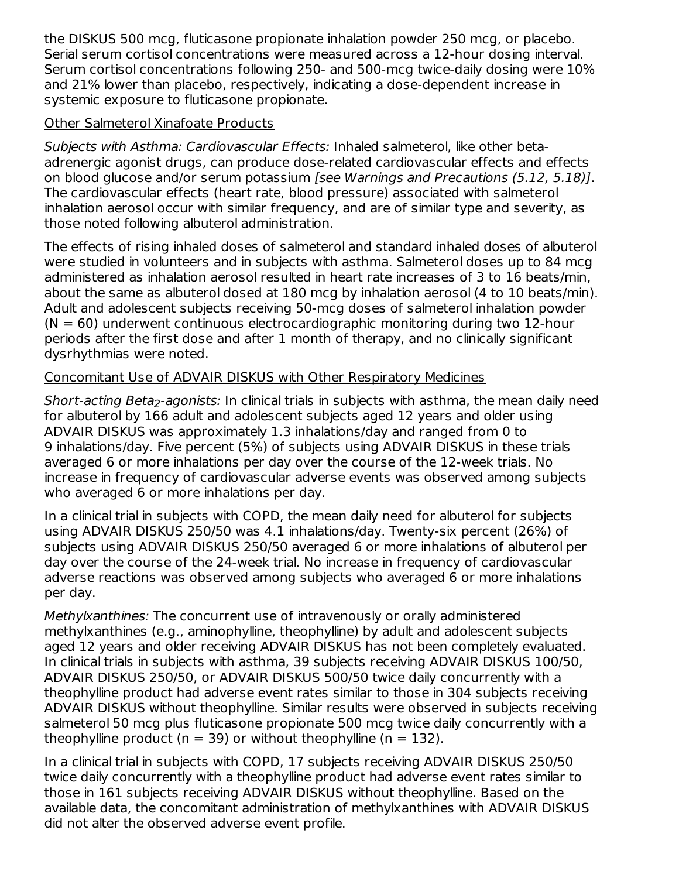the DISKUS 500 mcg, fluticasone propionate inhalation powder 250 mcg, or placebo. Serial serum cortisol concentrations were measured across a 12-hour dosing interval. Serum cortisol concentrations following 250- and 500-mcg twice-daily dosing were 10% and 21% lower than placebo, respectively, indicating a dose-dependent increase in systemic exposure to fluticasone propionate.

Other Salmeterol Xinafoate Products

*Subjects with Asthma: Cardiovascular Effects:* Inhaled salmeterol, like other beta-adrenergic agonist drugs, can produce dose-related cardiovascular effects and effects on blood glucose and/or serum potassium *[see Warnings and Precautions (5.12, 5.18)]*. The cardiovascular effects (heart rate, blood pressure) associated with salmeterol inhalation aerosol occur with similar frequency, and are of similar type and severity, as those noted following albuterol administration.

The effects of rising inhaled doses of salmeterol and standard inhaled doses of albuterol were studied in volunteers and in subjects with asthma. Salmeterol doses up to 84 mcg administered as inhalation aerosol resulted in heart rate increases of 3 to 16 beats/min, about the same as albuterol dosed at 180 mcg by inhalation aerosol (4 to 10 beats/min). Adult and adolescent subjects receiving 50-mcg doses of salmeterol inhalation powder (N = 60) underwent continuous electrocardiographic monitoring during two 12-hour periods after the first dose and after 1 month of therapy, and no clinically significant dysrhythmias were noted.

Concomitant Use of ADVAIR DISKUS with Other Respiratory Medicines

*Short-acting Beta$_2$-agonists:* In clinical trials in subjects with asthma, the mean daily need for albuterol by 166 adult and adolescent subjects aged 12 years and older using ADVAIR DISKUS was approximately 1.3 inhalations/day and ranged from 0 to 9 inhalations/day. Five percent (5%) of subjects using ADVAIR DISKUS in these trials averaged 6 or more inhalations per day over the course of the 12-week trials. No increase in frequency of cardiovascular adverse events was observed among subjects who averaged 6 or more inhalations per day.

In a clinical trial in subjects with COPD, the mean daily need for albuterol for subjects using ADVAIR DISKUS 250/50 was 4.1 inhalations/day. Twenty-six percent (26%) of subjects using ADVAIR DISKUS 250/50 averaged 6 or more inhalations of albuterol per day over the course of the 24-week trial. No increase in frequency of cardiovascular adverse reactions was observed among subjects who averaged 6 or more inhalations per day.

*Methylxanthines:* The concurrent use of intravenously or orally administered methylxanthines (e.g., aminophylline, theophylline) by adult and adolescent subjects aged 12 years and older receiving ADVAIR DISKUS has not been completely evaluated. In clinical trials in subjects with asthma, 39 subjects receiving ADVAIR DISKUS 100/50, ADVAIR DISKUS 250/50, or ADVAIR DISKUS 500/50 twice daily concurrently with a theophylline product had adverse event rates similar to those in 304 subjects receiving ADVAIR DISKUS without theophylline. Similar results were observed in subjects receiving salmeterol 50 mcg plus fluticasone propionate 500 mcg twice daily concurrently with a theophylline product (n = 39) or without theophylline (n = 132).

In a clinical trial in subjects with COPD, 17 subjects receiving ADVAIR DISKUS 250/50 twice daily concurrently with a theophylline product had adverse event rates similar to those in 161 subjects receiving ADVAIR DISKUS without theophylline. Based on the available data, the concomitant administration of methylxanthines with ADVAIR DISKUS did not alter the observed adverse event profile.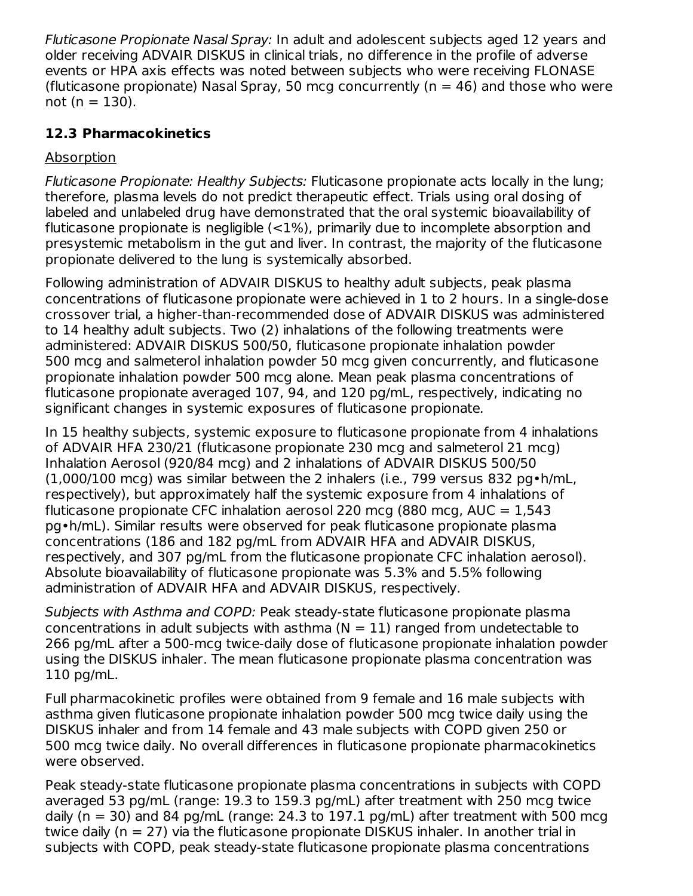*Fluticasone Propionate Nasal Spray:* In adult and adolescent subjects aged 12 years and older receiving ADVAIR DISKUS in clinical trials, no difference in the profile of adverse events or HPA axis effects was noted between subjects who were receiving FLONASE (fluticasone propionate) Nasal Spray, 50 mcg concurrently (n = 46) and those who were not (n = 130).

### 12.3 Pharmacokinetics

Absorption

*Fluticasone Propionate: Healthy Subjects:* Fluticasone propionate acts locally in the lung; therefore, plasma levels do not predict therapeutic effect. Trials using oral dosing of labeled and unlabeled drug have demonstrated that the oral systemic bioavailability of fluticasone propionate is negligible (<1%), primarily due to incomplete absorption and presystemic metabolism in the gut and liver. In contrast, the majority of the fluticasone propionate delivered to the lung is systemically absorbed.

Following administration of ADVAIR DISKUS to healthy adult subjects, peak plasma concentrations of fluticasone propionate were achieved in 1 to 2 hours. In a single-dose crossover trial, a higher-than-recommended dose of ADVAIR DISKUS was administered to 14 healthy adult subjects. Two (2) inhalations of the following treatments were administered: ADVAIR DISKUS 500/50, fluticasone propionate inhalation powder 500 mcg and salmeterol inhalation powder 50 mcg given concurrently, and fluticasone propionate inhalation powder 500 mcg alone. Mean peak plasma concentrations of fluticasone propionate averaged 107, 94, and 120 pg/mL, respectively, indicating no significant changes in systemic exposures of fluticasone propionate.

In 15 healthy subjects, systemic exposure to fluticasone propionate from 4 inhalations of ADVAIR HFA 230/21 (fluticasone propionate 230 mcg and salmeterol 21 mcg) Inhalation Aerosol (920/84 mcg) and 2 inhalations of ADVAIR DISKUS 500/50 (1,000/100 mcg) was similar between the 2 inhalers (i.e., 799 versus 832 pg•h/mL, respectively), but approximately half the systemic exposure from 4 inhalations of fluticasone propionate CFC inhalation aerosol 220 mcg (880 mcg, AUC = 1,543 pg•h/mL). Similar results were observed for peak fluticasone propionate plasma concentrations (186 and 182 pg/mL from ADVAIR HFA and ADVAIR DISKUS, respectively, and 307 pg/mL from the fluticasone propionate CFC inhalation aerosol). Absolute bioavailability of fluticasone propionate was 5.3% and 5.5% following administration of ADVAIR HFA and ADVAIR DISKUS, respectively.

*Subjects with Asthma and COPD:* Peak steady-state fluticasone propionate plasma concentrations in adult subjects with asthma (N = 11) ranged from undetectable to 266 pg/mL after a 500-mcg twice-daily dose of fluticasone propionate inhalation powder using the DISKUS inhaler. The mean fluticasone propionate plasma concentration was 110 pg/mL.

Full pharmacokinetic profiles were obtained from 9 female and 16 male subjects with asthma given fluticasone propionate inhalation powder 500 mcg twice daily using the DISKUS inhaler and from 14 female and 43 male subjects with COPD given 250 or 500 mcg twice daily. No overall differences in fluticasone propionate pharmacokinetics were observed.

Peak steady-state fluticasone propionate plasma concentrations in subjects with COPD averaged 53 pg/mL (range: 19.3 to 159.3 pg/mL) after treatment with 250 mcg twice daily (n = 30) and 84 pg/mL (range: 24.3 to 197.1 pg/mL) after treatment with 500 mcg twice daily (n = 27) via the fluticasone propionate DISKUS inhaler. In another trial in subjects with COPD, peak steady-state fluticasone propionate plasma concentrations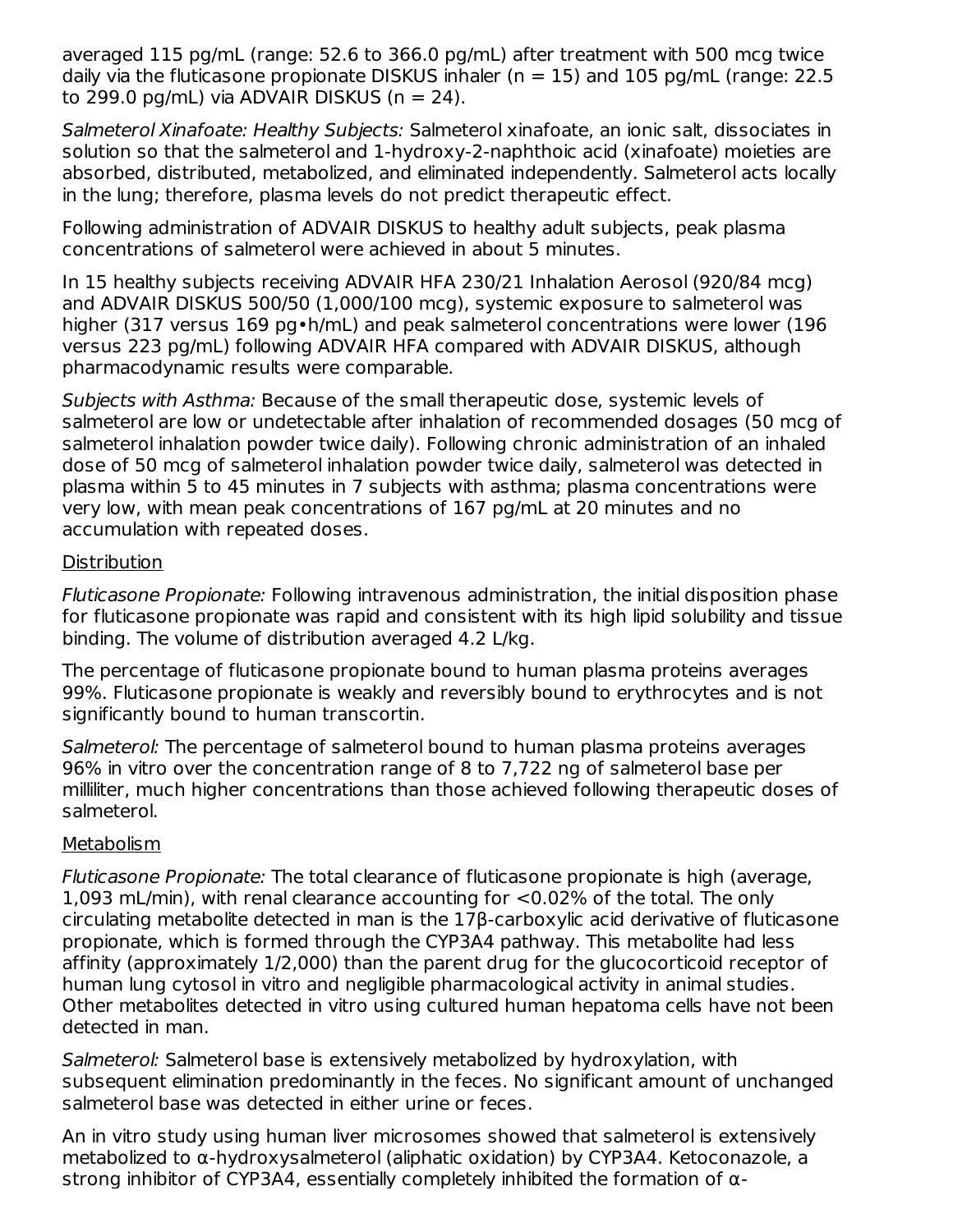averaged 115 pg/mL (range: 52.6 to 366.0 pg/mL) after treatment with 500 mcg twice daily via the fluticasone propionate DISKUS inhaler (n = 15) and 105 pg/mL (range: 22.5 to 299.0 pg/mL) via ADVAIR DISKUS (n = 24).

*Salmeterol Xinafoate: Healthy Subjects:* Salmeterol xinafoate, an ionic salt, dissociates in solution so that the salmeterol and 1-hydroxy-2-naphthoic acid (xinafoate) moieties are absorbed, distributed, metabolized, and eliminated independently. Salmeterol acts locally in the lung; therefore, plasma levels do not predict therapeutic effect.

Following administration of ADVAIR DISKUS to healthy adult subjects, peak plasma concentrations of salmeterol were achieved in about 5 minutes.

In 15 healthy subjects receiving ADVAIR HFA 230/21 Inhalation Aerosol (920/84 mcg) and ADVAIR DISKUS 500/50 (1,000/100 mcg), systemic exposure to salmeterol was higher (317 versus 169 pg•h/mL) and peak salmeterol concentrations were lower (196 versus 223 pg/mL) following ADVAIR HFA compared with ADVAIR DISKUS, although pharmacodynamic results were comparable.

*Subjects with Asthma:* Because of the small therapeutic dose, systemic levels of salmeterol are low or undetectable after inhalation of recommended dosages (50 mcg of salmeterol inhalation powder twice daily). Following chronic administration of an inhaled dose of 50 mcg of salmeterol inhalation powder twice daily, salmeterol was detected in plasma within 5 to 45 minutes in 7 subjects with asthma; plasma concentrations were very low, with mean peak concentrations of 167 pg/mL at 20 minutes and no accumulation with repeated doses.

Distribution

*Fluticasone Propionate:* Following intravenous administration, the initial disposition phase for fluticasone propionate was rapid and consistent with its high lipid solubility and tissue binding. The volume of distribution averaged 4.2 L/kg.

The percentage of fluticasone propionate bound to human plasma proteins averages 99%. Fluticasone propionate is weakly and reversibly bound to erythrocytes and is not significantly bound to human transcortin.

*Salmeterol:* The percentage of salmeterol bound to human plasma proteins averages 96% in vitro over the concentration range of 8 to 7,722 ng of salmeterol base per milliliter, much higher concentrations than those achieved following therapeutic doses of salmeterol.

Metabolism

*Fluticasone Propionate:* The total clearance of fluticasone propionate is high (average, 1,093 mL/min), with renal clearance accounting for <0.02% of the total. The only circulating metabolite detected in man is the 17β-carboxylic acid derivative of fluticasone propionate, which is formed through the CYP3A4 pathway. This metabolite had less affinity (approximately 1/2,000) than the parent drug for the glucocorticoid receptor of human lung cytosol in vitro and negligible pharmacological activity in animal studies. Other metabolites detected in vitro using cultured human hepatoma cells have not been detected in man.

*Salmeterol:* Salmeterol base is extensively metabolized by hydroxylation, with subsequent elimination predominantly in the feces. No significant amount of unchanged salmeterol base was detected in either urine or feces.

An in vitro study using human liver microsomes showed that salmeterol is extensively metabolized to α-hydroxysalmeterol (aliphatic oxidation) by CYP3A4. Ketoconazole, a strong inhibitor of CYP3A4, essentially completely inhibited the formation of α-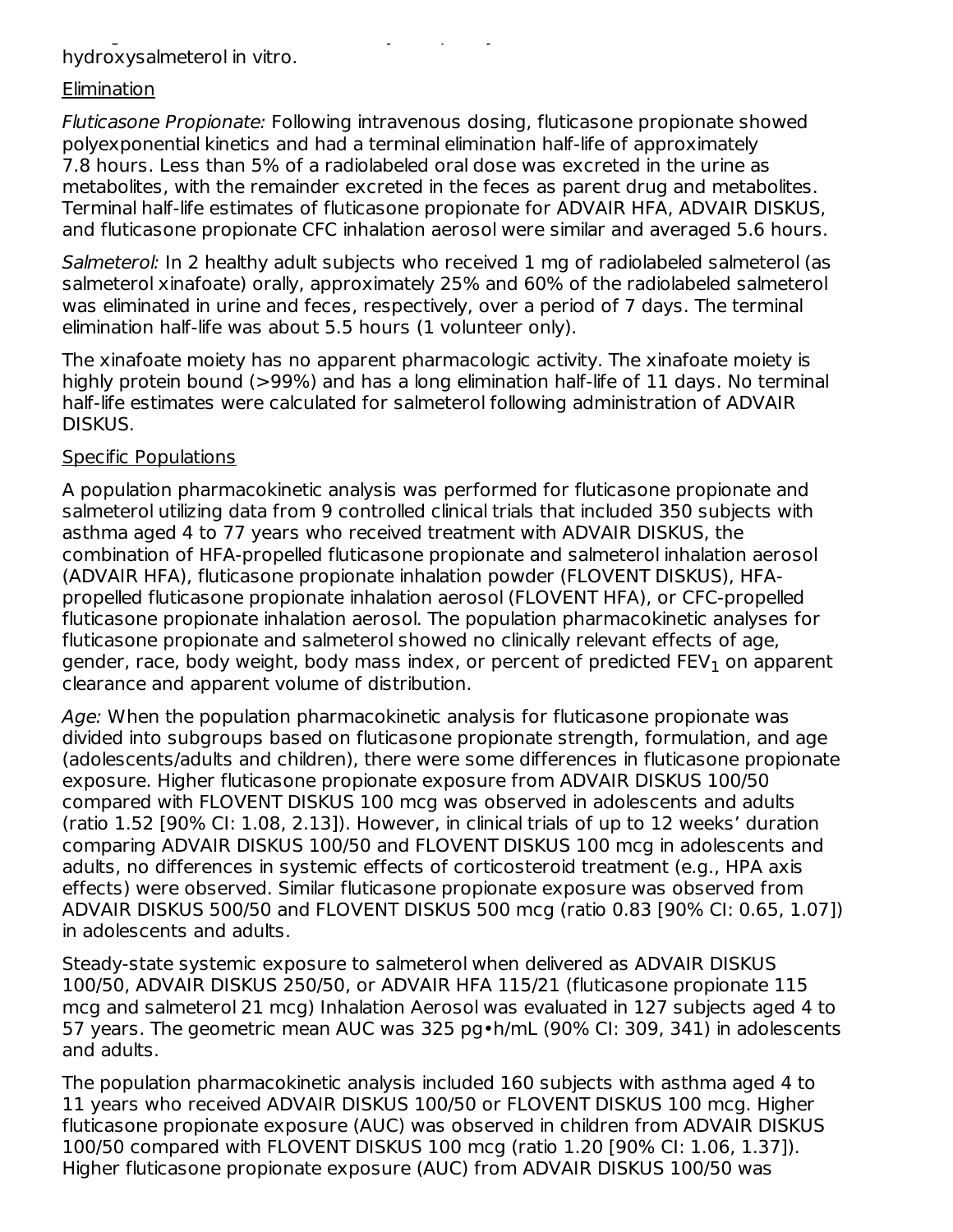hydroxysalmeterol in vitro.

Elimination

*Fluticasone Propionate:* Following intravenous dosing, fluticasone propionate showed polyexponential kinetics and had a terminal elimination half-life of approximately 7.8 hours. Less than 5% of a radiolabeled oral dose was excreted in the urine as metabolites, with the remainder excreted in the feces as parent drug and metabolites. Terminal half-life estimates of fluticasone propionate for ADVAIR HFA, ADVAIR DISKUS, and fluticasone propionate CFC inhalation aerosol were similar and averaged 5.6 hours.

*Salmeterol:* In 2 healthy adult subjects who received 1 mg of radiolabeled salmeterol (as salmeterol xinafoate) orally, approximately 25% and 60% of the radiolabeled salmeterol was eliminated in urine and feces, respectively, over a period of 7 days. The terminal elimination half-life was about 5.5 hours (1 volunteer only).

The xinafoate moiety has no apparent pharmacologic activity. The xinafoate moiety is highly protein bound (>99%) and has a long elimination half-life of 11 days. No terminal half-life estimates were calculated for salmeterol following administration of ADVAIR DISKUS.

Specific Populations

A population pharmacokinetic analysis was performed for fluticasone propionate and salmeterol utilizing data from 9 controlled clinical trials that included 350 subjects with asthma aged 4 to 77 years who received treatment with ADVAIR DISKUS, the combination of HFA-propelled fluticasone propionate and salmeterol inhalation aerosol (ADVAIR HFA), fluticasone propionate inhalation powder (FLOVENT DISKUS), HFA-propelled fluticasone propionate inhalation aerosol (FLOVENT HFA), or CFC-propelled fluticasone propionate inhalation aerosol. The population pharmacokinetic analyses for fluticasone propionate and salmeterol showed no clinically relevant effects of age, gender, race, body weight, body mass index, or percent of predicted $FEV_1$ on apparent clearance and apparent volume of distribution.

*Age:* When the population pharmacokinetic analysis for fluticasone propionate was divided into subgroups based on fluticasone propionate strength, formulation, and age (adolescents/adults and children), there were some differences in fluticasone propionate exposure. Higher fluticasone propionate exposure from ADVAIR DISKUS 100/50 compared with FLOVENT DISKUS 100 mcg was observed in adolescents and adults (ratio 1.52 [90% CI: 1.08, 2.13]). However, in clinical trials of up to 12 weeks' duration comparing ADVAIR DISKUS 100/50 and FLOVENT DISKUS 100 mcg in adolescents and adults, no differences in systemic effects of corticosteroid treatment (e.g., HPA axis effects) were observed. Similar fluticasone propionate exposure was observed from ADVAIR DISKUS 500/50 and FLOVENT DISKUS 500 mcg (ratio 0.83 [90% CI: 0.65, 1.07]) in adolescents and adults.

Steady-state systemic exposure to salmeterol when delivered as ADVAIR DISKUS 100/50, ADVAIR DISKUS 250/50, or ADVAIR HFA 115/21 (fluticasone propionate 115 mcg and salmeterol 21 mcg) Inhalation Aerosol was evaluated in 127 subjects aged 4 to 57 years. The geometric mean AUC was 325 pg•h/mL (90% CI: 309, 341) in adolescents and adults.

The population pharmacokinetic analysis included 160 subjects with asthma aged 4 to 11 years who received ADVAIR DISKUS 100/50 or FLOVENT DISKUS 100 mcg. Higher fluticasone propionate exposure (AUC) was observed in children from ADVAIR DISKUS 100/50 compared with FLOVENT DISKUS 100 mcg (ratio 1.20 [90% CI: 1.06, 1.37]). Higher fluticasone propionate exposure (AUC) from ADVAIR DISKUS 100/50 was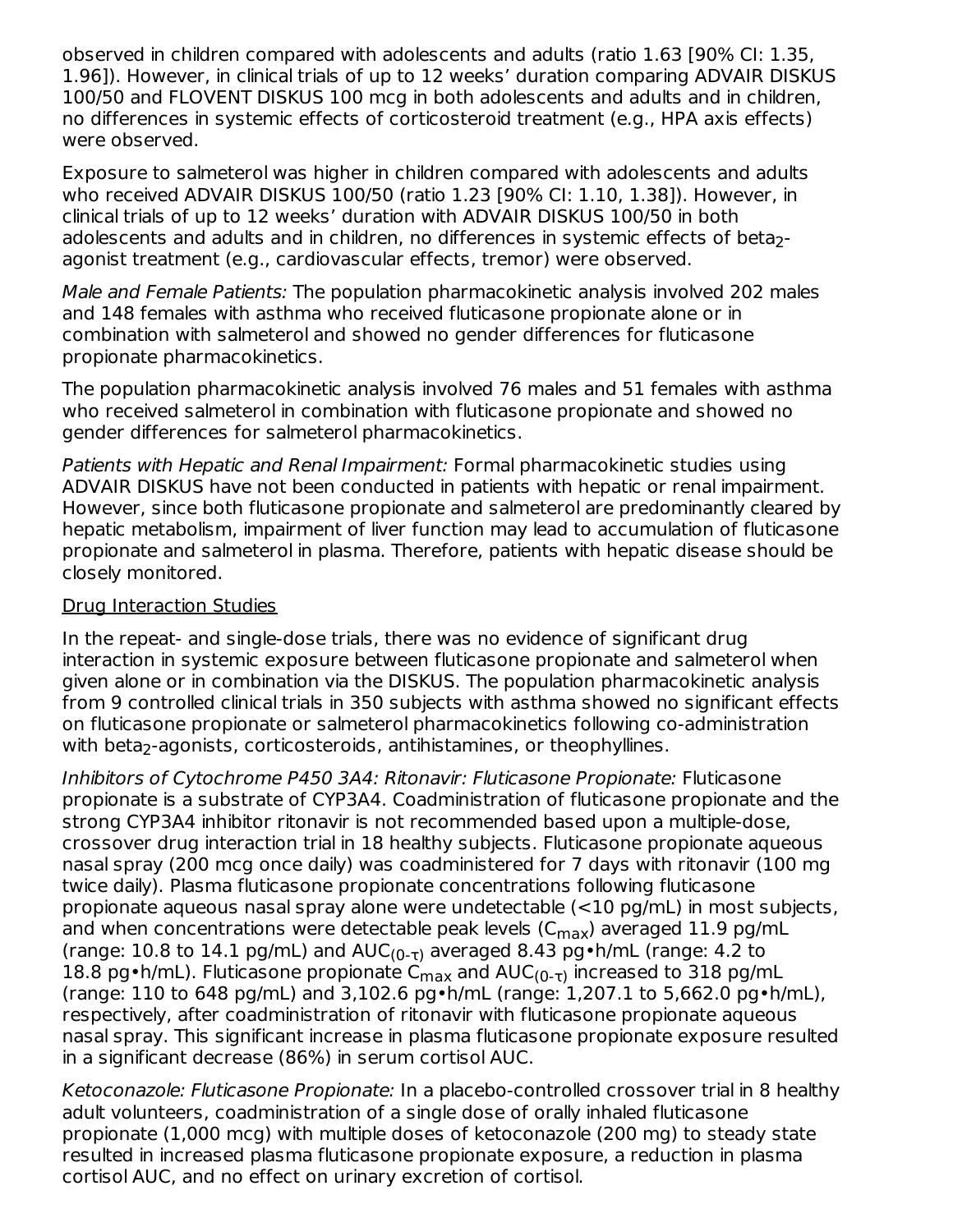observed in children compared with adolescents and adults (ratio 1.63 [90% CI: 1.35, 1.96]). However, in clinical trials of up to 12 weeks' duration comparing ADVAIR DISKUS 100/50 and FLOVENT DISKUS 100 mcg in both adolescents and adults and in children, no differences in systemic effects of corticosteroid treatment (e.g., HPA axis effects) were observed.

Exposure to salmeterol was higher in children compared with adolescents and adults who received ADVAIR DISKUS 100/50 (ratio 1.23 [90% CI: 1.10, 1.38]). However, in clinical trials of up to 12 weeks' duration with ADVAIR DISKUS 100/50 in both adolescents and adults and in children, no differences in systemic effects of $beta_2$-agonist treatment (e.g., cardiovascular effects, tremor) were observed.

*Male and Female Patients:* The population pharmacokinetic analysis involved 202 males and 148 females with asthma who received fluticasone propionate alone or in combination with salmeterol and showed no gender differences for fluticasone propionate pharmacokinetics.

The population pharmacokinetic analysis involved 76 males and 51 females with asthma who received salmeterol in combination with fluticasone propionate and showed no gender differences for salmeterol pharmacokinetics.

*Patients with Hepatic and Renal Impairment:* Formal pharmacokinetic studies using ADVAIR DISKUS have not been conducted in patients with hepatic or renal impairment. However, since both fluticasone propionate and salmeterol are predominantly cleared by hepatic metabolism, impairment of liver function may lead to accumulation of fluticasone propionate and salmeterol in plasma. Therefore, patients with hepatic disease should be closely monitored.

Drug Interaction Studies

In the repeat- and single-dose trials, there was no evidence of significant drug interaction in systemic exposure between fluticasone propionate and salmeterol when given alone or in combination via the DISKUS. The population pharmacokinetic analysis from 9 controlled clinical trials in 350 subjects with asthma showed no significant effects on fluticasone propionate or salmeterol pharmacokinetics following co-administration with $beta_2$-agonists, corticosteroids, antihistamines, or theophyllines.

*Inhibitors of Cytochrome P450 3A4: Ritonavir: Fluticasone Propionate:* Fluticasone propionate is a substrate of CYP3A4. Coadministration of fluticasone propionate and the strong CYP3A4 inhibitor ritonavir is not recommended based upon a multiple-dose, crossover drug interaction trial in 18 healthy subjects. Fluticasone propionate aqueous nasal spray (200 mcg once daily) was coadministered for 7 days with ritonavir (100 mg twice daily). Plasma fluticasone propionate concentrations following fluticasone propionate aqueous nasal spray alone were undetectable (<10 pg/mL) in most subjects, and when concentrations were detectable peak levels ($C_{max}$) averaged 11.9 pg/mL (range: 10.8 to 14.1 pg/mL) and $AUC_{(0-\tau)}$ averaged 8.43 pg•h/mL (range: 4.2 to 18.8 pg•h/mL). Fluticasone propionate $C_{max}$ and $AUC_{(0-\tau)}$ increased to 318 pg/mL (range: 110 to 648 pg/mL) and 3,102.6 pg•h/mL (range: 1,207.1 to 5,662.0 pg•h/mL), respectively, after coadministration of ritonavir with fluticasone propionate aqueous nasal spray. This significant increase in plasma fluticasone propionate exposure resulted in a significant decrease (86%) in serum cortisol AUC.

*Ketoconazole: Fluticasone Propionate:* In a placebo-controlled crossover trial in 8 healthy adult volunteers, coadministration of a single dose of orally inhaled fluticasone propionate (1,000 mcg) with multiple doses of ketoconazole (200 mg) to steady state resulted in increased plasma fluticasone propionate exposure, a reduction in plasma cortisol AUC, and no effect on urinary excretion of cortisol.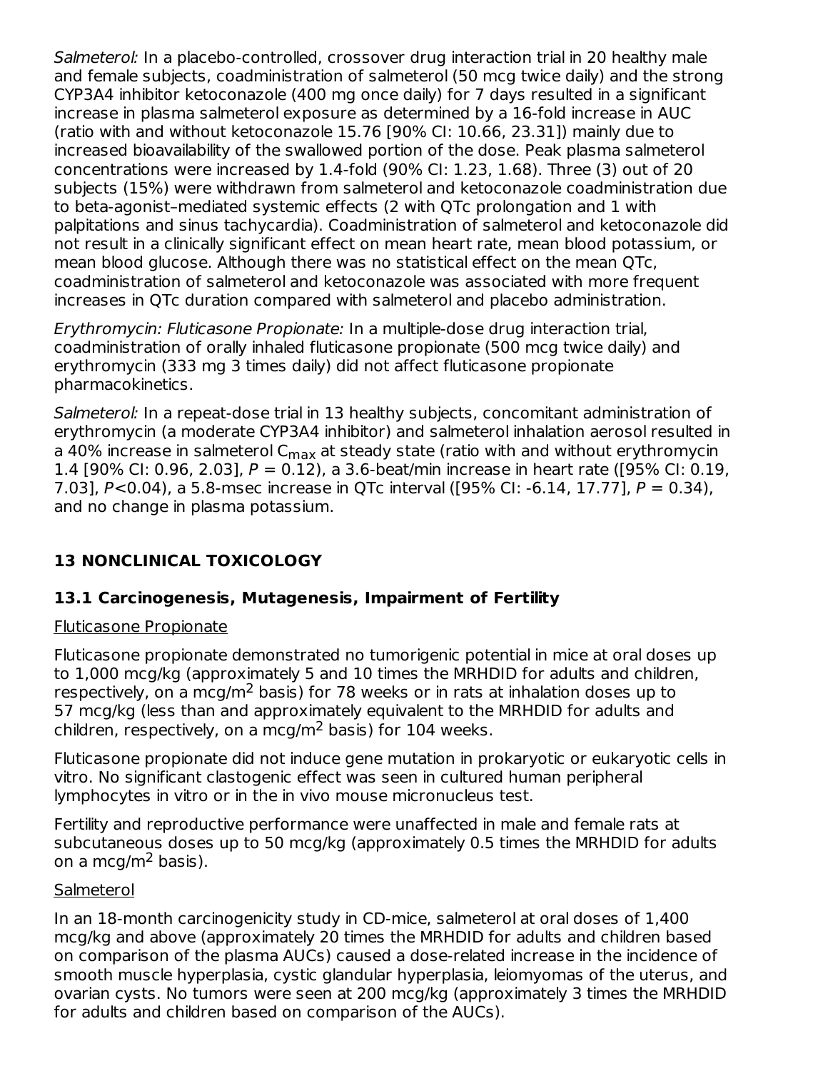*Salmeterol:* In a placebo-controlled, crossover drug interaction trial in 20 healthy male and female subjects, coadministration of salmeterol (50 mcg twice daily) and the strong CYP3A4 inhibitor ketoconazole (400 mg once daily) for 7 days resulted in a significant increase in plasma salmeterol exposure as determined by a 16-fold increase in AUC (ratio with and without ketoconazole 15.76 [90% CI: 10.66, 23.31]) mainly due to increased bioavailability of the swallowed portion of the dose. Peak plasma salmeterol concentrations were increased by 1.4-fold (90% CI: 1.23, 1.68). Three (3) out of 20 subjects (15%) were withdrawn from salmeterol and ketoconazole coadministration due to beta-agonist–mediated systemic effects (2 with QTc prolongation and 1 with palpitations and sinus tachycardia). Coadministration of salmeterol and ketoconazole did not result in a clinically significant effect on mean heart rate, mean blood potassium, or mean blood glucose. Although there was no statistical effect on the mean QTc, coadministration of salmeterol and ketoconazole was associated with more frequent increases in QTc duration compared with salmeterol and placebo administration.

*Erythromycin: Fluticasone Propionate:* In a multiple-dose drug interaction trial, coadministration of orally inhaled fluticasone propionate (500 mcg twice daily) and erythromycin (333 mg 3 times daily) did not affect fluticasone propionate pharmacokinetics.

*Salmeterol:* In a repeat-dose trial in 13 healthy subjects, concomitant administration of erythromycin (a moderate CYP3A4 inhibitor) and salmeterol inhalation aerosol resulted in a 40% increase in salmeterol $C_{max}$ at steady state (ratio with and without erythromycin 1.4 [90% CI: 0.96, 2.03], $P = 0.12$), a 3.6-beat/min increase in heart rate ([95% CI: 0.19, 7.03], $P<0.04$), a 5.8-msec increase in QTc interval ([95% CI: -6.14, 17.77], $P = 0.34$), and no change in plasma potassium.

## 13 NONCLINICAL TOXICOLOGY

### 13.1 Carcinogenesis, Mutagenesis, Impairment of Fertility

Fluticasone Propionate

Fluticasone propionate demonstrated no tumorigenic potential in mice at oral doses up to 1,000 mcg/kg (approximately 5 and 10 times the MRHDID for adults and children, respectively, on a mcg/m$^2$ basis) for 78 weeks or in rats at inhalation doses up to 57 mcg/kg (less than and approximately equivalent to the MRHDID for adults and children, respectively, on a mcg/m$^2$ basis) for 104 weeks.

Fluticasone propionate did not induce gene mutation in prokaryotic or eukaryotic cells in vitro. No significant clastogenic effect was seen in cultured human peripheral lymphocytes in vitro or in the in vivo mouse micronucleus test.

Fertility and reproductive performance were unaffected in male and female rats at subcutaneous doses up to 50 mcg/kg (approximately 0.5 times the MRHDID for adults on a mcg/m$^2$ basis).

Salmeterol

In an 18-month carcinogenicity study in CD-mice, salmeterol at oral doses of 1,400 mcg/kg and above (approximately 20 times the MRHDID for adults and children based on comparison of the plasma AUCs) caused a dose-related increase in the incidence of smooth muscle hyperplasia, cystic glandular hyperplasia, leiomyomas of the uterus, and ovarian cysts. No tumors were seen at 200 mcg/kg (approximately 3 times the MRHDID for adults and children based on comparison of the AUCs).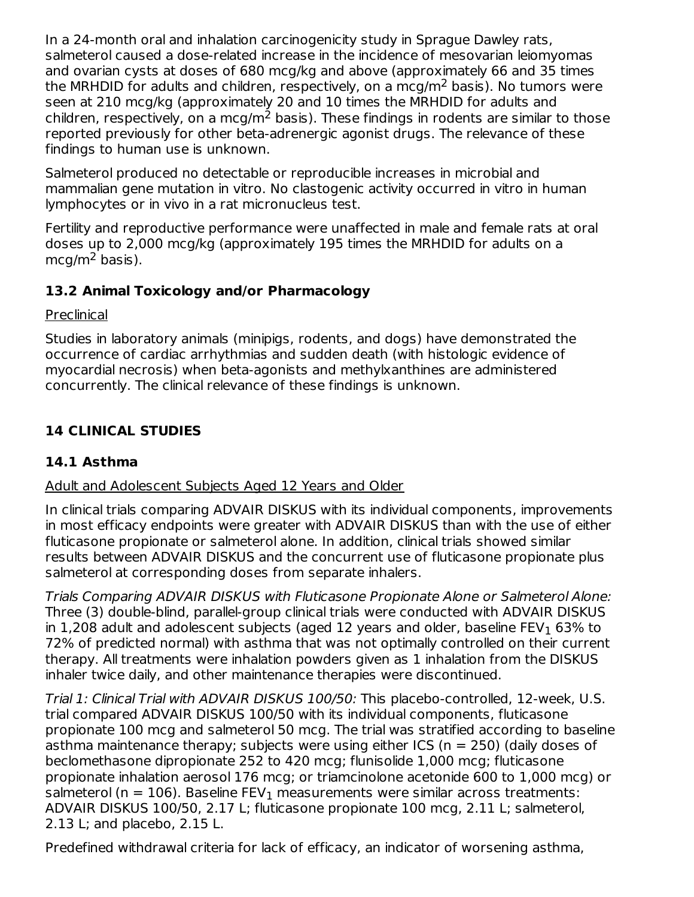In a 24-month oral and inhalation carcinogenicity study in Sprague Dawley rats, salmeterol caused a dose-related increase in the incidence of mesovarian leiomyomas and ovarian cysts at doses of 680 mcg/kg and above (approximately 66 and 35 times the MRHDID for adults and children, respectively, on a mcg/$m^2$ basis). No tumors were seen at 210 mcg/kg (approximately 20 and 10 times the MRHDID for adults and children, respectively, on a mcg/$m^2$ basis). These findings in rodents are similar to those reported previously for other beta-adrenergic agonist drugs. The relevance of these findings to human use is unknown.

Salmeterol produced no detectable or reproducible increases in microbial and mammalian gene mutation in vitro. No clastogenic activity occurred in vitro in human lymphocytes or in vivo in a rat micronucleus test.

Fertility and reproductive performance were unaffected in male and female rats at oral doses up to 2,000 mcg/kg (approximately 195 times the MRHDID for adults on a mcg/$m^2$ basis).

### 13.2 Animal Toxicology and/or Pharmacology

Preclinical

Studies in laboratory animals (minipigs, rodents, and dogs) have demonstrated the occurrence of cardiac arrhythmias and sudden death (with histologic evidence of myocardial necrosis) when beta-agonists and methylxanthines are administered concurrently. The clinical relevance of these findings is unknown.

## 14 CLINICAL STUDIES

### 14.1 Asthma

Adult and Adolescent Subjects Aged 12 Years and Older

In clinical trials comparing ADVAIR DISKUS with its individual components, improvements in most efficacy endpoints were greater with ADVAIR DISKUS than with the use of either fluticasone propionate or salmeterol alone. In addition, clinical trials showed similar results between ADVAIR DISKUS and the concurrent use of fluticasone propionate plus salmeterol at corresponding doses from separate inhalers.

*Trials Comparing ADVAIR DISKUS with Fluticasone Propionate Alone or Salmeterol Alone:* Three (3) double-blind, parallel-group clinical trials were conducted with ADVAIR DISKUS in 1,208 adult and adolescent subjects (aged 12 years and older, baseline $FEV_1$ 63% to 72% of predicted normal) with asthma that was not optimally controlled on their current therapy. All treatments were inhalation powders given as 1 inhalation from the DISKUS inhaler twice daily, and other maintenance therapies were discontinued.

*Trial 1: Clinical Trial with ADVAIR DISKUS 100/50:* This placebo-controlled, 12-week, U.S. trial compared ADVAIR DISKUS 100/50 with its individual components, fluticasone propionate 100 mcg and salmeterol 50 mcg. The trial was stratified according to baseline asthma maintenance therapy; subjects were using either ICS (n = 250) (daily doses of beclomethasone dipropionate 252 to 420 mcg; flunisolide 1,000 mcg; fluticasone propionate inhalation aerosol 176 mcg; or triamcinolone acetonide 600 to 1,000 mcg) or salmeterol (n = 106). Baseline $FEV_1$ measurements were similar across treatments: ADVAIR DISKUS 100/50, 2.17 L; fluticasone propionate 100 mcg, 2.11 L; salmeterol, 2.13 L; and placebo, 2.15 L.

Predefined withdrawal criteria for lack of efficacy, an indicator of worsening asthma,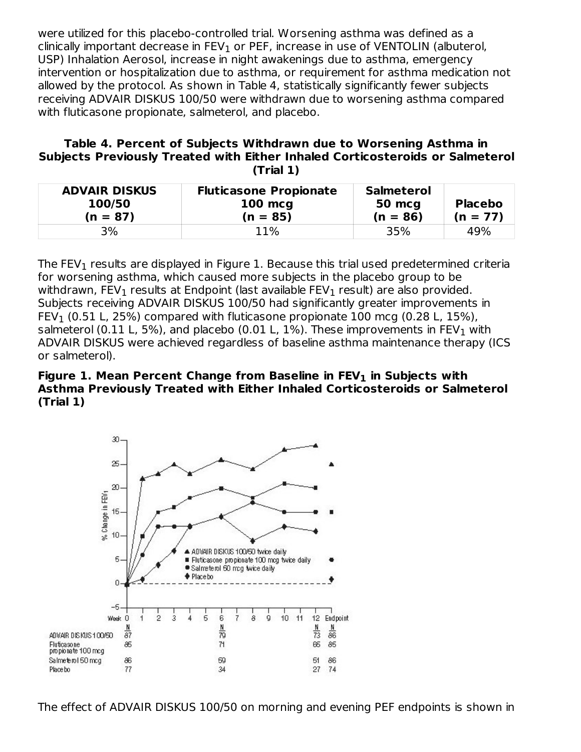were utilized for this placebo-controlled trial. Worsening asthma was defined as a clinically important decrease in $FEV_1$ or PEF, increase in use of VENTOLIN (albuterol, USP) Inhalation Aerosol, increase in night awakenings due to asthma, emergency intervention or hospitalization due to asthma, or requirement for asthma medication not allowed by the protocol. As shown in Table 4, statistically significantly fewer subjects receiving ADVAIR DISKUS 100/50 were withdrawn due to worsening asthma compared with fluticasone propionate, salmeterol, and placebo.

**Table 4. Percent of Subjects Withdrawn due to Worsening Asthma in Subjects Previously Treated with Either Inhaled Corticosteroids or Salmeterol (Trial 1)**

| ADVAIR DISKUS 100/50 (n = 87) | Fluticasone Propionate 100 mcg (n = 85) | Salmeterol 50 mcg (n = 86) | Placebo (n = 77) |
|---|---|---|---|
| 3% | 11% | 35% | 49% |

The $FEV_1$ results are displayed in Figure 1. Because this trial used predetermined criteria for worsening asthma, which caused more subjects in the placebo group to be withdrawn, $FEV_1$ results at Endpoint (last available $FEV_1$ result) are also provided. Subjects receiving ADVAIR DISKUS 100/50 had significantly greater improvements in $FEV_1$ (0.51 L, 25%) compared with fluticasone propionate 100 mcg (0.28 L, 15%), salmeterol (0.11 L, 5%), and placebo (0.01 L, 1%). These improvements in $FEV_1$ with ADVAIR DISKUS were achieved regardless of baseline asthma maintenance therapy (ICS or salmeterol).

**Figure 1. Mean Percent Change from Baseline in $FEV_1$ in Subjects with Asthma Previously Treated with Either Inhaled Corticosteroids or Salmeterol (Trial 1)**

The effect of ADVAIR DISKUS 100/50 on morning and evening PEF endpoints is shown in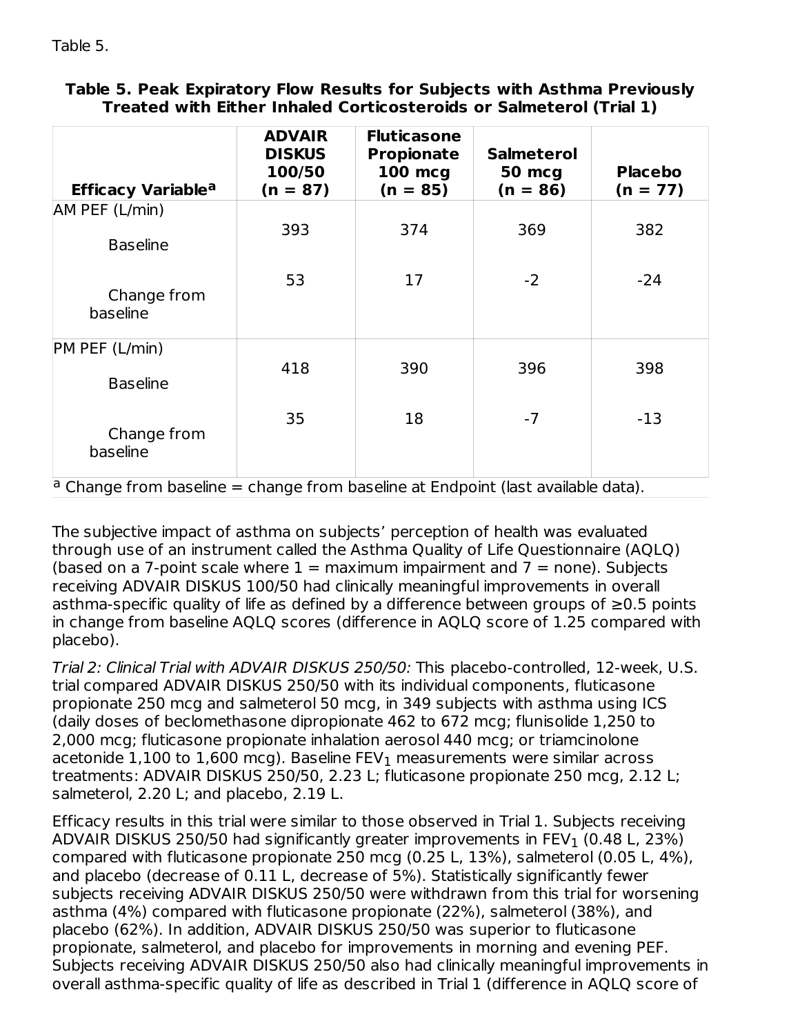Table 5.

**Table 5. Peak Expiratory Flow Results for Subjects with Asthma Previously Treated with Either Inhaled Corticosteroids or Salmeterol (Trial 1)**

| Efficacy Variable[a] | ADVAIR DISKUS 100/50 (n = 87) | Fluticasone Propionate 100 mcg (n = 85) | Salmeterol 50 mcg (n = 86) | Placebo (n = 77) |
|---|---|---|---|---|
| AM PEF (L/min) | | | | |
| Baseline | 393 | 374 | 369 | 382 |
| Change from baseline | 53 | 17 | -2 | -24 |
| PM PEF (L/min) | | | | |
| Baseline | 418 | 390 | 396 | 398 |
| Change from baseline | 35 | 18 | -7 | -13 |

[a] Change from baseline = change from baseline at Endpoint (last available data).

The subjective impact of asthma on subjects' perception of health was evaluated through use of an instrument called the Asthma Quality of Life Questionnaire (AQLQ) (based on a 7-point scale where 1 = maximum impairment and 7 = none). Subjects receiving ADVAIR DISKUS 100/50 had clinically meaningful improvements in overall asthma-specific quality of life as defined by a difference between groups of ≥0.5 points in change from baseline AQLQ scores (difference in AQLQ score of 1.25 compared with placebo).

*Trial 2: Clinical Trial with ADVAIR DISKUS 250/50:* This placebo-controlled, 12-week, U.S. trial compared ADVAIR DISKUS 250/50 with its individual components, fluticasone propionate 250 mcg and salmeterol 50 mcg, in 349 subjects with asthma using ICS (daily doses of beclomethasone dipropionate 462 to 672 mcg; flunisolide 1,250 to 2,000 mcg; fluticasone propionate inhalation aerosol 440 mcg; or triamcinolone acetonide 1,100 to 1,600 mcg). Baseline $FEV_1$ measurements were similar across treatments: ADVAIR DISKUS 250/50, 2.23 L; fluticasone propionate 250 mcg, 2.12 L; salmeterol, 2.20 L; and placebo, 2.19 L.

Efficacy results in this trial were similar to those observed in Trial 1. Subjects receiving ADVAIR DISKUS 250/50 had significantly greater improvements in $FEV_1$ (0.48 L, 23%) compared with fluticasone propionate 250 mcg (0.25 L, 13%), salmeterol (0.05 L, 4%), and placebo (decrease of 0.11 L, decrease of 5%). Statistically significantly fewer subjects receiving ADVAIR DISKUS 250/50 were withdrawn from this trial for worsening asthma (4%) compared with fluticasone propionate (22%), salmeterol (38%), and placebo (62%). In addition, ADVAIR DISKUS 250/50 was superior to fluticasone propionate, salmeterol, and placebo for improvements in morning and evening PEF. Subjects receiving ADVAIR DISKUS 250/50 also had clinically meaningful improvements in overall asthma-specific quality of life as described in Trial 1 (difference in AQLQ score of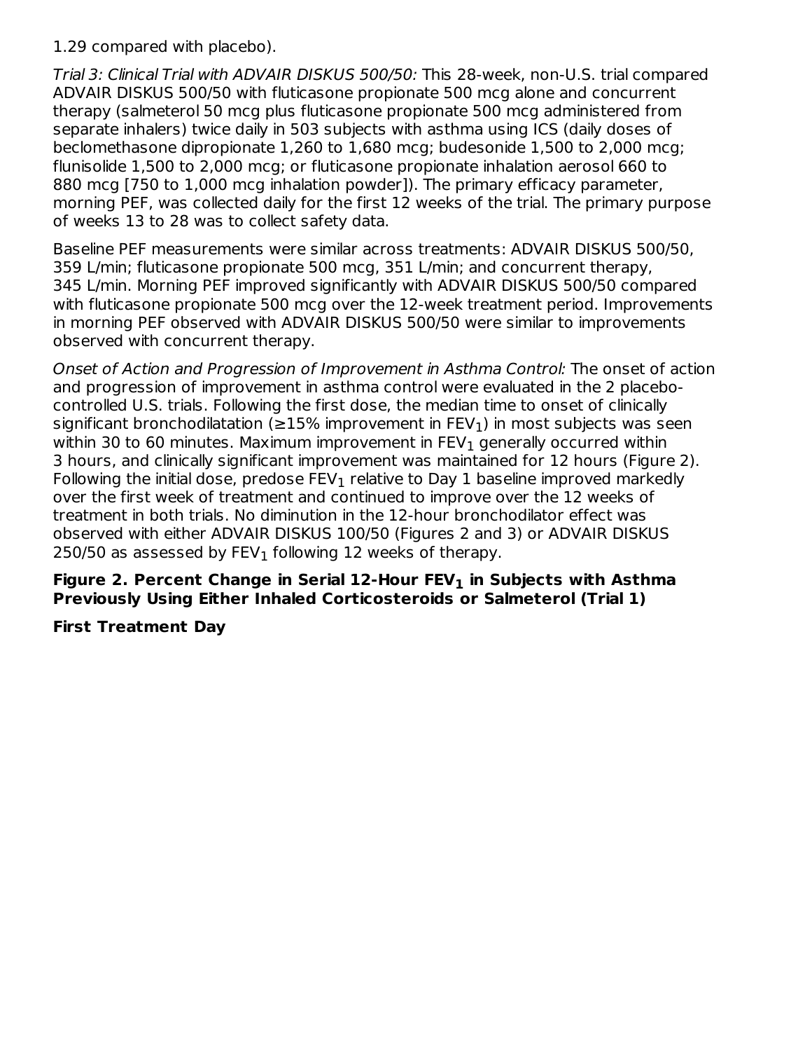1.29 compared with placebo).

*Trial 3: Clinical Trial with ADVAIR DISKUS 500/50:* This 28-week, non-U.S. trial compared ADVAIR DISKUS 500/50 with fluticasone propionate 500 mcg alone and concurrent therapy (salmeterol 50 mcg plus fluticasone propionate 500 mcg administered from separate inhalers) twice daily in 503 subjects with asthma using ICS (daily doses of beclomethasone dipropionate 1,260 to 1,680 mcg; budesonide 1,500 to 2,000 mcg; flunisolide 1,500 to 2,000 mcg; or fluticasone propionate inhalation aerosol 660 to 880 mcg [750 to 1,000 mcg inhalation powder]). The primary efficacy parameter, morning PEF, was collected daily for the first 12 weeks of the trial. The primary purpose of weeks 13 to 28 was to collect safety data.

Baseline PEF measurements were similar across treatments: ADVAIR DISKUS 500/50, 359 L/min; fluticasone propionate 500 mcg, 351 L/min; and concurrent therapy, 345 L/min. Morning PEF improved significantly with ADVAIR DISKUS 500/50 compared with fluticasone propionate 500 mcg over the 12-week treatment period. Improvements in morning PEF observed with ADVAIR DISKUS 500/50 were similar to improvements observed with concurrent therapy.

*Onset of Action and Progression of Improvement in Asthma Control:* The onset of action and progression of improvement in asthma control were evaluated in the 2 placebo-controlled U.S. trials. Following the first dose, the median time to onset of clinically significant bronchodilatation (≥15% improvement in $FEV_1$) in most subjects was seen within 30 to 60 minutes. Maximum improvement in $FEV_1$ generally occurred within 3 hours, and clinically significant improvement was maintained for 12 hours (Figure 2). Following the initial dose, predose $FEV_1$ relative to Day 1 baseline improved markedly over the first week of treatment and continued to improve over the 12 weeks of treatment in both trials. No diminution in the 12-hour bronchodilator effect was observed with either ADVAIR DISKUS 100/50 (Figures 2 and 3) or ADVAIR DISKUS 250/50 as assessed by $FEV_1$ following 12 weeks of therapy.

**Figure 2. Percent Change in Serial 12-Hour $FEV_1$ in Subjects with Asthma Previously Using Either Inhaled Corticosteroids or Salmeterol (Trial 1)**

**First Treatment Day**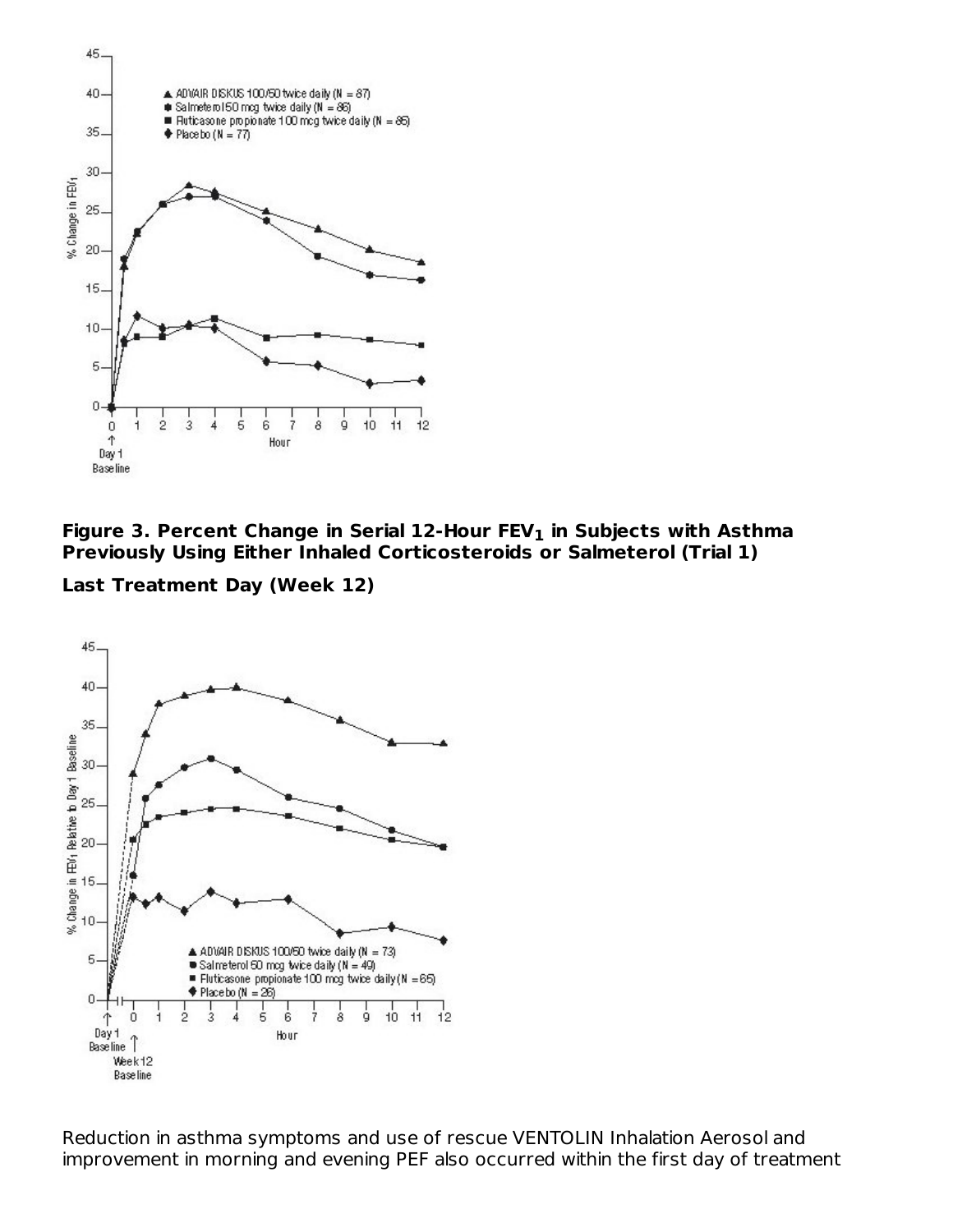**Figure 3. Percent Change in Serial 12-Hour $FEV_1$ in Subjects with Asthma Previously Using Either Inhaled Corticosteroids or Salmeterol (Trial 1)**

**Last Treatment Day (Week 12)**

Reduction in asthma symptoms and use of rescue VENTOLIN Inhalation Aerosol and improvement in morning and evening PEF also occurred within the first day of treatment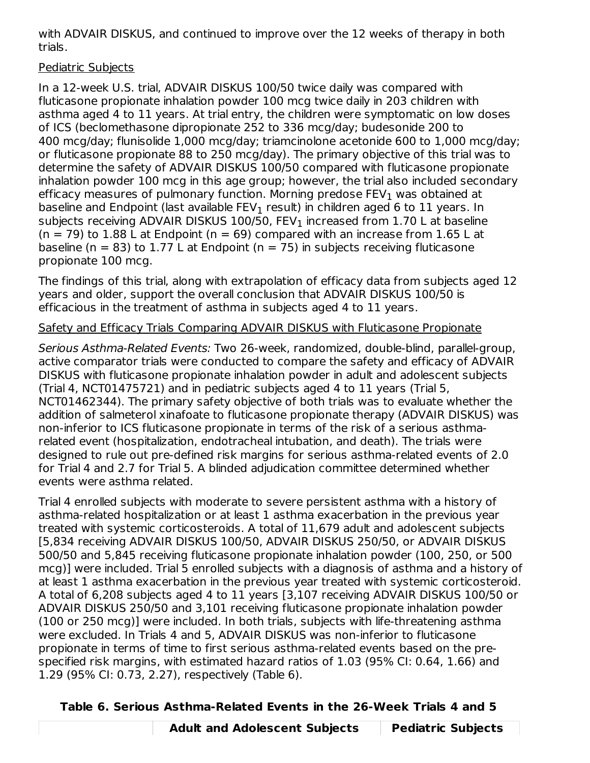with ADVAIR DISKUS, and continued to improve over the 12 weeks of therapy in both trials.

Pediatric Subjects

In a 12-week U.S. trial, ADVAIR DISKUS 100/50 twice daily was compared with fluticasone propionate inhalation powder 100 mcg twice daily in 203 children with asthma aged 4 to 11 years. At trial entry, the children were symptomatic on low doses of ICS (beclomethasone dipropionate 252 to 336 mcg/day; budesonide 200 to 400 mcg/day; flunisolide 1,000 mcg/day; triamcinolone acetonide 600 to 1,000 mcg/day; or fluticasone propionate 88 to 250 mcg/day). The primary objective of this trial was to determine the safety of ADVAIR DISKUS 100/50 compared with fluticasone propionate inhalation powder 100 mcg in this age group; however, the trial also included secondary efficacy measures of pulmonary function. Morning predose $FEV_1$ was obtained at baseline and Endpoint (last available $FEV_1$ result) in children aged 6 to 11 years. In subjects receiving ADVAIR DISKUS 100/50, $FEV_1$ increased from 1.70 L at baseline (n = 79) to 1.88 L at Endpoint (n = 69) compared with an increase from 1.65 L at baseline (n = 83) to 1.77 L at Endpoint (n = 75) in subjects receiving fluticasone propionate 100 mcg.

The findings of this trial, along with extrapolation of efficacy data from subjects aged 12 years and older, support the overall conclusion that ADVAIR DISKUS 100/50 is efficacious in the treatment of asthma in subjects aged 4 to 11 years.

Safety and Efficacy Trials Comparing ADVAIR DISKUS with Fluticasone Propionate

*Serious Asthma-Related Events:* Two 26-week, randomized, double-blind, parallel-group, active comparator trials were conducted to compare the safety and efficacy of ADVAIR DISKUS with fluticasone propionate inhalation powder in adult and adolescent subjects (Trial 4, NCT01475721) and in pediatric subjects aged 4 to 11 years (Trial 5, NCT01462344). The primary safety objective of both trials was to evaluate whether the addition of salmeterol xinafoate to fluticasone propionate therapy (ADVAIR DISKUS) was non-inferior to ICS fluticasone propionate in terms of the risk of a serious asthma-related event (hospitalization, endotracheal intubation, and death). The trials were designed to rule out pre-defined risk margins for serious asthma-related events of 2.0 for Trial 4 and 2.7 for Trial 5. A blinded adjudication committee determined whether events were asthma related.

Trial 4 enrolled subjects with moderate to severe persistent asthma with a history of asthma-related hospitalization or at least 1 asthma exacerbation in the previous year treated with systemic corticosteroids. A total of 11,679 adult and adolescent subjects [5,834 receiving ADVAIR DISKUS 100/50, ADVAIR DISKUS 250/50, or ADVAIR DISKUS 500/50 and 5,845 receiving fluticasone propionate inhalation powder (100, 250, or 500 mcg)] were included. Trial 5 enrolled subjects with a diagnosis of asthma and a history of at least 1 asthma exacerbation in the previous year treated with systemic corticosteroid. A total of 6,208 subjects aged 4 to 11 years [3,107 receiving ADVAIR DISKUS 100/50 or ADVAIR DISKUS 250/50 and 3,101 receiving fluticasone propionate inhalation powder (100 or 250 mcg)] were included. In both trials, subjects with life-threatening asthma were excluded. In Trials 4 and 5, ADVAIR DISKUS was non-inferior to fluticasone propionate in terms of time to first serious asthma-related events based on the pre-specified risk margins, with estimated hazard ratios of 1.03 (95% CI: 0.64, 1.66) and 1.29 (95% CI: 0.73, 2.27), respectively (Table 6).

**Table 6. Serious Asthma-Related Events in the 26-Week Trials 4 and 5**

| | Adult and Adolescent Subjects | Pediatric Subjects |
|---|---|---|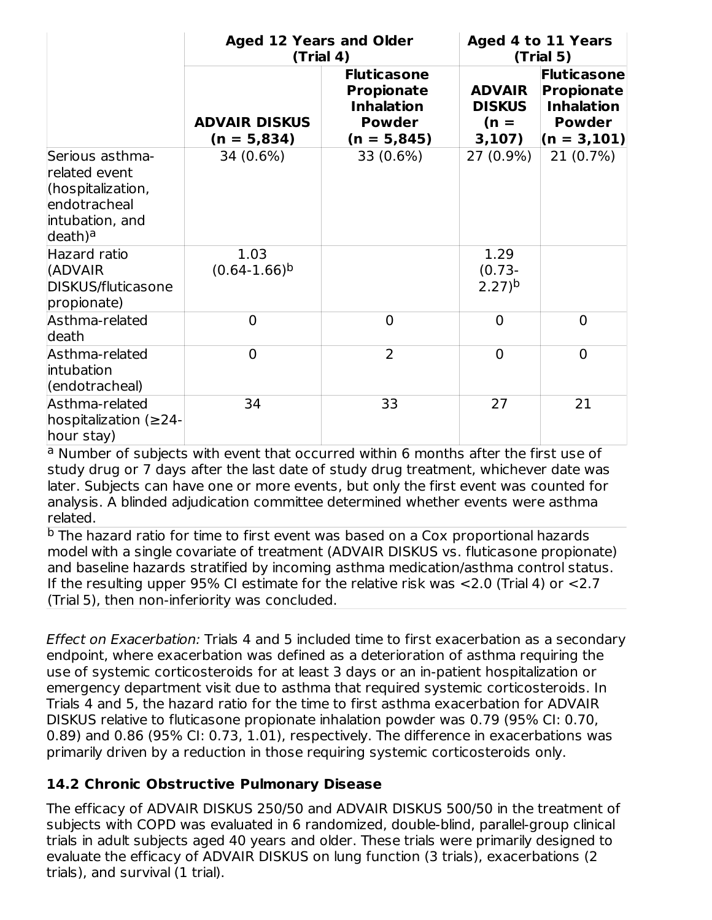| | Aged 12 Years and Older (Trial 4) | | Aged 4 to 11 Years (Trial 5) | |
|---|---|---|---|---|
| | **ADVAIR DISKUS (n = 5,834)** | **Fluticasone Propionate Inhalation Powder (n = 5,845)** | **ADVAIR DISKUS (n = 3,107)** | **Fluticasone Propionate Inhalation Powder (n = 3,101)** |
| Serious asthma-related event (hospitalization, endotracheal intubation, and death)[a] | 34 (0.6%) | 33 (0.6%) | 27 (0.9%) | 21 (0.7%) |
| Hazard ratio (ADVAIR DISKUS/fluticasone propionate) | 1.03 (0.64-1.66)[b] | | 1.29 (0.73-2.27)[b] | |
| Asthma-related death | 0 | 0 | 0 | 0 |
| Asthma-related intubation (endotracheal) | 0 | 2 | 0 | 0 |
| Asthma-related hospitalization (≥24-hour stay) | 34 | 33 | 27 | 21 |

[a] Number of subjects with event that occurred within 6 months after the first use of study drug or 7 days after the last date of study drug treatment, whichever date was later. Subjects can have one or more events, but only the first event was counted for analysis. A blinded adjudication committee determined whether events were asthma related.

[b] The hazard ratio for time to first event was based on a Cox proportional hazards model with a single covariate of treatment (ADVAIR DISKUS vs. fluticasone propionate) and baseline hazards stratified by incoming asthma medication/asthma control status. If the resulting upper 95% CI estimate for the relative risk was <2.0 (Trial 4) or <2.7 (Trial 5), then non-inferiority was concluded.

*Effect on Exacerbation:* Trials 4 and 5 included time to first exacerbation as a secondary endpoint, where exacerbation was defined as a deterioration of asthma requiring the use of systemic corticosteroids for at least 3 days or an in-patient hospitalization or emergency department visit due to asthma that required systemic corticosteroids. In Trials 4 and 5, the hazard ratio for the time to first asthma exacerbation for ADVAIR DISKUS relative to fluticasone propionate inhalation powder was 0.79 (95% CI: 0.70, 0.89) and 0.86 (95% CI: 0.73, 1.01), respectively. The difference in exacerbations was primarily driven by a reduction in those requiring systemic corticosteroids only.

## 14.2 Chronic Obstructive Pulmonary Disease

The efficacy of ADVAIR DISKUS 250/50 and ADVAIR DISKUS 500/50 in the treatment of subjects with COPD was evaluated in 6 randomized, double-blind, parallel-group clinical trials in adult subjects aged 40 years and older. These trials were primarily designed to evaluate the efficacy of ADVAIR DISKUS on lung function (3 trials), exacerbations (2 trials), and survival (1 trial).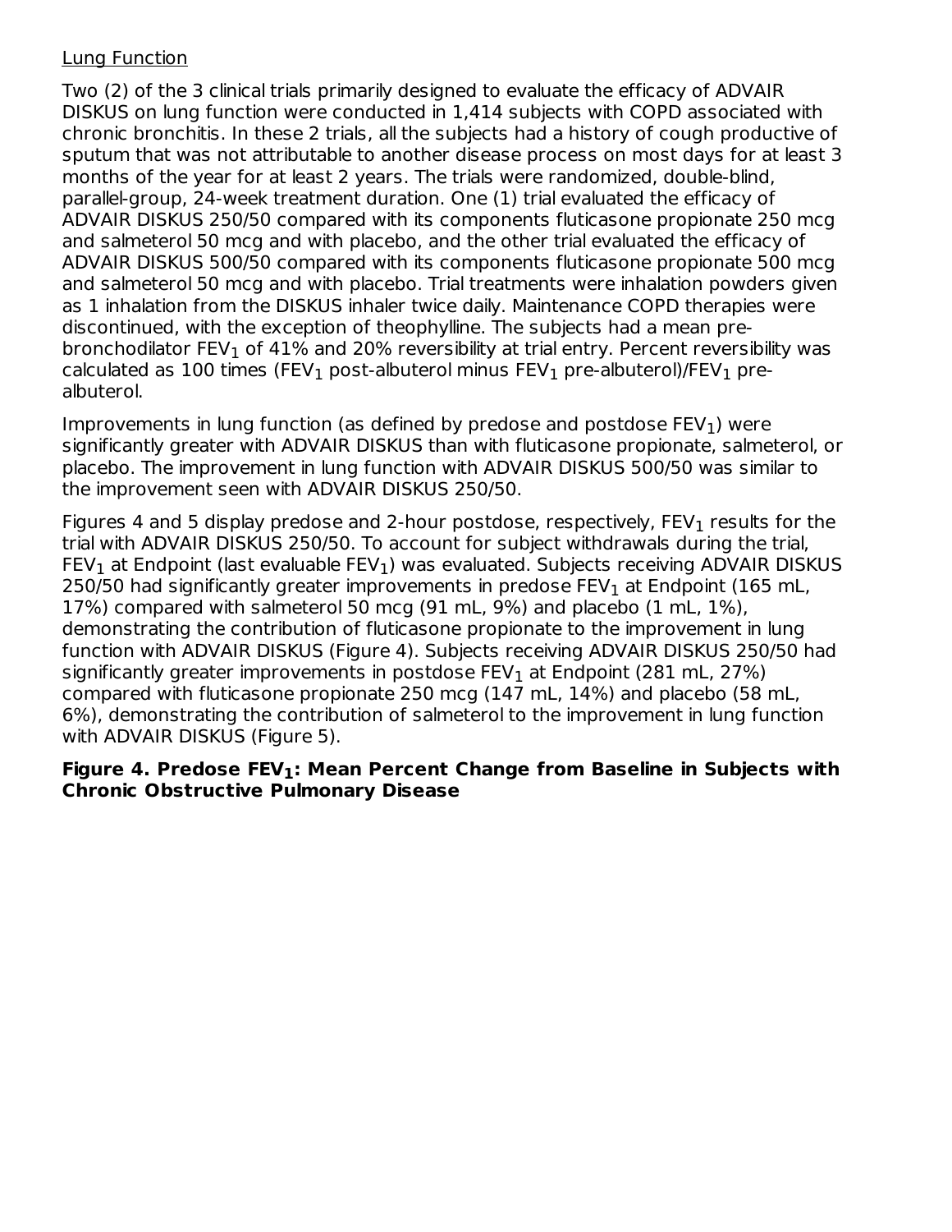Lung Function

Two (2) of the 3 clinical trials primarily designed to evaluate the efficacy of ADVAIR DISKUS on lung function were conducted in 1,414 subjects with COPD associated with chronic bronchitis. In these 2 trials, all the subjects had a history of cough productive of sputum that was not attributable to another disease process on most days for at least 3 months of the year for at least 2 years. The trials were randomized, double-blind, parallel-group, 24-week treatment duration. One (1) trial evaluated the efficacy of ADVAIR DISKUS 250/50 compared with its components fluticasone propionate 250 mcg and salmeterol 50 mcg and with placebo, and the other trial evaluated the efficacy of ADVAIR DISKUS 500/50 compared with its components fluticasone propionate 500 mcg and salmeterol 50 mcg and with placebo. Trial treatments were inhalation powders given as 1 inhalation from the DISKUS inhaler twice daily. Maintenance COPD therapies were discontinued, with the exception of theophylline. The subjects had a mean pre-bronchodilator $FEV_1$ of 41% and 20% reversibility at trial entry. Percent reversibility was calculated as 100 times ($FEV_1$ post-albuterol minus $FEV_1$ pre-albuterol)/$FEV_1$ pre-albuterol.

Improvements in lung function (as defined by predose and postdose $FEV_1$) were significantly greater with ADVAIR DISKUS than with fluticasone propionate, salmeterol, or placebo. The improvement in lung function with ADVAIR DISKUS 500/50 was similar to the improvement seen with ADVAIR DISKUS 250/50.

Figures 4 and 5 display predose and 2-hour postdose, respectively, $FEV_1$ results for the trial with ADVAIR DISKUS 250/50. To account for subject withdrawals during the trial, $FEV_1$ at Endpoint (last evaluable $FEV_1$) was evaluated. Subjects receiving ADVAIR DISKUS 250/50 had significantly greater improvements in predose $FEV_1$ at Endpoint (165 mL, 17%) compared with salmeterol 50 mcg (91 mL, 9%) and placebo (1 mL, 1%), demonstrating the contribution of fluticasone propionate to the improvement in lung function with ADVAIR DISKUS (Figure 4). Subjects receiving ADVAIR DISKUS 250/50 had significantly greater improvements in postdose $FEV_1$ at Endpoint (281 mL, 27%) compared with fluticasone propionate 250 mcg (147 mL, 14%) and placebo (58 mL, 6%), demonstrating the contribution of salmeterol to the improvement in lung function with ADVAIR DISKUS (Figure 5).

**Figure 4. Predose $FEV_1$: Mean Percent Change from Baseline in Subjects with Chronic Obstructive Pulmonary Disease**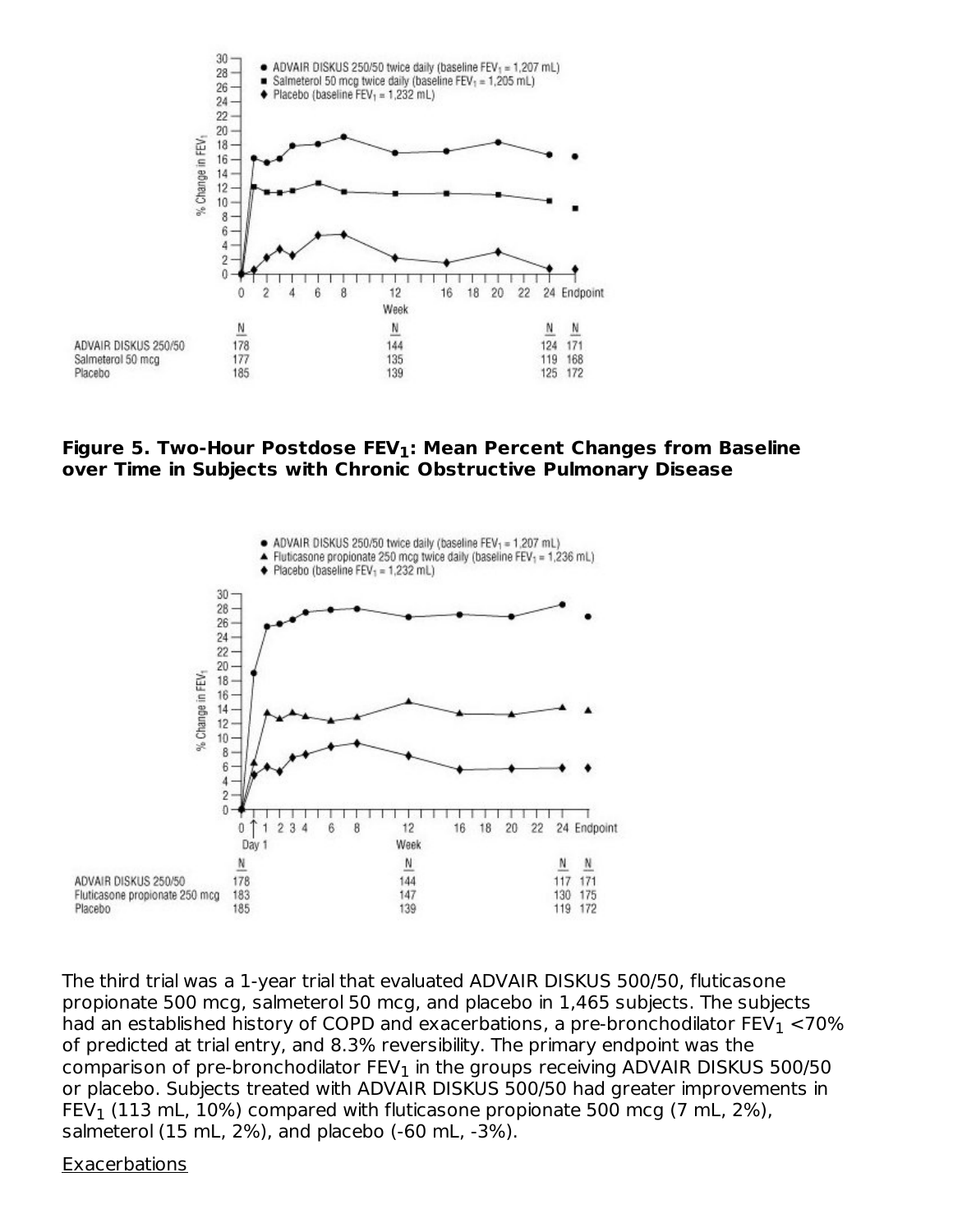**Figure 5. Two-Hour Postdose $FEV_1$: Mean Percent Changes from Baseline over Time in Subjects with Chronic Obstructive Pulmonary Disease**

The third trial was a 1-year trial that evaluated ADVAIR DISKUS 500/50, fluticasone propionate 500 mcg, salmeterol 50 mcg, and placebo in 1,465 subjects. The subjects had an established history of COPD and exacerbations, a pre-bronchodilator $FEV_1$ <70% of predicted at trial entry, and 8.3% reversibility. The primary endpoint was the comparison of pre-bronchodilator $FEV_1$ in the groups receiving ADVAIR DISKUS 500/50 or placebo. Subjects treated with ADVAIR DISKUS 500/50 had greater improvements in $FEV_1$ (113 mL, 10%) compared with fluticasone propionate 500 mcg (7 mL, 2%), salmeterol (15 mL, 2%), and placebo (-60 mL, -3%).

Exacerbations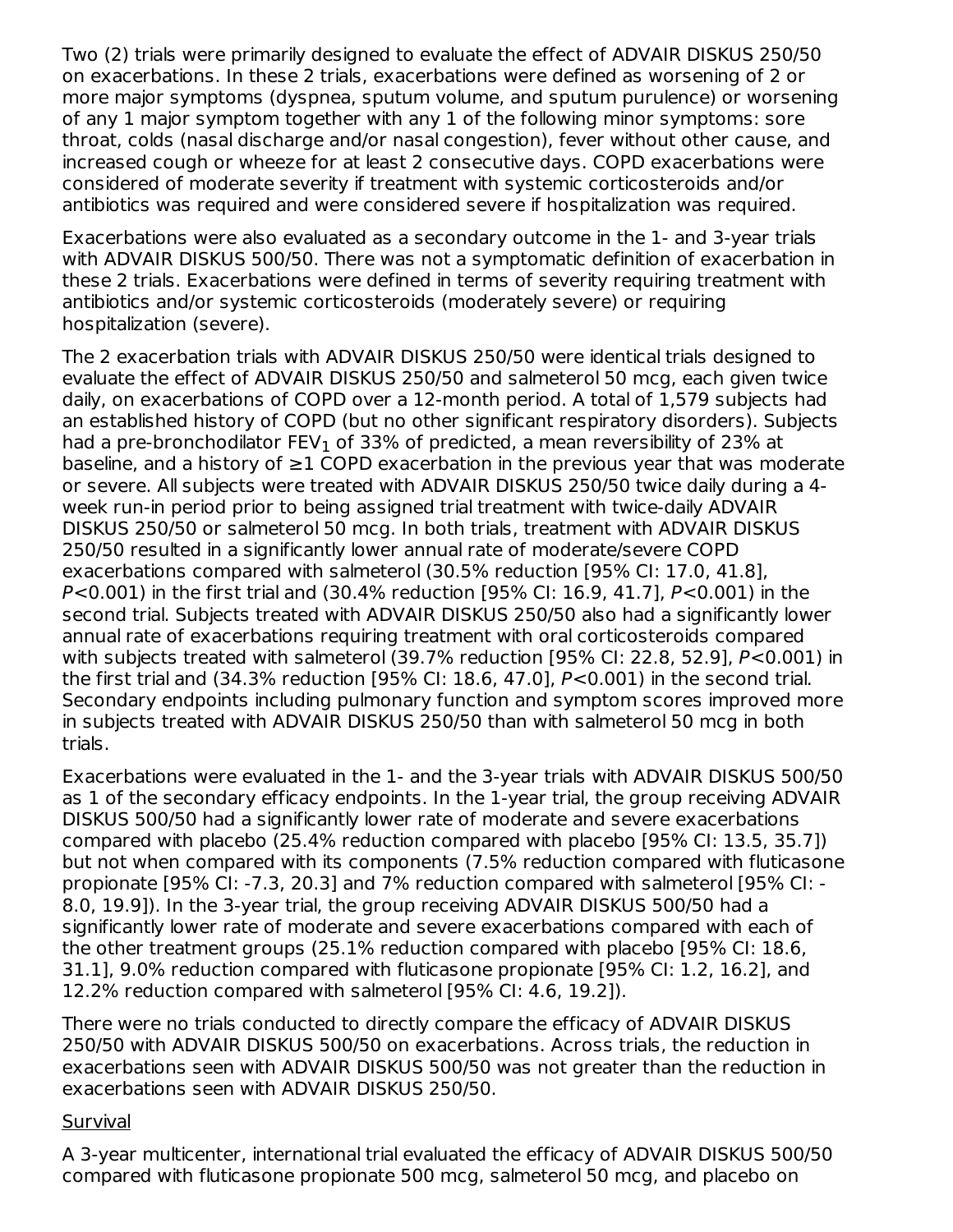Two (2) trials were primarily designed to evaluate the effect of ADVAIR DISKUS 250/50 on exacerbations. In these 2 trials, exacerbations were defined as worsening of 2 or more major symptoms (dyspnea, sputum volume, and sputum purulence) or worsening of any 1 major symptom together with any 1 of the following minor symptoms: sore throat, colds (nasal discharge and/or nasal congestion), fever without other cause, and increased cough or wheeze for at least 2 consecutive days. COPD exacerbations were considered of moderate severity if treatment with systemic corticosteroids and/or antibiotics was required and were considered severe if hospitalization was required.

Exacerbations were also evaluated as a secondary outcome in the 1- and 3-year trials with ADVAIR DISKUS 500/50. There was not a symptomatic definition of exacerbation in these 2 trials. Exacerbations were defined in terms of severity requiring treatment with antibiotics and/or systemic corticosteroids (moderately severe) or requiring hospitalization (severe).

The 2 exacerbation trials with ADVAIR DISKUS 250/50 were identical trials designed to evaluate the effect of ADVAIR DISKUS 250/50 and salmeterol 50 mcg, each given twice daily, on exacerbations of COPD over a 12-month period. A total of 1,579 subjects had an established history of COPD (but no other significant respiratory disorders). Subjects had a pre-bronchodilator $FEV_1$ of 33% of predicted, a mean reversibility of 23% at baseline, and a history of ≥1 COPD exacerbation in the previous year that was moderate or severe. All subjects were treated with ADVAIR DISKUS 250/50 twice daily during a 4-week run-in period prior to being assigned trial treatment with twice-daily ADVAIR DISKUS 250/50 or salmeterol 50 mcg. In both trials, treatment with ADVAIR DISKUS 250/50 resulted in a significantly lower annual rate of moderate/severe COPD exacerbations compared with salmeterol (30.5% reduction [95% CI: 17.0, 41.8], $P<0.001$) in the first trial and (30.4% reduction [95% CI: 16.9, 41.7], $P<0.001$) in the second trial. Subjects treated with ADVAIR DISKUS 250/50 also had a significantly lower annual rate of exacerbations requiring treatment with oral corticosteroids compared with subjects treated with salmeterol (39.7% reduction [95% CI: 22.8, 52.9], $P<0.001$) in the first trial and (34.3% reduction [95% CI: 18.6, 47.0], $P<0.001$) in the second trial. Secondary endpoints including pulmonary function and symptom scores improved more in subjects treated with ADVAIR DISKUS 250/50 than with salmeterol 50 mcg in both trials.

Exacerbations were evaluated in the 1- and the 3-year trials with ADVAIR DISKUS 500/50 as 1 of the secondary efficacy endpoints. In the 1-year trial, the group receiving ADVAIR DISKUS 500/50 had a significantly lower rate of moderate and severe exacerbations compared with placebo (25.4% reduction compared with placebo [95% CI: 13.5, 35.7]) but not when compared with its components (7.5% reduction compared with fluticasone propionate [95% CI: -7.3, 20.3] and 7% reduction compared with salmeterol [95% CI: -8.0, 19.9]). In the 3-year trial, the group receiving ADVAIR DISKUS 500/50 had a significantly lower rate of moderate and severe exacerbations compared with each of the other treatment groups (25.1% reduction compared with placebo [95% CI: 18.6, 31.1], 9.0% reduction compared with fluticasone propionate [95% CI: 1.2, 16.2], and 12.2% reduction compared with salmeterol [95% CI: 4.6, 19.2]).

There were no trials conducted to directly compare the efficacy of ADVAIR DISKUS 250/50 with ADVAIR DISKUS 500/50 on exacerbations. Across trials, the reduction in exacerbations seen with ADVAIR DISKUS 500/50 was not greater than the reduction in exacerbations seen with ADVAIR DISKUS 250/50.

Survival

A 3-year multicenter, international trial evaluated the efficacy of ADVAIR DISKUS 500/50 compared with fluticasone propionate 500 mcg, salmeterol 50 mcg, and placebo on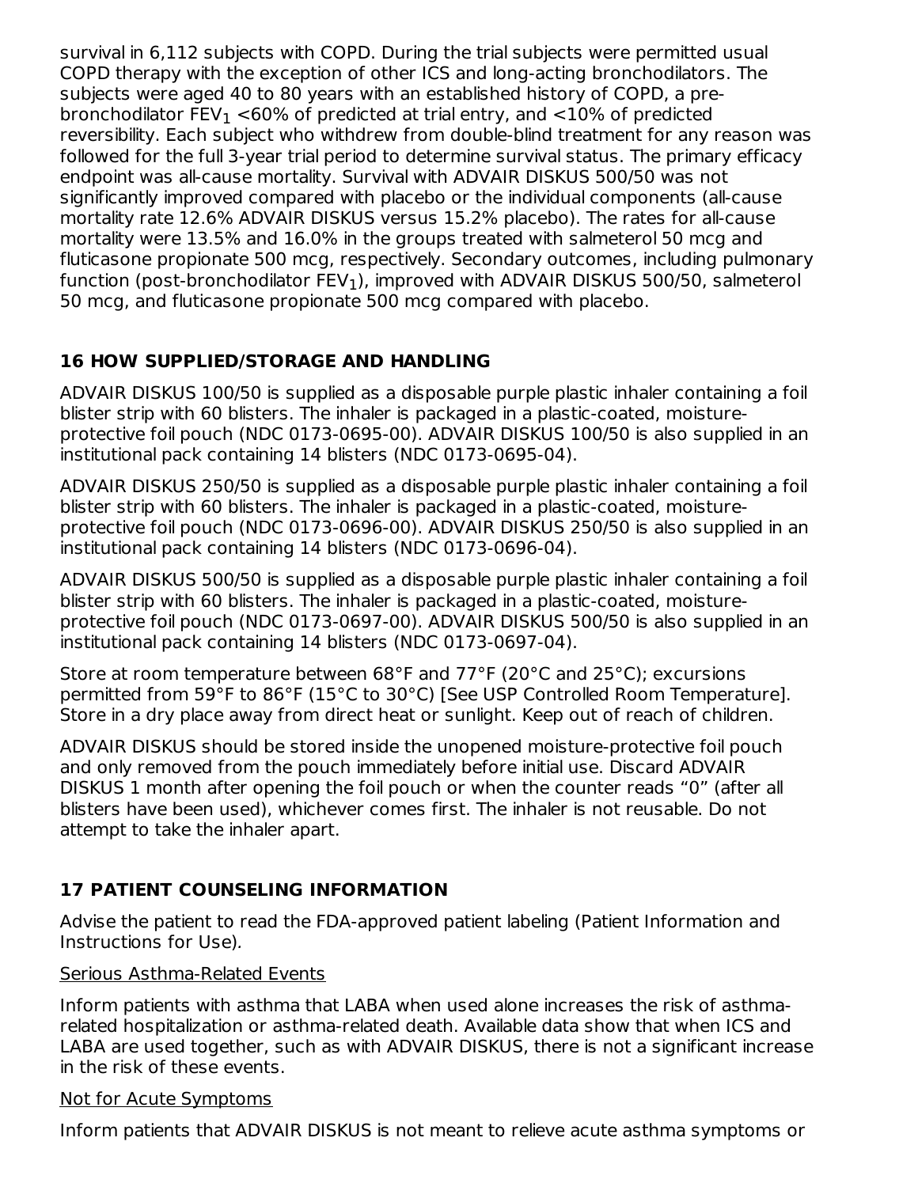survival in 6,112 subjects with COPD. During the trial subjects were permitted usual COPD therapy with the exception of other ICS and long-acting bronchodilators. The subjects were aged 40 to 80 years with an established history of COPD, a pre-bronchodilator $FEV_1$ <60% of predicted at trial entry, and <10% of predicted reversibility. Each subject who withdrew from double-blind treatment for any reason was followed for the full 3-year trial period to determine survival status. The primary efficacy endpoint was all-cause mortality. Survival with ADVAIR DISKUS 500/50 was not significantly improved compared with placebo or the individual components (all-cause mortality rate 12.6% ADVAIR DISKUS versus 15.2% placebo). The rates for all-cause mortality were 13.5% and 16.0% in the groups treated with salmeterol 50 mcg and fluticasone propionate 500 mcg, respectively. Secondary outcomes, including pulmonary function (post-bronchodilator $FEV_1$), improved with ADVAIR DISKUS 500/50, salmeterol 50 mcg, and fluticasone propionate 500 mcg compared with placebo.

## 16 HOW SUPPLIED/STORAGE AND HANDLING

ADVAIR DISKUS 100/50 is supplied as a disposable purple plastic inhaler containing a foil blister strip with 60 blisters. The inhaler is packaged in a plastic-coated, moisture-protective foil pouch (NDC 0173-0695-00). ADVAIR DISKUS 100/50 is also supplied in an institutional pack containing 14 blisters (NDC 0173-0695-04).

ADVAIR DISKUS 250/50 is supplied as a disposable purple plastic inhaler containing a foil blister strip with 60 blisters. The inhaler is packaged in a plastic-coated, moisture-protective foil pouch (NDC 0173-0696-00). ADVAIR DISKUS 250/50 is also supplied in an institutional pack containing 14 blisters (NDC 0173-0696-04).

ADVAIR DISKUS 500/50 is supplied as a disposable purple plastic inhaler containing a foil blister strip with 60 blisters. The inhaler is packaged in a plastic-coated, moisture-protective foil pouch (NDC 0173-0697-00). ADVAIR DISKUS 500/50 is also supplied in an institutional pack containing 14 blisters (NDC 0173-0697-04).

Store at room temperature between 68°F and 77°F (20°C and 25°C); excursions permitted from 59°F to 86°F (15°C to 30°C) [See USP Controlled Room Temperature]. Store in a dry place away from direct heat or sunlight. Keep out of reach of children.

ADVAIR DISKUS should be stored inside the unopened moisture-protective foil pouch and only removed from the pouch immediately before initial use. Discard ADVAIR DISKUS 1 month after opening the foil pouch or when the counter reads "0" (after all blisters have been used), whichever comes first. The inhaler is not reusable. Do not attempt to take the inhaler apart.

## 17 PATIENT COUNSELING INFORMATION

Advise the patient to read the FDA-approved patient labeling (Patient Information and Instructions for Use).

Serious Asthma-Related Events

Inform patients with asthma that LABA when used alone increases the risk of asthma-related hospitalization or asthma-related death. Available data show that when ICS and LABA are used together, such as with ADVAIR DISKUS, there is not a significant increase in the risk of these events.

Not for Acute Symptoms

Inform patients that ADVAIR DISKUS is not meant to relieve acute asthma symptoms or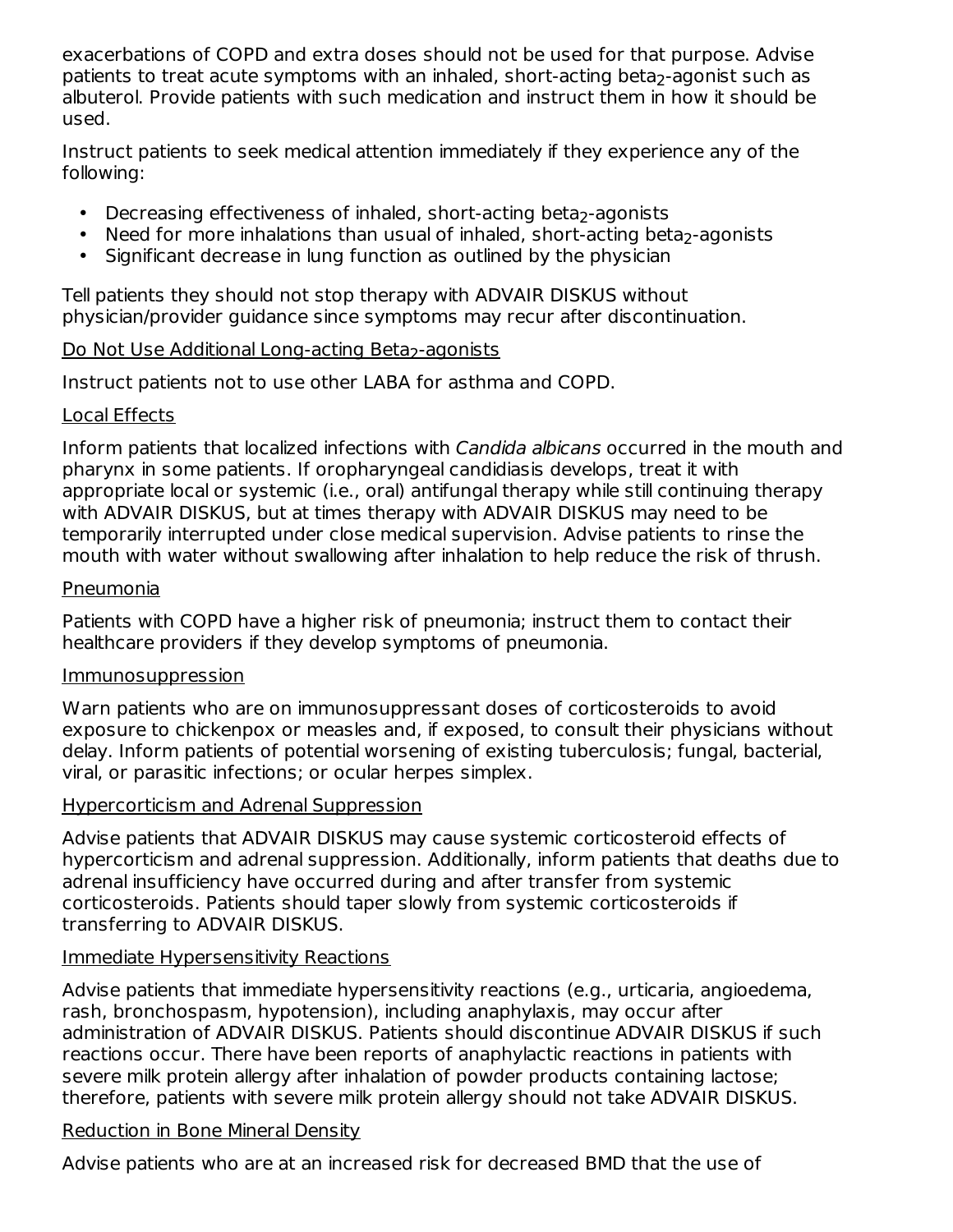exacerbations of COPD and extra doses should not be used for that purpose. Advise patients to treat acute symptoms with an inhaled, short-acting beta$_2$-agonist such as albuterol. Provide patients with such medication and instruct them in how it should be used.

Instruct patients to seek medical attention immediately if they experience any of the following:

- Decreasing effectiveness of inhaled, short-acting beta$_2$-agonists
- Need for more inhalations than usual of inhaled, short-acting beta$_2$-agonists
- Significant decrease in lung function as outlined by the physician

Tell patients they should not stop therapy with ADVAIR DISKUS without physician/provider guidance since symptoms may recur after discontinuation.

Do Not Use Additional Long-acting Beta$_2$-agonists

Instruct patients not to use other LABA for asthma and COPD.

Local Effects

Inform patients that localized infections with *Candida albicans* occurred in the mouth and pharynx in some patients. If oropharyngeal candidiasis develops, treat it with appropriate local or systemic (i.e., oral) antifungal therapy while still continuing therapy with ADVAIR DISKUS, but at times therapy with ADVAIR DISKUS may need to be temporarily interrupted under close medical supervision. Advise patients to rinse the mouth with water without swallowing after inhalation to help reduce the risk of thrush.

Pneumonia

Patients with COPD have a higher risk of pneumonia; instruct them to contact their healthcare providers if they develop symptoms of pneumonia.

Immunosuppression

Warn patients who are on immunosuppressant doses of corticosteroids to avoid exposure to chickenpox or measles and, if exposed, to consult their physicians without delay. Inform patients of potential worsening of existing tuberculosis; fungal, bacterial, viral, or parasitic infections; or ocular herpes simplex.

Hypercorticism and Adrenal Suppression

Advise patients that ADVAIR DISKUS may cause systemic corticosteroid effects of hypercorticism and adrenal suppression. Additionally, inform patients that deaths due to adrenal insufficiency have occurred during and after transfer from systemic corticosteroids. Patients should taper slowly from systemic corticosteroids if transferring to ADVAIR DISKUS.

Immediate Hypersensitivity Reactions

Advise patients that immediate hypersensitivity reactions (e.g., urticaria, angioedema, rash, bronchospasm, hypotension), including anaphylaxis, may occur after administration of ADVAIR DISKUS. Patients should discontinue ADVAIR DISKUS if such reactions occur. There have been reports of anaphylactic reactions in patients with severe milk protein allergy after inhalation of powder products containing lactose; therefore, patients with severe milk protein allergy should not take ADVAIR DISKUS.

Reduction in Bone Mineral Density

Advise patients who are at an increased risk for decreased BMD that the use of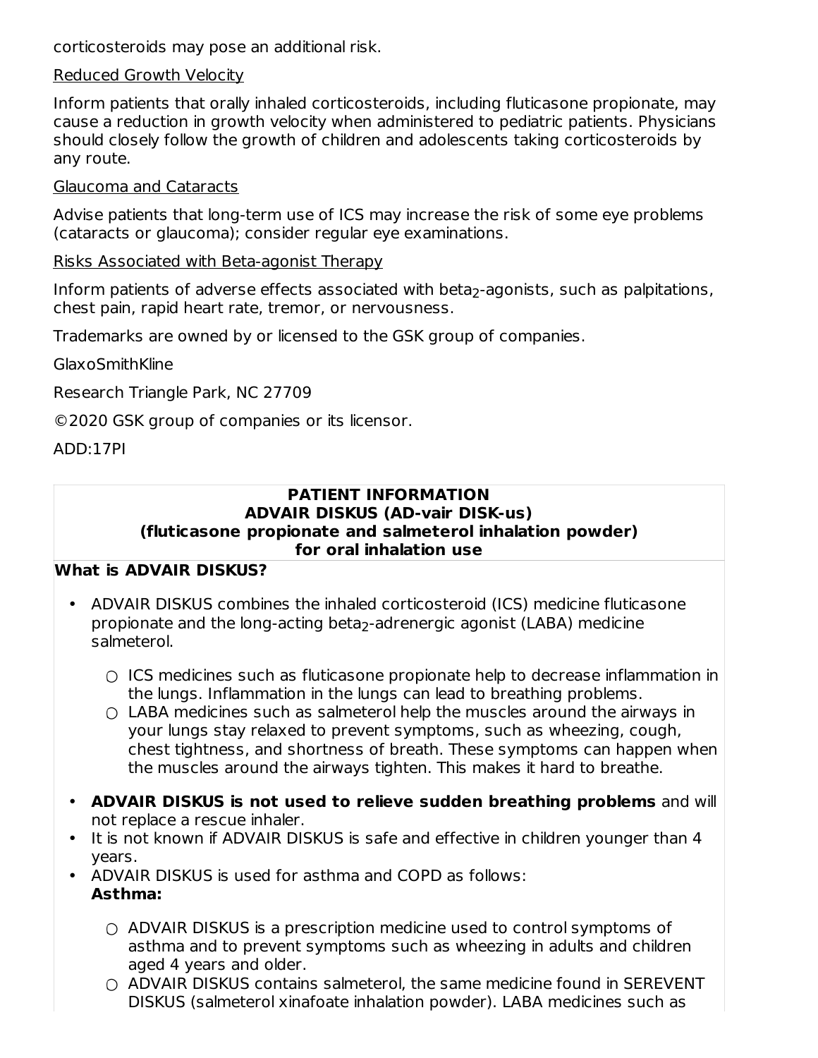corticosteroids may pose an additional risk.

Reduced Growth Velocity

Inform patients that orally inhaled corticosteroids, including fluticasone propionate, may cause a reduction in growth velocity when administered to pediatric patients. Physicians should closely follow the growth of children and adolescents taking corticosteroids by any route.

Glaucoma and Cataracts

Advise patients that long-term use of ICS may increase the risk of some eye problems (cataracts or glaucoma); consider regular eye examinations.

Risks Associated with Beta-agonist Therapy

Inform patients of adverse effects associated with beta$_2$-agonists, such as palpitations, chest pain, rapid heart rate, tremor, or nervousness.

Trademarks are owned by or licensed to the GSK group of companies.

GlaxoSmithKline

Research Triangle Park, NC 27709

©2020 GSK group of companies or its licensor.

ADD:17PI

**PATIENT INFORMATION**
**ADVAIR DISKUS (AD-vair DISK-us)**
**(fluticasone propionate and salmeterol inhalation powder)**
**for oral inhalation use**

**What is ADVAIR DISKUS?**

- ADVAIR DISKUS combines the inhaled corticosteroid (ICS) medicine fluticasone propionate and the long-acting beta$_2$-adrenergic agonist (LABA) medicine salmeterol.
  - ICS medicines such as fluticasone propionate help to decrease inflammation in the lungs. Inflammation in the lungs can lead to breathing problems.
  - LABA medicines such as salmeterol help the muscles around the airways in your lungs stay relaxed to prevent symptoms, such as wheezing, cough, chest tightness, and shortness of breath. These symptoms can happen when the muscles around the airways tighten. This makes it hard to breathe.
- **ADVAIR DISKUS is not used to relieve sudden breathing problems** and will not replace a rescue inhaler.
- It is not known if ADVAIR DISKUS is safe and effective in children younger than 4 years.
- ADVAIR DISKUS is used for asthma and COPD as follows:
  **Asthma:**
  - ADVAIR DISKUS is a prescription medicine used to control symptoms of asthma and to prevent symptoms such as wheezing in adults and children aged 4 years and older.
  - ADVAIR DISKUS contains salmeterol, the same medicine found in SEREVENT DISKUS (salmeterol xinafoate inhalation powder). LABA medicines such as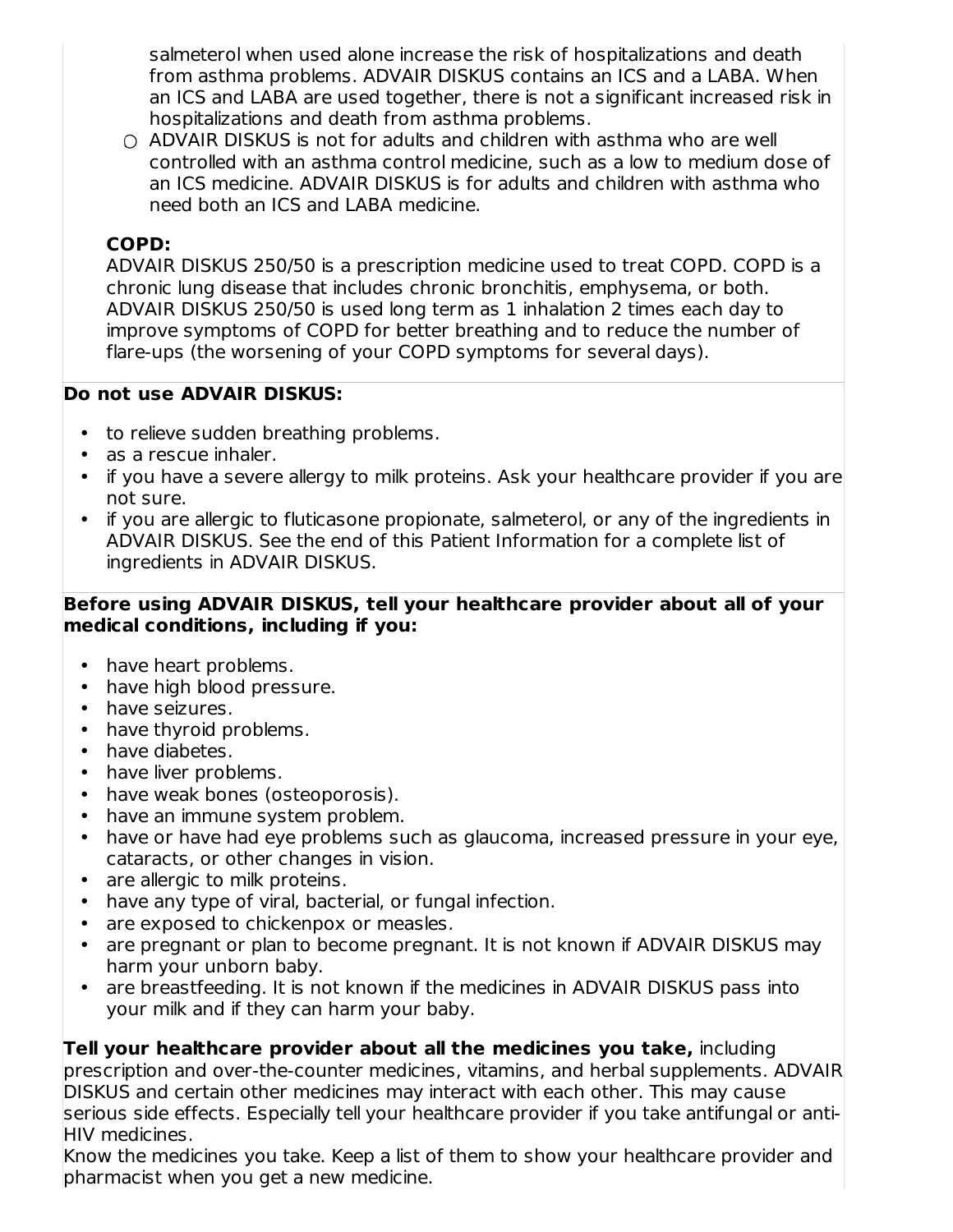salmeterol when used alone increase the risk of hospitalizations and death from asthma problems. ADVAIR DISKUS contains an ICS and a LABA. When an ICS and LABA are used together, there is not a significant increased risk in hospitalizations and death from asthma problems.

- ADVAIR DISKUS is not for adults and children with asthma who are well controlled with an asthma control medicine, such as a low to medium dose of an ICS medicine. ADVAIR DISKUS is for adults and children with asthma who need both an ICS and LABA medicine.

**COPD:**

ADVAIR DISKUS 250/50 is a prescription medicine used to treat COPD. COPD is a chronic lung disease that includes chronic bronchitis, emphysema, or both. ADVAIR DISKUS 250/50 is used long term as 1 inhalation 2 times each day to improve symptoms of COPD for better breathing and to reduce the number of flare-ups (the worsening of your COPD symptoms for several days).

**Do not use ADVAIR DISKUS:**

- to relieve sudden breathing problems.
- as a rescue inhaler.
- if you have a severe allergy to milk proteins. Ask your healthcare provider if you are not sure.
- if you are allergic to fluticasone propionate, salmeterol, or any of the ingredients in ADVAIR DISKUS. See the end of this Patient Information for a complete list of ingredients in ADVAIR DISKUS.

**Before using ADVAIR DISKUS, tell your healthcare provider about all of your medical conditions, including if you:**

- have heart problems.
- have high blood pressure.
- have seizures.
- have thyroid problems.
- have diabetes.
- have liver problems.
- have weak bones (osteoporosis).
- have an immune system problem.
- have or have had eye problems such as glaucoma, increased pressure in your eye, cataracts, or other changes in vision.
- are allergic to milk proteins.
- have any type of viral, bacterial, or fungal infection.
- are exposed to chickenpox or measles.
- are pregnant or plan to become pregnant. It is not known if ADVAIR DISKUS may harm your unborn baby.
- are breastfeeding. It is not known if the medicines in ADVAIR DISKUS pass into your milk and if they can harm your baby.

**Tell your healthcare provider about all the medicines you take,** including prescription and over-the-counter medicines, vitamins, and herbal supplements. ADVAIR DISKUS and certain other medicines may interact with each other. This may cause serious side effects. Especially tell your healthcare provider if you take antifungal or anti-HIV medicines.

Know the medicines you take. Keep a list of them to show your healthcare provider and pharmacist when you get a new medicine.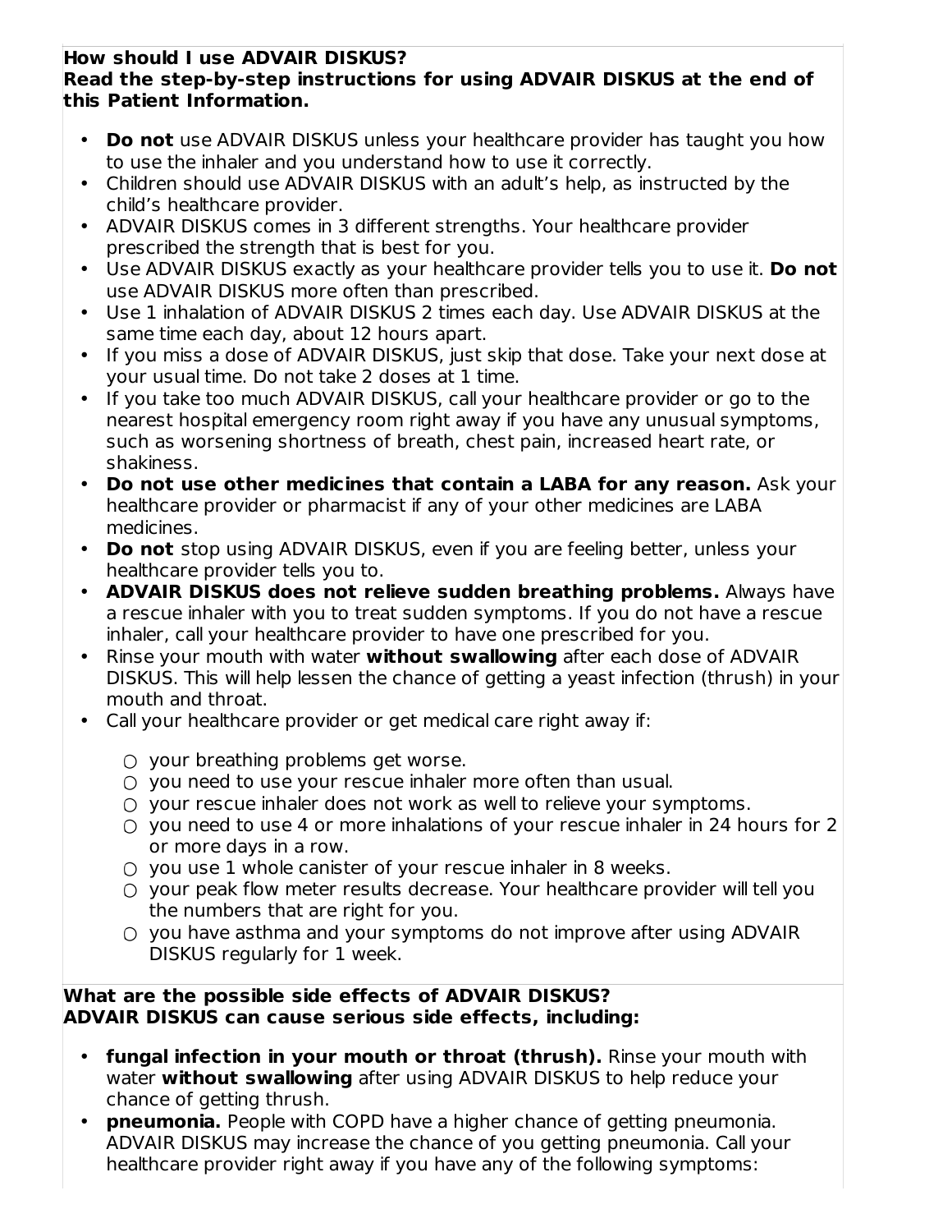**How should I use ADVAIR DISKUS?**
**Read the step-by-step instructions for using ADVAIR DISKUS at the end of this Patient Information.**

- **Do not** use ADVAIR DISKUS unless your healthcare provider has taught you how to use the inhaler and you understand how to use it correctly.
- Children should use ADVAIR DISKUS with an adult's help, as instructed by the child's healthcare provider.
- ADVAIR DISKUS comes in 3 different strengths. Your healthcare provider prescribed the strength that is best for you.
- Use ADVAIR DISKUS exactly as your healthcare provider tells you to use it. **Do not** use ADVAIR DISKUS more often than prescribed.
- Use 1 inhalation of ADVAIR DISKUS 2 times each day. Use ADVAIR DISKUS at the same time each day, about 12 hours apart.
- If you miss a dose of ADVAIR DISKUS, just skip that dose. Take your next dose at your usual time. Do not take 2 doses at 1 time.
- If you take too much ADVAIR DISKUS, call your healthcare provider or go to the nearest hospital emergency room right away if you have any unusual symptoms, such as worsening shortness of breath, chest pain, increased heart rate, or shakiness.
- **Do not use other medicines that contain a LABA for any reason.** Ask your healthcare provider or pharmacist if any of your other medicines are LABA medicines.
- **Do not** stop using ADVAIR DISKUS, even if you are feeling better, unless your healthcare provider tells you to.
- **ADVAIR DISKUS does not relieve sudden breathing problems.** Always have a rescue inhaler with you to treat sudden symptoms. If you do not have a rescue inhaler, call your healthcare provider to have one prescribed for you.
- Rinse your mouth with water **without swallowing** after each dose of ADVAIR DISKUS. This will help lessen the chance of getting a yeast infection (thrush) in your mouth and throat.
- Call your healthcare provider or get medical care right away if:
  - your breathing problems get worse.
  - you need to use your rescue inhaler more often than usual.
  - your rescue inhaler does not work as well to relieve your symptoms.
  - you need to use 4 or more inhalations of your rescue inhaler in 24 hours for 2 or more days in a row.
  - you use 1 whole canister of your rescue inhaler in 8 weeks.
  - your peak flow meter results decrease. Your healthcare provider will tell you the numbers that are right for you.
  - you have asthma and your symptoms do not improve after using ADVAIR DISKUS regularly for 1 week.

**What are the possible side effects of ADVAIR DISKUS?**
**ADVAIR DISKUS can cause serious side effects, including:**

- **fungal infection in your mouth or throat (thrush).** Rinse your mouth with water **without swallowing** after using ADVAIR DISKUS to help reduce your chance of getting thrush.
- **pneumonia.** People with COPD have a higher chance of getting pneumonia. ADVAIR DISKUS may increase the chance of you getting pneumonia. Call your healthcare provider right away if you have any of the following symptoms: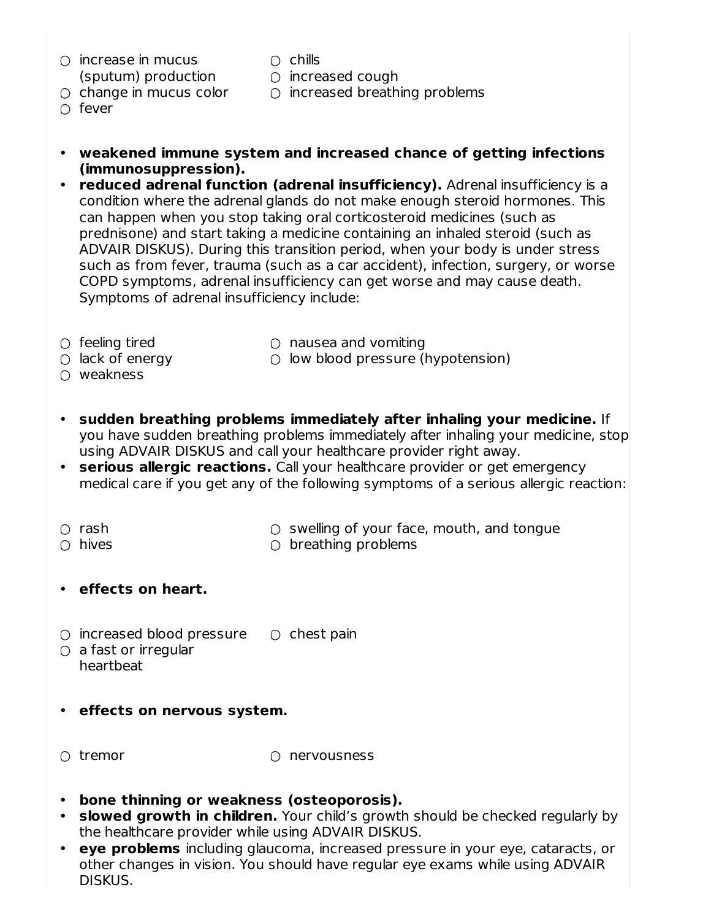- increase in mucus (sputum) production
- change in mucus color
- fever
- chills
- increased cough
- increased breathing problems

- **weakened immune system and increased chance of getting infections (immunosuppression).**
- **reduced adrenal function (adrenal insufficiency).** Adrenal insufficiency is a condition where the adrenal glands do not make enough steroid hormones. This can happen when you stop taking oral corticosteroid medicines (such as prednisone) and start taking a medicine containing an inhaled steroid (such as ADVAIR DISKUS). During this transition period, when your body is under stress such as from fever, trauma (such as a car accident), infection, surgery, or worse COPD symptoms, adrenal insufficiency can get worse and may cause death. Symptoms of adrenal insufficiency include:

  - feeling tired
  - lack of energy
  - weakness
  - nausea and vomiting
  - low blood pressure (hypotension)

- **sudden breathing problems immediately after inhaling your medicine.** If you have sudden breathing problems immediately after inhaling your medicine, stop using ADVAIR DISKUS and call your healthcare provider right away.
- **serious allergic reactions.** Call your healthcare provider or get emergency medical care if you get any of the following symptoms of a serious allergic reaction:

  - rash
  - hives
  - swelling of your face, mouth, and tongue
  - breathing problems

- **effects on heart.**

  - increased blood pressure
  - a fast or irregular heartbeat
  - chest pain

- **effects on nervous system.**

  - tremor
  - nervousness

- **bone thinning or weakness (osteoporosis).**
- **slowed growth in children.** Your child's growth should be checked regularly by the healthcare provider while using ADVAIR DISKUS.
- **eye problems** including glaucoma, increased pressure in your eye, cataracts, or other changes in vision. You should have regular eye exams while using ADVAIR DISKUS.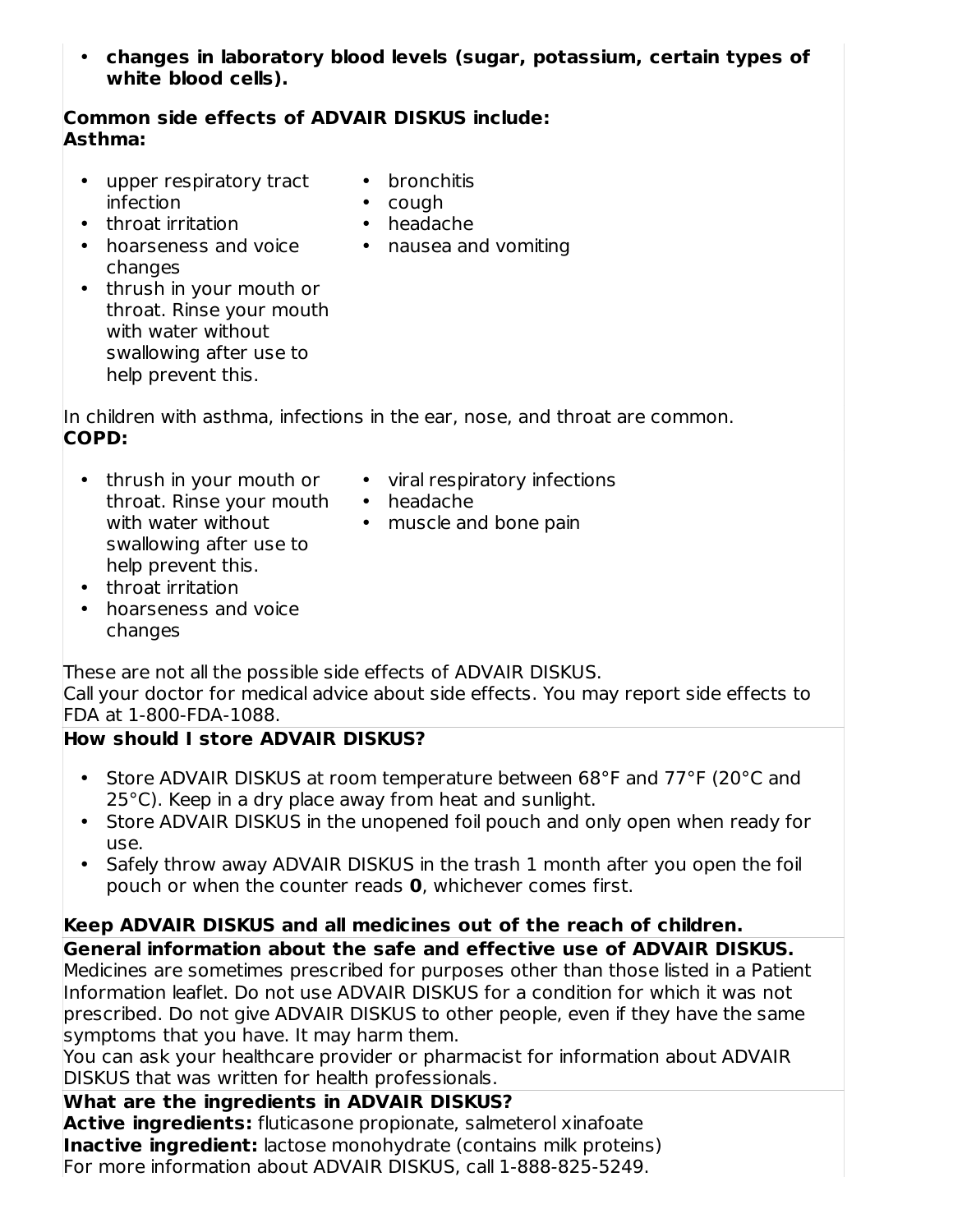- **changes in laboratory blood levels (sugar, potassium, certain types of white blood cells).**

**Common side effects of ADVAIR DISKUS include:**
**Asthma:**

- upper respiratory tract infection
- throat irritation
- hoarseness and voice changes
- thrush in your mouth or throat. Rinse your mouth with water without swallowing after use to help prevent this.
- bronchitis
- cough
- headache
- nausea and vomiting

In children with asthma, infections in the ear, nose, and throat are common.
**COPD:**

- thrush in your mouth or throat. Rinse your mouth with water without swallowing after use to help prevent this.
- throat irritation
- hoarseness and voice changes
- viral respiratory infections
- headache
- muscle and bone pain

These are not all the possible side effects of ADVAIR DISKUS.
Call your doctor for medical advice about side effects. You may report side effects to FDA at 1-800-FDA-1088.

**How should I store ADVAIR DISKUS?**

- Store ADVAIR DISKUS at room temperature between 68°F and 77°F (20°C and 25°C). Keep in a dry place away from heat and sunlight.
- Store ADVAIR DISKUS in the unopened foil pouch and only open when ready for use.
- Safely throw away ADVAIR DISKUS in the trash 1 month after you open the foil pouch or when the counter reads **0**, whichever comes first.

**Keep ADVAIR DISKUS and all medicines out of the reach of children.**

**General information about the safe and effective use of ADVAIR DISKUS.**
Medicines are sometimes prescribed for purposes other than those listed in a Patient Information leaflet. Do not use ADVAIR DISKUS for a condition for which it was not prescribed. Do not give ADVAIR DISKUS to other people, even if they have the same symptoms that you have. It may harm them.
You can ask your healthcare provider or pharmacist for information about ADVAIR DISKUS that was written for health professionals.

**What are the ingredients in ADVAIR DISKUS?**
**Active ingredients:** fluticasone propionate, salmeterol xinafoate
**Inactive ingredient:** lactose monohydrate (contains milk proteins)
For more information about ADVAIR DISKUS, call 1-888-825-5249.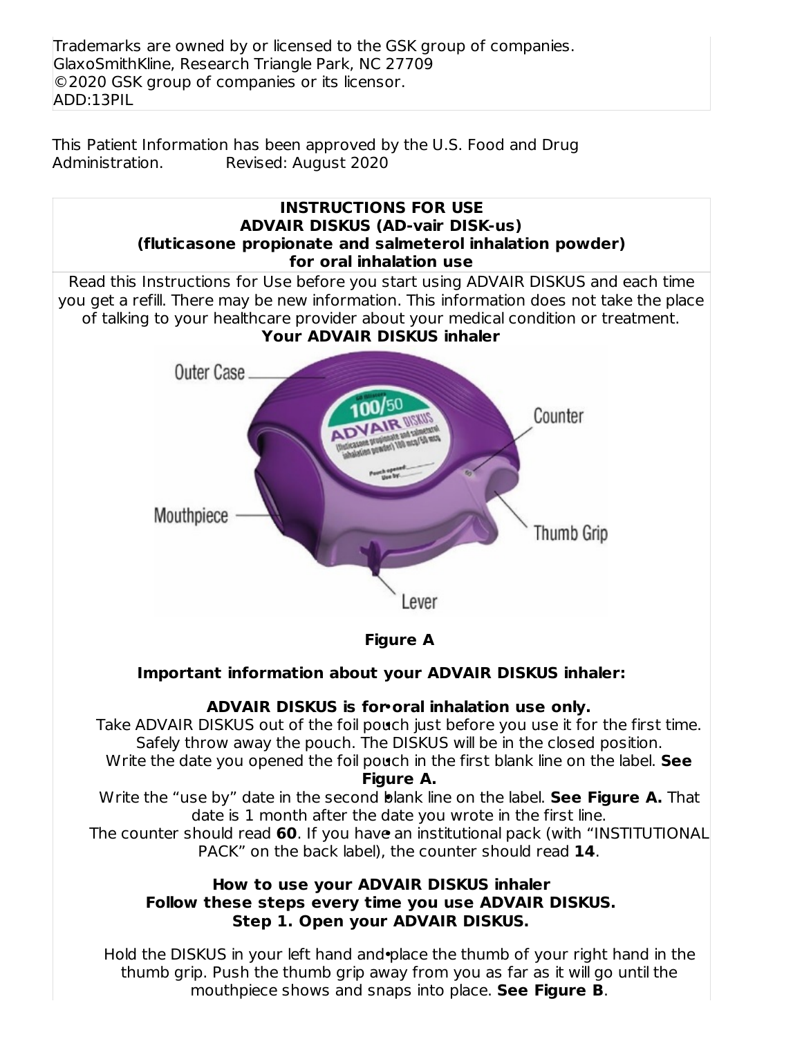Trademarks are owned by or licensed to the GSK group of companies.
GlaxoSmithKline, Research Triangle Park, NC 27709
©2020 GSK group of companies or its licensor.
ADD:13PIL

This Patient Information has been approved by the U.S. Food and Drug Administration. Revised: August 2020

## INSTRUCTIONS FOR USE
## ADVAIR DISKUS (AD-vair DISK-us)
## (fluticasone propionate and salmeterol inhalation powder)
## for oral inhalation use

Read this Instructions for Use before you start using ADVAIR DISKUS and each time you get a refill. There may be new information. This information does not take the place of talking to your healthcare provider about your medical condition or treatment.

**Your ADVAIR DISKUS inhaler**

Outer Case
Counter
Mouthpiece
Thumb Grip
Lever

**Figure A**

**Important information about your ADVAIR DISKUS inhaler:**

- **ADVAIR DISKUS is for oral inhalation use only.**
- Take ADVAIR DISKUS out of the foil pouch just before you use it for the first time. Safely throw away the pouch. The DISKUS will be in the closed position.
- Write the date you opened the foil pouch in the first blank line on the label. **See Figure A.**
- Write the "use by" date in the second blank line on the label. **See Figure A.** That date is 1 month after the date you wrote in the first line.
- The counter should read **60**. If you have an institutional pack (with "INSTITUTIONAL PACK" on the back label), the counter should read **14**.

**How to use your ADVAIR DISKUS inhaler**
**Follow these steps every time you use ADVAIR DISKUS.**
**Step 1. Open your ADVAIR DISKUS.**

- Hold the DISKUS in your left hand and place the thumb of your right hand in the thumb grip. Push the thumb grip away from you as far as it will go until the mouthpiece shows and snaps into place. **See Figure B**.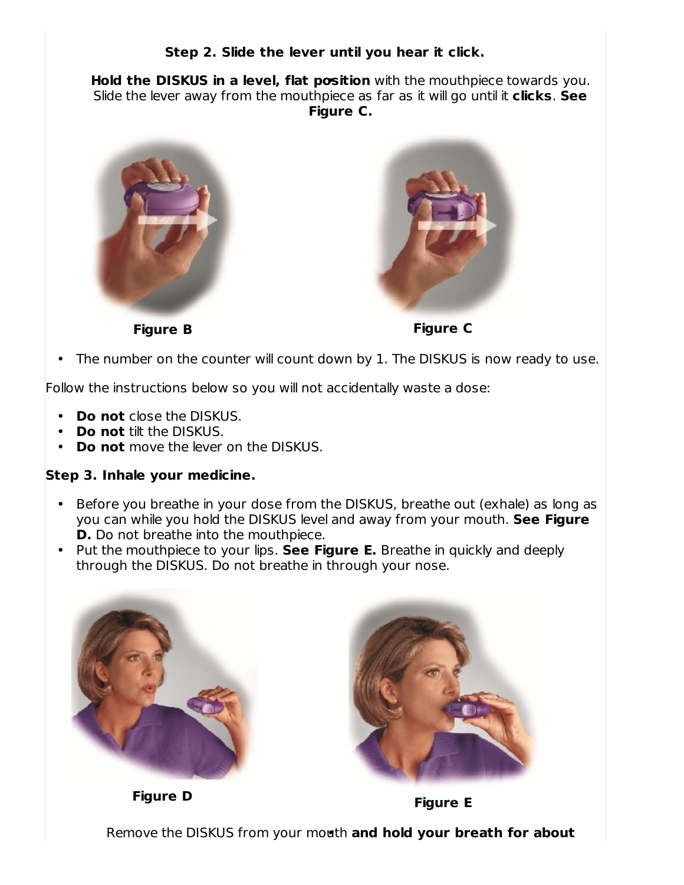**Step 2. Slide the lever until you hear it click.**

**Hold the DISKUS in a level, flat position** with the mouthpiece towards you. Slide the lever away from the mouthpiece as far as it will go until it **clicks**. **See Figure C.**

**Figure B**

**Figure C**

- The number on the counter will count down by 1. The DISKUS is now ready to use.

Follow the instructions below so you will not accidentally waste a dose:

- **Do not** close the DISKUS.
- **Do not** tilt the DISKUS.
- **Do not** move the lever on the DISKUS.

**Step 3. Inhale your medicine.**

- Before you breathe in your dose from the DISKUS, breathe out (exhale) as long as you can while you hold the DISKUS level and away from your mouth. **See Figure D.** Do not breathe into the mouthpiece.
- Put the mouthpiece to your lips. **See Figure E.** Breathe in quickly and deeply through the DISKUS. Do not breathe in through your nose.

**Figure D**

**Figure E**

Remove the DISKUS from your mouth **and hold your breath for about**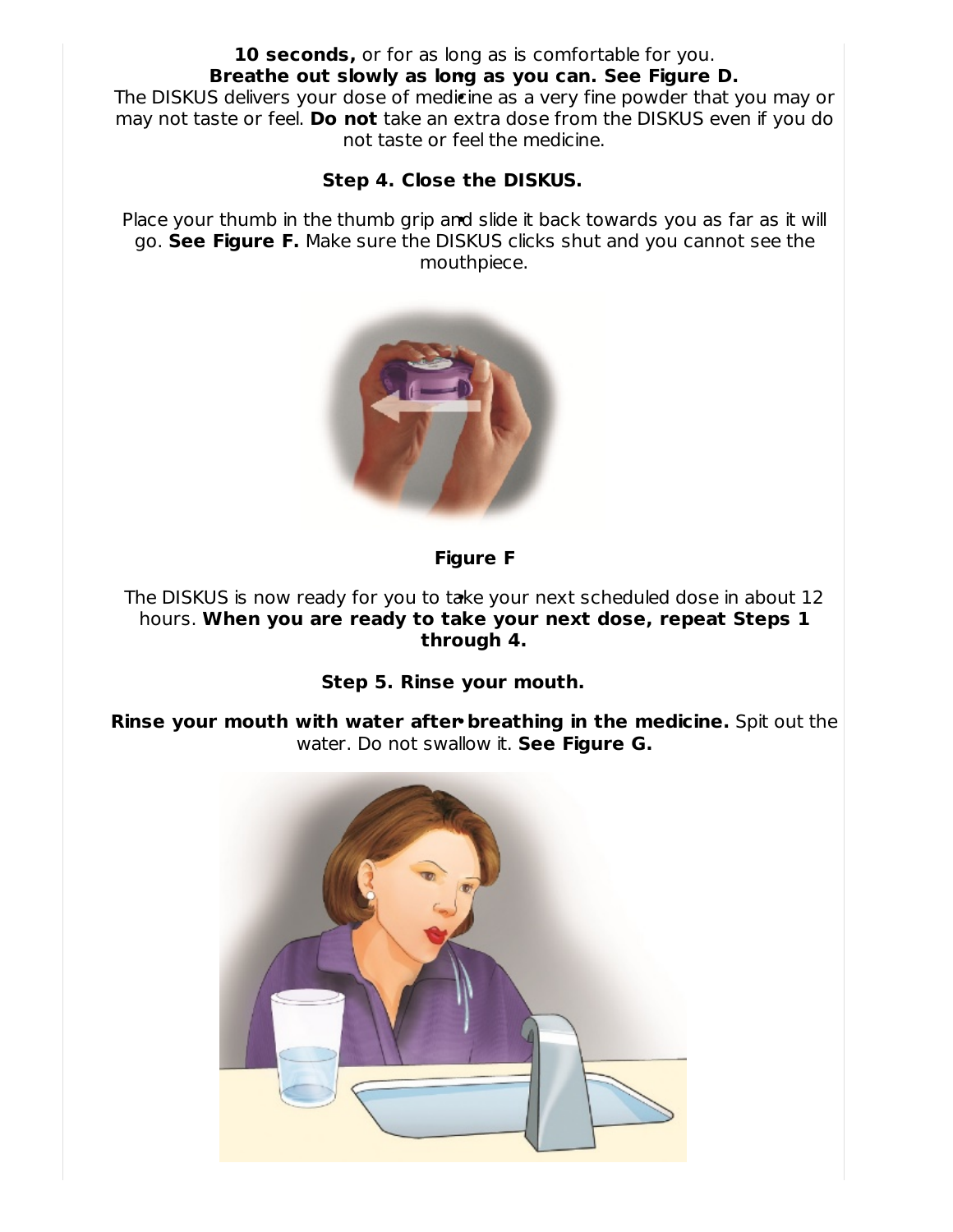**10 seconds,** or for as long as is comfortable for you.
**Breathe out slowly as long as you can. See Figure D.**
The DISKUS delivers your dose of medicine as a very fine powder that you may or may not taste or feel. **Do not** take an extra dose from the DISKUS even if you do not taste or feel the medicine.

**Step 4. Close the DISKUS.**

Place your thumb in the thumb grip and slide it back towards you as far as it will go. **See Figure F.** Make sure the DISKUS clicks shut and you cannot see the mouthpiece.

**Figure F**

The DISKUS is now ready for you to take your next scheduled dose in about 12 hours. **When you are ready to take your next dose, repeat Steps 1 through 4.**

**Step 5. Rinse your mouth.**

**Rinse your mouth with water after breathing in the medicine.** Spit out the water. Do not swallow it. **See Figure G.**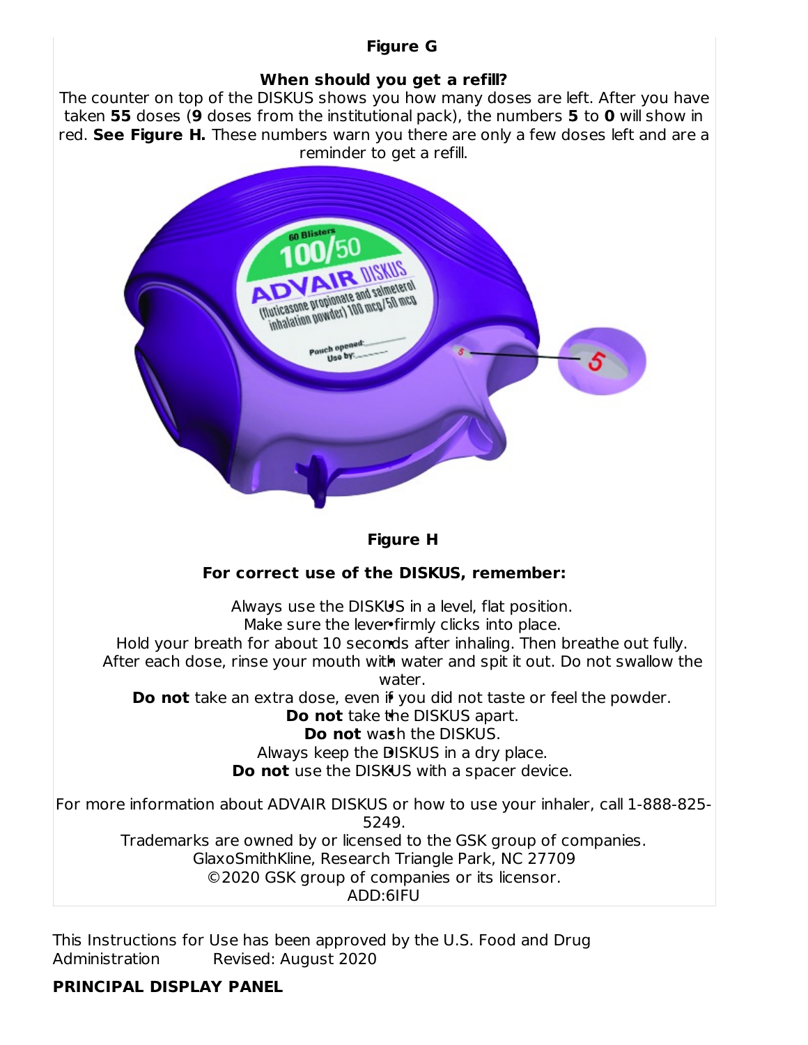**Figure G**

**When should you get a refill?**

The counter on top of the DISKUS shows you how many doses are left. After you have taken **55** doses (**9** doses from the institutional pack), the numbers **5** to **0** will show in red. **See Figure H.** These numbers warn you there are only a few doses left and are a reminder to get a refill.

**Figure H**

**For correct use of the DISKUS, remember:**

- Always use the DISKUS in a level, flat position.
- Make sure the lever firmly clicks into place.
- Hold your breath for about 10 seconds after inhaling. Then breathe out fully.
- After each dose, rinse your mouth with water and spit it out. Do not swallow the water.
- **Do not** take an extra dose, even if you did not taste or feel the powder.
- **Do not** take the DISKUS apart.
- **Do not** wash the DISKUS.
- Always keep the DISKUS in a dry place.
- **Do not** use the DISKUS with a spacer device.

For more information about ADVAIR DISKUS or how to use your inhaler, call 1-888-825-5249.

Trademarks are owned by or licensed to the GSK group of companies.

GlaxoSmithKline, Research Triangle Park, NC 27709

©2020 GSK group of companies or its licensor.

ADD:6IFU

This Instructions for Use has been approved by the U.S. Food and Drug Administration Revised: August 2020

**PRINCIPAL DISPLAY PANEL**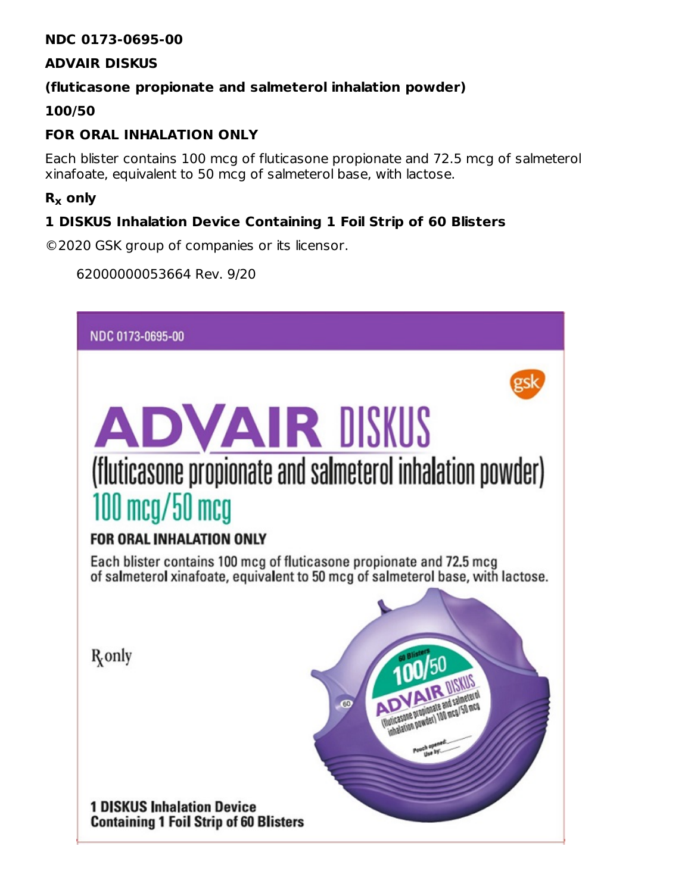**NDC 0173-0695-00**

**ADVAIR DISKUS**

**(fluticasone propionate and salmeterol inhalation powder)**

**100/50**

**FOR ORAL INHALATION ONLY**

Each blister contains 100 mcg of fluticasone propionate and 72.5 mcg of salmeterol xinafoate, equivalent to 50 mcg of salmeterol base, with lactose.

**$R_x$ only**

**1 DISKUS Inhalation Device Containing 1 Foil Strip of 60 Blisters**

©2020 GSK group of companies or its licensor.

62000000053664 Rev. 9/20

NDC 0173-0695-00

gsk

# ADVAIR DISKUS

(fluticasone propionate and salmeterol inhalation powder)

100 mcg/50 mcg

**FOR ORAL INHALATION ONLY**

Each blister contains 100 mcg of fluticasone propionate and 72.5 mcg of salmeterol xinafoate, equivalent to 50 mcg of salmeterol base, with lactose.

$R_x$ only

60 Blisters
100/50
ADVAIR DISKUS
(fluticasone propionate and salmeterol inhalation powder) 100 mcg/50 mcg
Pouch opened: \_\_\_\_\_\_
Use by: \_\_\_\_\_\_

**1 DISKUS Inhalation Device Containing 1 Foil Strip of 60 Blisters**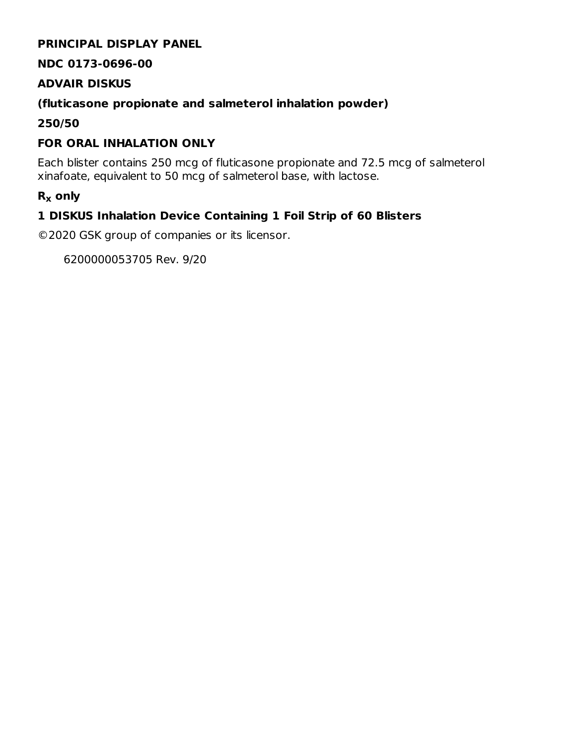**PRINCIPAL DISPLAY PANEL**

**NDC 0173-0696-00**

**ADVAIR DISKUS**

**(fluticasone propionate and salmeterol inhalation powder)**

**250/50**

**FOR ORAL INHALATION ONLY**

Each blister contains 250 mcg of fluticasone propionate and 72.5 mcg of salmeterol xinafoate, equivalent to 50 mcg of salmeterol base, with lactose.

**$R_x$ only**

**1 DISKUS Inhalation Device Containing 1 Foil Strip of 60 Blisters**

©2020 GSK group of companies or its licensor.

6200000053705 Rev. 9/20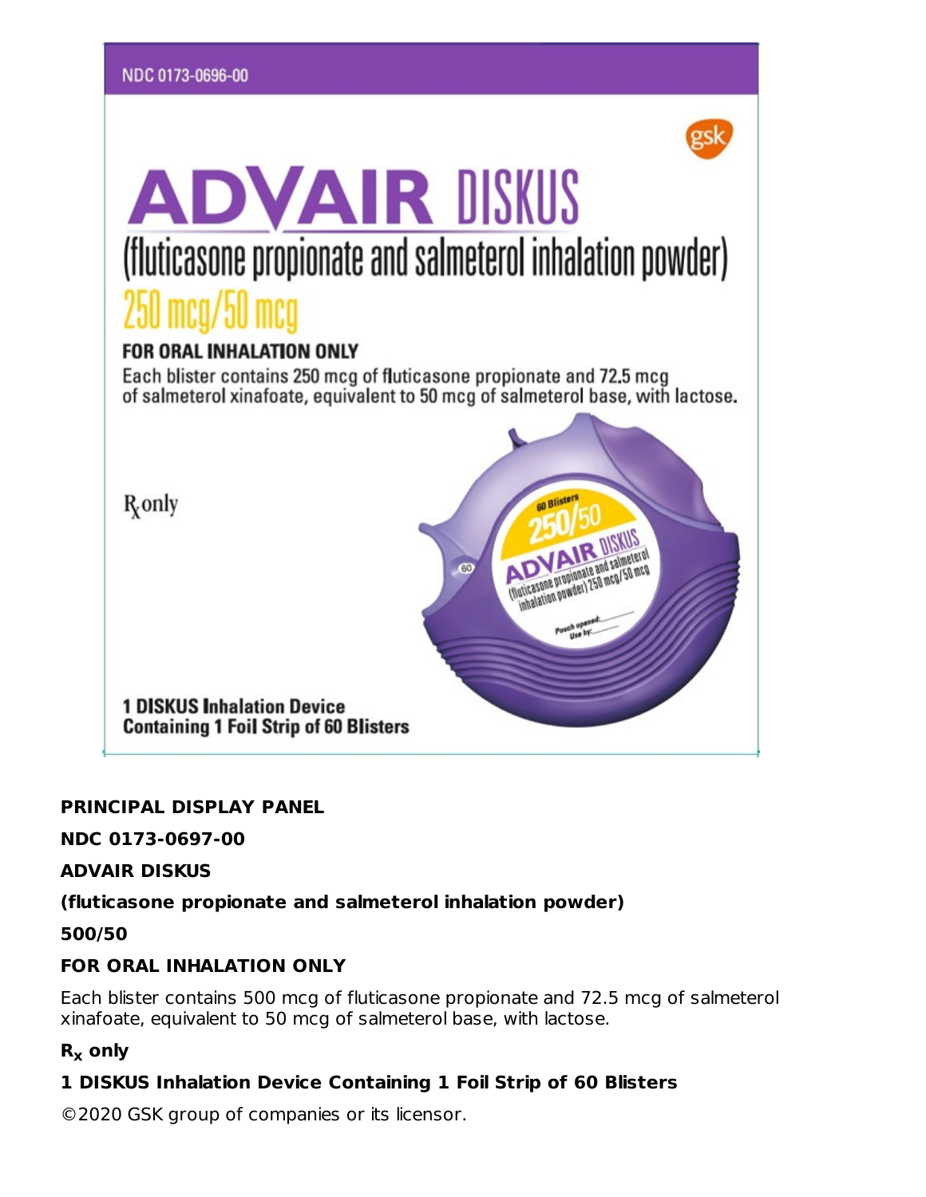NDC 0173-0696-00

gsk

# ADVAIR DISKUS

(fluticasone propionate and salmeterol inhalation powder)

250 mcg/50 mcg

**FOR ORAL INHALATION ONLY**

Each blister contains 250 mcg of fluticasone propionate and 72.5 mcg of salmeterol xinafoate, equivalent to 50 mcg of salmeterol base, with lactose.

$R_x$ only

60 Blisters

250/50

ADVAIR DISKUS

(fluticasone propionate and salmeterol inhalation powder) 250 mcg/50 mcg

Pouch opened:

Use by:

**1 DISKUS Inhalation Device Containing 1 Foil Strip of 60 Blisters**

**PRINCIPAL DISPLAY PANEL**

**NDC 0173-0697-00**

**ADVAIR DISKUS**

**(fluticasone propionate and salmeterol inhalation powder)**

**500/50**

**FOR ORAL INHALATION ONLY**

Each blister contains 500 mcg of fluticasone propionate and 72.5 mcg of salmeterol xinafoate, equivalent to 50 mcg of salmeterol base, with lactose.

**$R_x$ only**

**1 DISKUS Inhalation Device Containing 1 Foil Strip of 60 Blisters**

©2020 GSK group of companies or its licensor.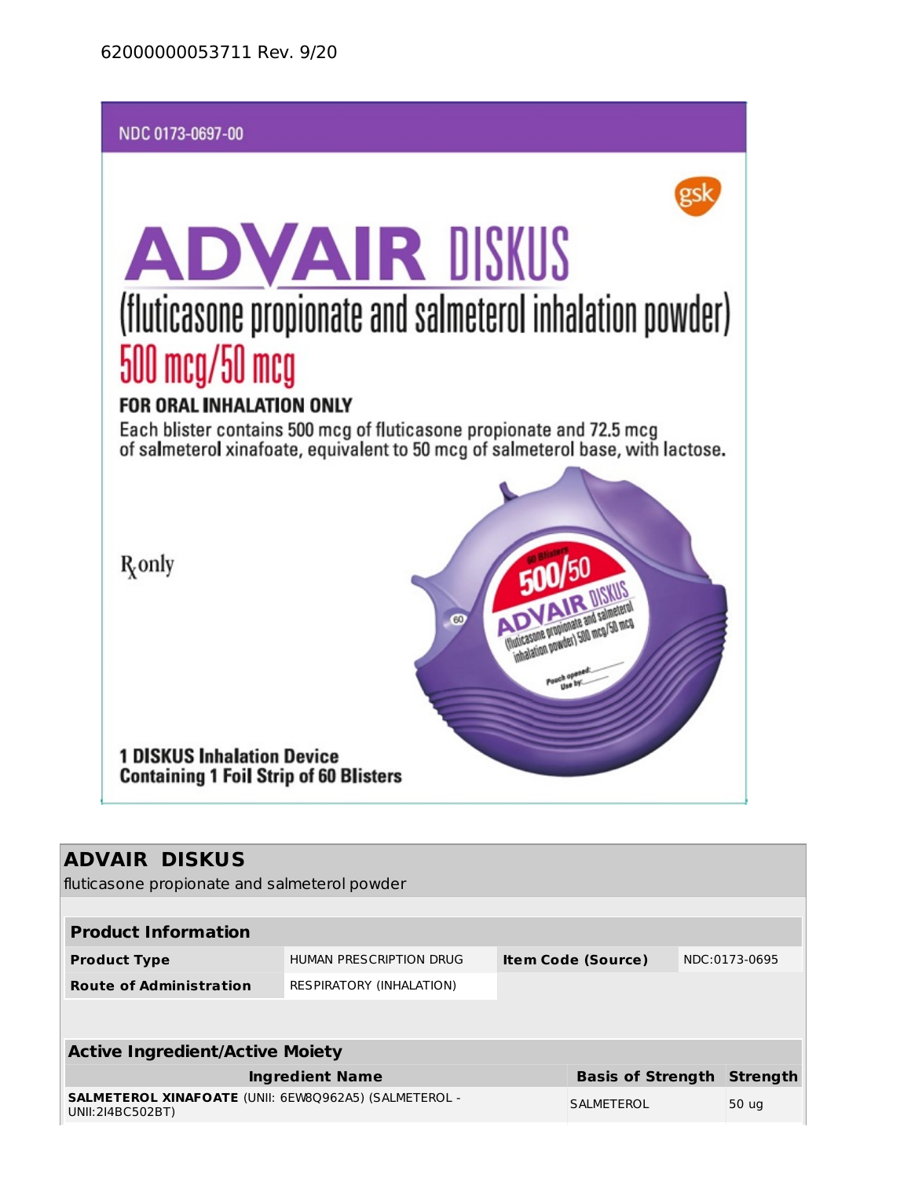62000000053711 Rev. 9/20

NDC 0173-0697-00

gsk

# ADVAIR DISKUS

## (fluticasone propionate and salmeterol inhalation powder)

## 500 mcg/50 mcg

**FOR ORAL INHALATION ONLY**

Each blister contains 500 mcg of fluticasone propionate and 72.5 mcg of salmeterol xinafoate, equivalent to 50 mcg of salmeterol base, with lactose.

Rx only

60 Blisters

500/50

ADVAIR DISKUS

(fluticasone propionate and salmeterol inhalation powder) 500 mcg/50 mcg

Pouch opened: ______

Use by: ______

**1 DISKUS Inhalation Device**
**Containing 1 Foil Strip of 60 Blisters**

| **ADVAIR DISKUS** | | | |
|---|---|---|---|
| fluticasone propionate and salmeterol powder | | | |

| **Product Information** | | | |
|---|---|---|---|
| **Product Type** | HUMAN PRESCRIPTION DRUG | **Item Code (Source)** | NDC:0173-0695 |
| **Route of Administration** | RESPIRATORY (INHALATION) | | |

| **Active Ingredient/Active Moiety** | | |
|---|---|---|
| **Ingredient Name** | **Basis of Strength** | **Strength** |
| **SALMETEROL XINAFOATE** (UNII: 6EW8Q962A5) (SALMETEROL - UNII:2I4BC502BT) | SALMETEROL | 50 ug |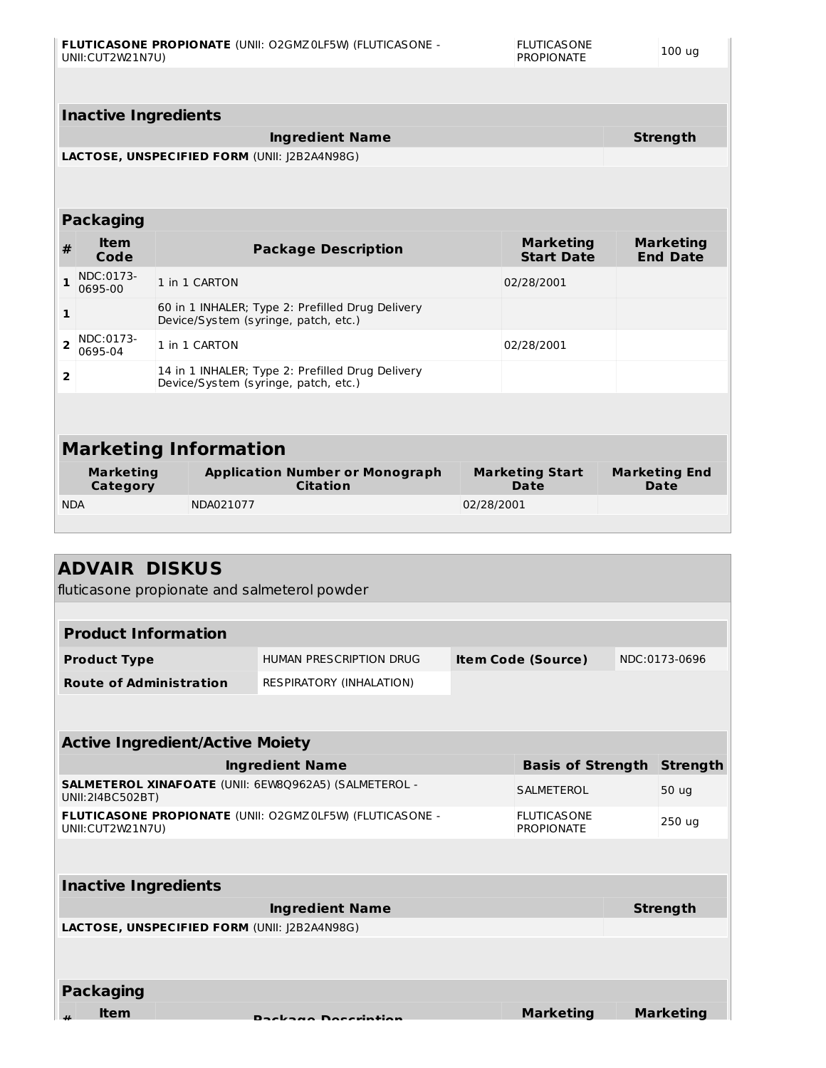| | | |
|---|---|---|
| **FLUTICASONE PROPIONATE** (UNII: O2GMZ0LF5W) (FLUTICASONE - UNII:CUT2W21N7U) | FLUTICASONE PROPIONATE | 100 ug |

### Inactive Ingredients

| Ingredient Name | Strength |
|---|---|
| **LACTOSE, UNSPECIFIED FORM** (UNII: J2B2A4N98G) | |

### Packaging

| # | Item Code | Package Description | Marketing Start Date | Marketing End Date |
|---|---|---|---|---|
| 1 | NDC:0173-0695-00 | 1 in 1 CARTON | 02/28/2001 | |
| 1 | | 60 in 1 INHALER; Type 2: Prefilled Drug Delivery Device/System (syringe, patch, etc.) | | |
| 2 | NDC:0173-0695-04 | 1 in 1 CARTON | 02/28/2001 | |
| 2 | | 14 in 1 INHALER; Type 2: Prefilled Drug Delivery Device/System (syringe, patch, etc.) | | |

### Marketing Information

| Marketing Category | Application Number or Monograph Citation | Marketing Start Date | Marketing End Date |
|---|---|---|---|
| NDA | NDA021077 | 02/28/2001 | |

## ADVAIR DISKUS

fluticasone propionate and salmeterol powder

### Product Information

| | | | |
|---|---|---|---|
| **Product Type** | HUMAN PRESCRIPTION DRUG | **Item Code (Source)** | NDC:0173-0696 |
| **Route of Administration** | RESPIRATORY (INHALATION) | | |

### Active Ingredient/Active Moiety

| Ingredient Name | Basis of Strength | Strength |
|---|---|---|
| **SALMETEROL XINAFOATE** (UNII: 6EW8Q962A5) (SALMETEROL - UNII:2I4BC502BT) | SALMETEROL | 50 ug |
| **FLUTICASONE PROPIONATE** (UNII: O2GMZ0LF5W) (FLUTICASONE - UNII:CUT2W21N7U) | FLUTICASONE PROPIONATE | 250 ug |

### Inactive Ingredients

| Ingredient Name | Strength |
|---|---|
| **LACTOSE, UNSPECIFIED FORM** (UNII: J2B2A4N98G) | |

### Packaging

| # | Item Code | Package Description | Marketing | Marketing |
|---|---|---|---|---|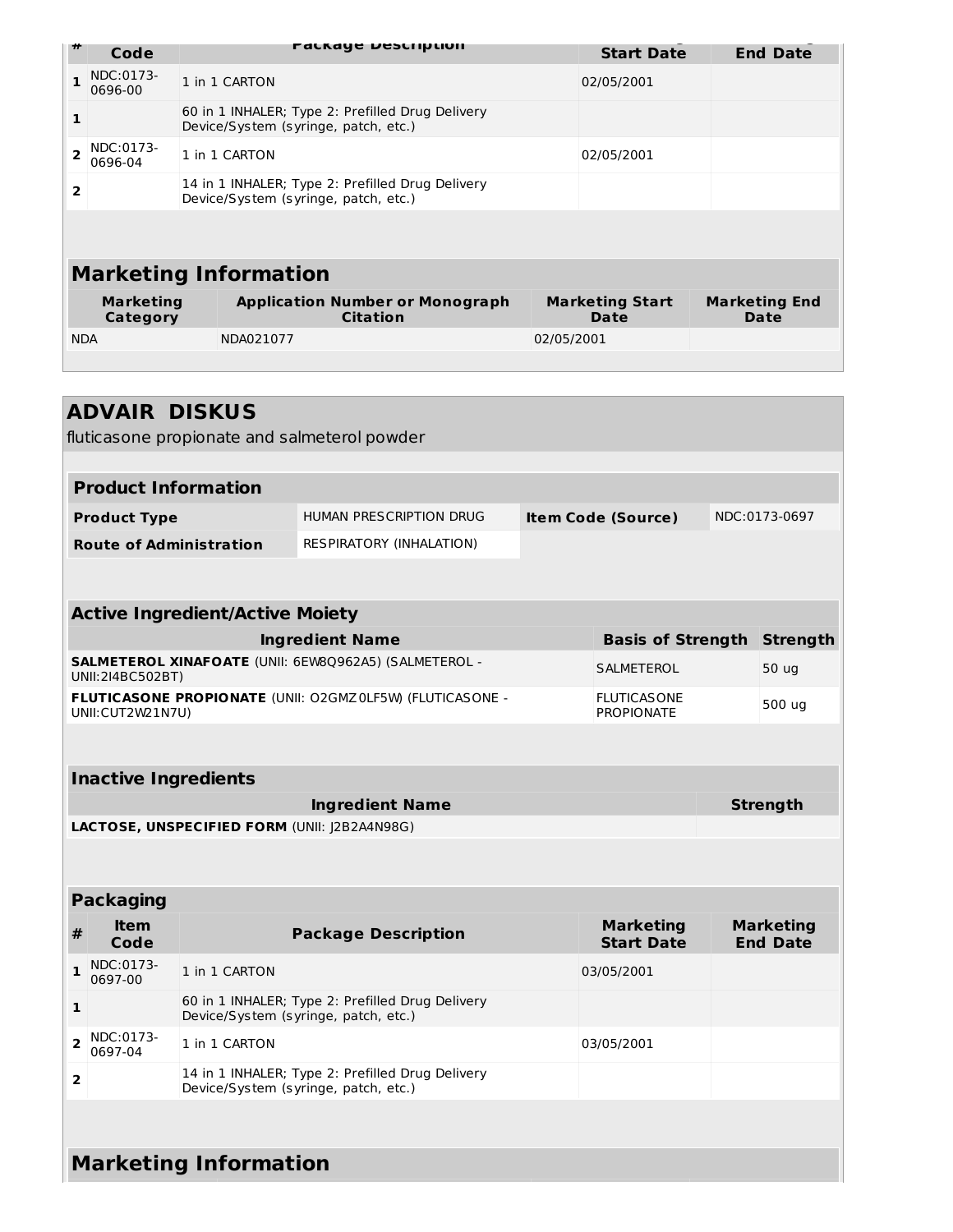| # | Item Code | Package Description | Marketing Start Date | Marketing End Date |
|---|---|---|---|---|
| 1 | NDC:0173-0696-00 | 1 in 1 CARTON | 02/05/2001 | |
| 1 | | 60 in 1 INHALER; Type 2: Prefilled Drug Delivery Device/System (syringe, patch, etc.) | | |
| 2 | NDC:0173-0696-04 | 1 in 1 CARTON | 02/05/2001 | |
| 2 | | 14 in 1 INHALER; Type 2: Prefilled Drug Delivery Device/System (syringe, patch, etc.) | | |

## Marketing Information

| Marketing Category | Application Number or Monograph Citation | Marketing Start Date | Marketing End Date |
|---|---|---|---|
| NDA | NDA021077 | 02/05/2001 | |

# ADVAIR DISKUS

fluticasone propionate and salmeterol powder

## Product Information

| | | | |
|---|---|---|---|
| **Product Type** | HUMAN PRESCRIPTION DRUG | **Item Code (Source)** | NDC:0173-0697 |
| **Route of Administration** | RESPIRATORY (INHALATION) | | |

## Active Ingredient/Active Moiety

| Ingredient Name | Basis of Strength | Strength |
|---|---|---|
| **SALMETEROL XINAFOATE** (UNII: 6EW8Q962A5) (SALMETEROL - UNII:2I4BC502BT) | SALMETEROL | 50 ug |
| **FLUTICASONE PROPIONATE** (UNII: O2GMZ0LF5W) (FLUTICASONE - UNII:CUT2W21N7U) | FLUTICASONE PROPIONATE | 500 ug |

## Inactive Ingredients

| Ingredient Name | Strength |
|---|---|
| **LACTOSE, UNSPECIFIED FORM** (UNII: J2B2A4N98G) | |

## Packaging

| # | Item Code | Package Description | Marketing Start Date | Marketing End Date |
|---|---|---|---|---|
| 1 | NDC:0173-0697-00 | 1 in 1 CARTON | 03/05/2001 | |
| 1 | | 60 in 1 INHALER; Type 2: Prefilled Drug Delivery Device/System (syringe, patch, etc.) | | |
| 2 | NDC:0173-0697-04 | 1 in 1 CARTON | 03/05/2001 | |
| 2 | | 14 in 1 INHALER; Type 2: Prefilled Drug Delivery Device/System (syringe, patch, etc.) | | |

## Marketing Information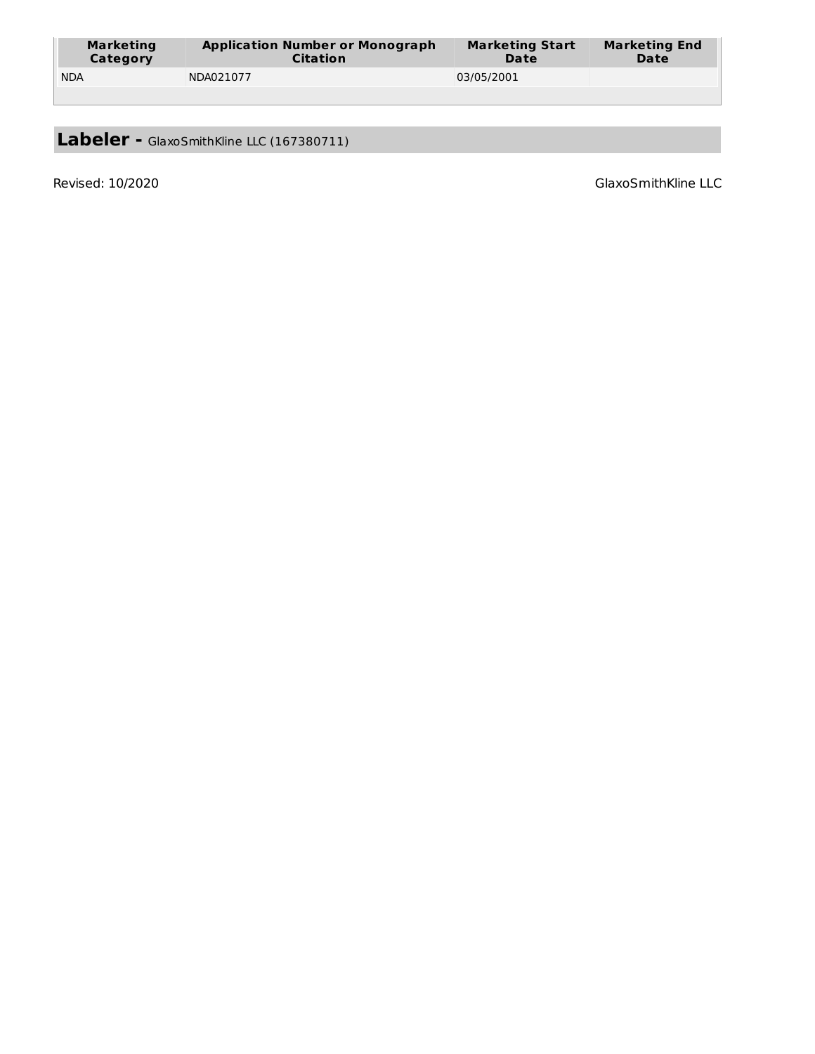| Marketing Category | Application Number or Monograph Citation | Marketing Start Date | Marketing End Date |
|---|---|---|---|
| NDA | NDA021077 | 03/05/2001 | |

## Labeler - GlaxoSmithKline LLC (167380711)

Revised: 10/2020

GlaxoSmithKline LLC